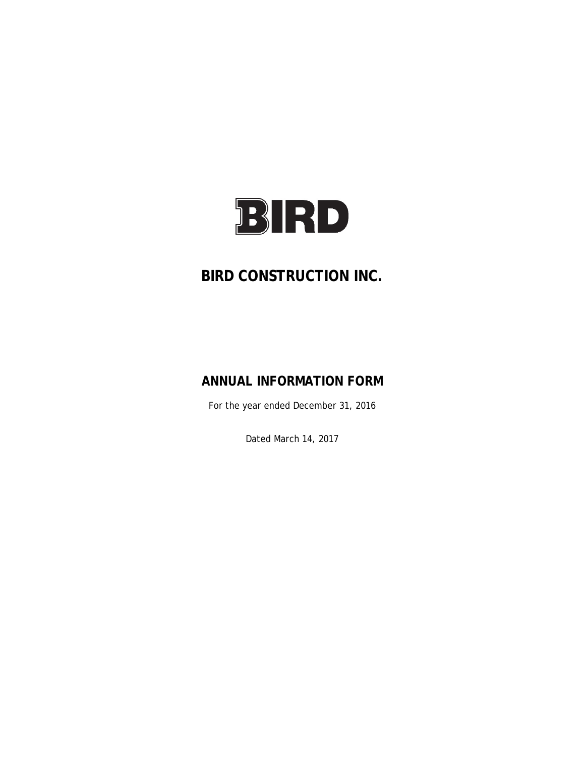BIRD

# BIRD CONSTRUCTION INC.

## ANNUAL INFORMATION FORM

For the year ended December 31, 2016

Dated March 14, 2017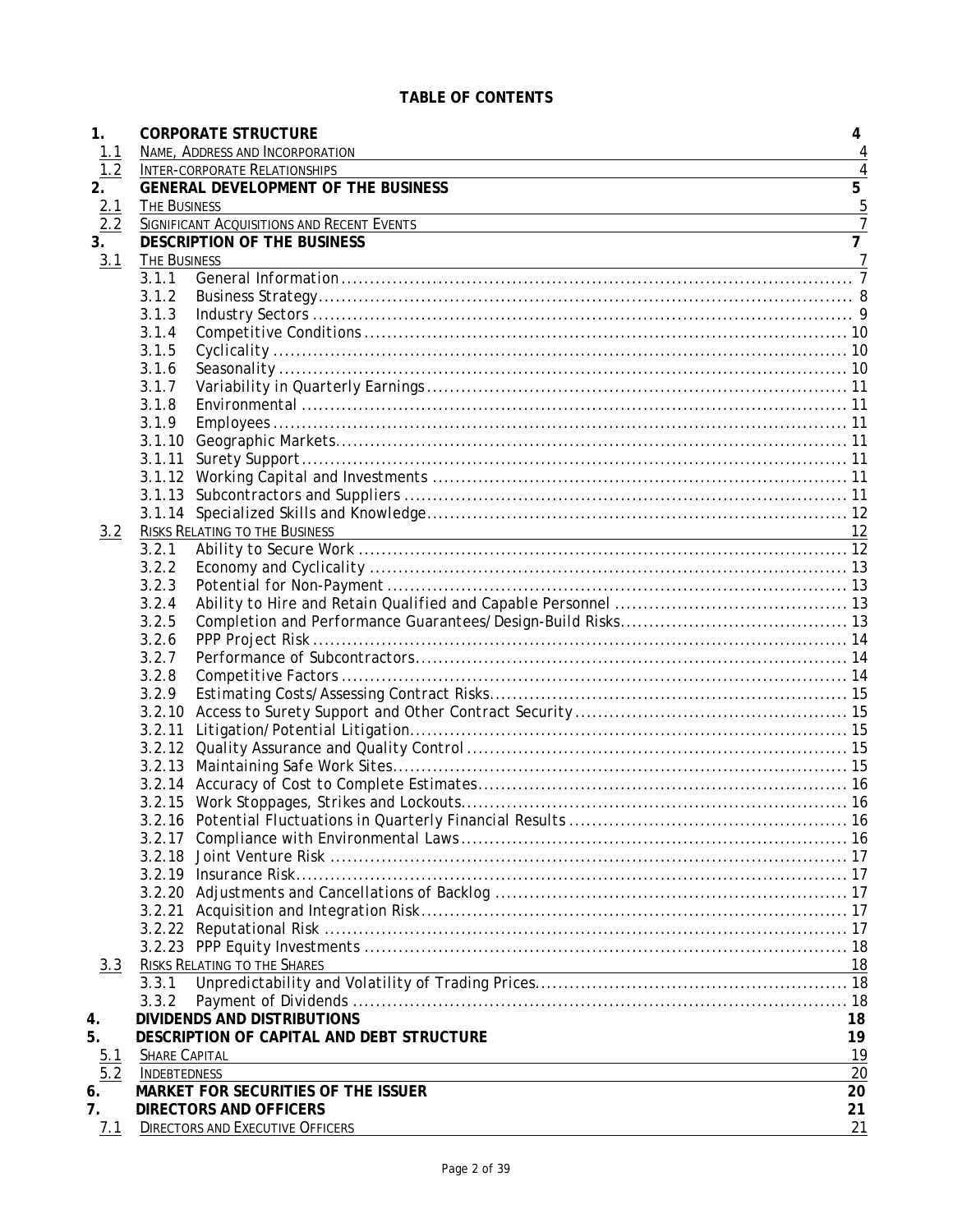**TABLE OF CONTENTS**

| | | | |
|---|---|---|---|
| **1.** | **CORPORATE STRUCTURE** | | **4** |
| 1.1 | NAME, ADDRESS AND INCORPORATION | | 4 |
| 1.2 | INTER-CORPORATE RELATIONSHIPS | | 4 |
| **2.** | **GENERAL DEVELOPMENT OF THE BUSINESS** | | **5** |
| 2.1 | THE BUSINESS | | 5 |
| 2.2 | SIGNIFICANT ACQUISITIONS AND RECENT EVENTS | | 7 |
| **3.** | **DESCRIPTION OF THE BUSINESS** | | **7** |
| 3.1 | THE BUSINESS | | 7 |
| | 3.1.1 | General Information | 7 |
| | 3.1.2 | Business Strategy | 8 |
| | 3.1.3 | Industry Sectors | 9 |
| | 3.1.4 | Competitive Conditions | 10 |
| | 3.1.5 | Cyclicality | 10 |
| | 3.1.6 | Seasonality | 10 |
| | 3.1.7 | Variability in Quarterly Earnings | 11 |
| | 3.1.8 | Environmental | 11 |
| | 3.1.9 | Employees | 11 |
| | 3.1.10 | Geographic Markets | 11 |
| | 3.1.11 | Surety Support | 11 |
| | 3.1.12 | Working Capital and Investments | 11 |
| | 3.1.13 | Subcontractors and Suppliers | 11 |
| | 3.1.14 | Specialized Skills and Knowledge | 12 |
| 3.2 | RISKS RELATING TO THE BUSINESS | | 12 |
| | 3.2.1 | Ability to Secure Work | 12 |
| | 3.2.2 | Economy and Cyclicality | 13 |
| | 3.2.3 | Potential for Non-Payment | 13 |
| | 3.2.4 | Ability to Hire and Retain Qualified and Capable Personnel | 13 |
| | 3.2.5 | Completion and Performance Guarantees/Design-Build Risks | 13 |
| | 3.2.6 | PPP Project Risk | 14 |
| | 3.2.7 | Performance of Subcontractors | 14 |
| | 3.2.8 | Competitive Factors | 14 |
| | 3.2.9 | Estimating Costs/Assessing Contract Risks | 15 |
| | 3.2.10 | Access to Surety Support and Other Contract Security | 15 |
| | 3.2.11 | Litigation/Potential Litigation | 15 |
| | 3.2.12 | Quality Assurance and Quality Control | 15 |
| | 3.2.13 | Maintaining Safe Work Sites | 15 |
| | 3.2.14 | Accuracy of Cost to Complete Estimates | 16 |
| | 3.2.15 | Work Stoppages, Strikes and Lockouts | 16 |
| | 3.2.16 | Potential Fluctuations in Quarterly Financial Results | 16 |
| | 3.2.17 | Compliance with Environmental Laws | 16 |
| | 3.2.18 | Joint Venture Risk | 17 |
| | 3.2.19 | Insurance Risk | 17 |
| | 3.2.20 | Adjustments and Cancellations of Backlog | 17 |
| | 3.2.21 | Acquisition and Integration Risk | 17 |
| | 3.2.22 | Reputational Risk | 17 |
| | 3.2.23 | PPP Equity Investments | 18 |
| 3.3 | RISKS RELATING TO THE SHARES | | 18 |
| | 3.3.1 | Unpredictability and Volatility of Trading Prices | 18 |
| | 3.3.2 | Payment of Dividends | 18 |
| **4.** | **DIVIDENDS AND DISTRIBUTIONS** | | **18** |
| **5.** | **DESCRIPTION OF CAPITAL AND DEBT STRUCTURE** | | **19** |
| 5.1 | SHARE CAPITAL | | 19 |
| 5.2 | INDEBTEDNESS | | 20 |
| **6.** | **MARKET FOR SECURITIES OF THE ISSUER** | | **20** |
| **7.** | **DIRECTORS AND OFFICERS** | | **21** |
| 7.1 | DIRECTORS AND EXECUTIVE OFFICERS | | 21 |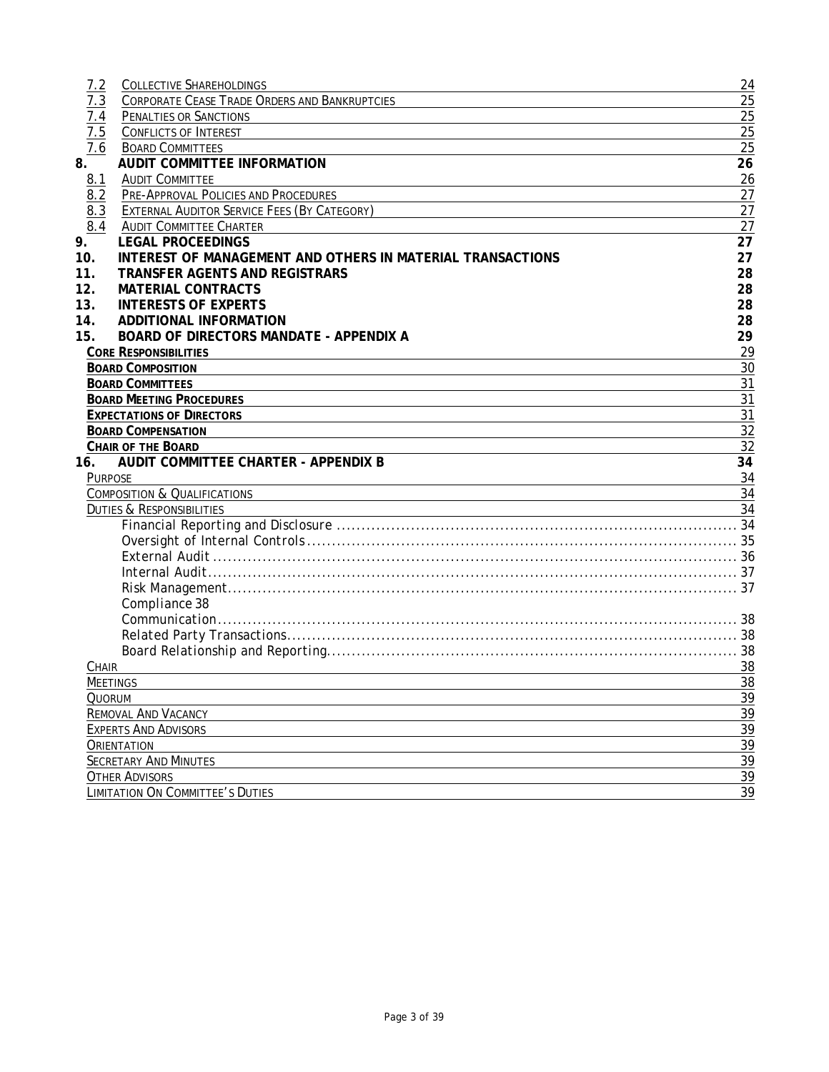| | | |
|---|---|---|
| 7.2 | COLLECTIVE SHAREHOLDINGS | 24 |
| 7.3 | CORPORATE CEASE TRADE ORDERS AND BANKRUPTCIES | 25 |
| 7.4 | PENALTIES OR SANCTIONS | 25 |
| 7.5 | CONFLICTS OF INTEREST | 25 |
| 7.6 | BOARD COMMITTEES | 25 |
| **8.** | **AUDIT COMMITTEE INFORMATION** | **26** |
| 8.1 | AUDIT COMMITTEE | 26 |
| 8.2 | PRE-APPROVAL POLICIES AND PROCEDURES | 27 |
| 8.3 | EXTERNAL AUDITOR SERVICE FEES (BY CATEGORY) | 27 |
| 8.4 | AUDIT COMMITTEE CHARTER | 27 |
| **9.** | **LEGAL PROCEEDINGS** | **27** |
| **10.** | **INTEREST OF MANAGEMENT AND OTHERS IN MATERIAL TRANSACTIONS** | **27** |
| **11.** | **TRANSFER AGENTS AND REGISTRARS** | **28** |
| **12.** | **MATERIAL CONTRACTS** | **28** |
| **13.** | **INTERESTS OF EXPERTS** | **28** |
| **14.** | **ADDITIONAL INFORMATION** | **28** |
| **15.** | **BOARD OF DIRECTORS MANDATE - APPENDIX A** | **29** |
| | **CORE RESPONSIBILITIES** | 29 |
| | **BOARD COMPOSITION** | 30 |
| | **BOARD COMMITTEES** | 31 |
| | **BOARD MEETING PROCEDURES** | 31 |
| | **EXPECTATIONS OF DIRECTORS** | 31 |
| | **BOARD COMPENSATION** | 32 |
| | **CHAIR OF THE BOARD** | 32 |
| **16.** | **AUDIT COMMITTEE CHARTER - APPENDIX B** | **34** |
| | PURPOSE | 34 |
| | COMPOSITION & QUALIFICATIONS | 34 |
| | DUTIES & RESPONSIBILITIES | 34 |
| | Financial Reporting and Disclosure | 34 |
| | Oversight of Internal Controls | 35 |
| | External Audit | 36 |
| | Internal Audit | 37 |
| | Risk Management | 37 |
| | Compliance | 38 |
| | Communication | 38 |
| | Related Party Transactions | 38 |
| | Board Relationship and Reporting | 38 |
| | CHAIR | 38 |
| | MEETINGS | 38 |
| | QUORUM | 39 |
| | REMOVAL AND VACANCY | 39 |
| | EXPERTS AND ADVISORS | 39 |
| | ORIENTATION | 39 |
| | SECRETARY AND MINUTES | 39 |
| | OTHER ADVISORS | 39 |
| | LIMITATION ON COMMITTEE'S DUTIES | 39 |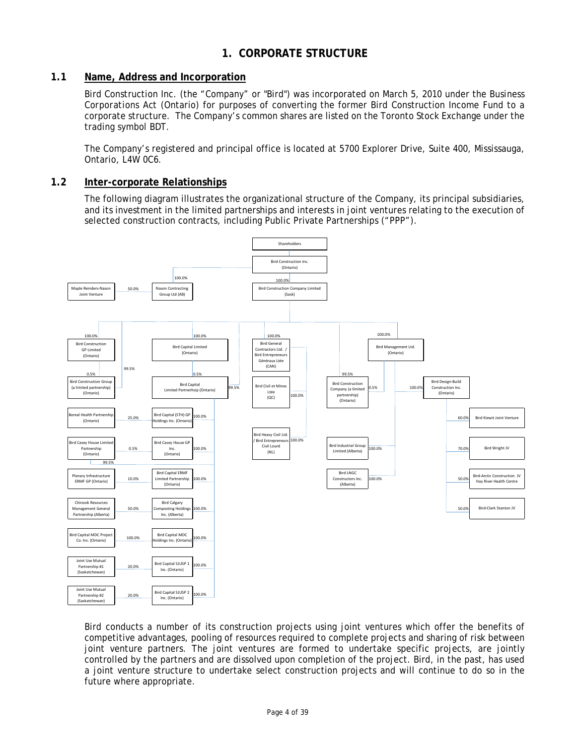# 1. CORPORATE STRUCTURE

## 1.1 Name, Address and Incorporation

Bird Construction Inc. (the "Company" or "Bird") was incorporated on March 5, 2010 under the Business Corporations Act (Ontario) for purposes of converting the former Bird Construction Income Fund to a corporate structure. The Company's common shares are listed on the Toronto Stock Exchange under the trading symbol BDT.

The Company's registered and principal office is located at 5700 Explorer Drive, Suite 400, Mississauga, Ontario, L4W 0C6.

## 1.2 Inter-corporate Relationships

The following diagram illustrates the organizational structure of the Company, its principal subsidiaries, and its investment in the limited partnerships and interests in joint ventures relating to the execution of selected construction contracts, including Public Private Partnerships ("PPP").

- Shareholders
  - Bird Construction Inc. (Ontario)
    - 100.0% Nason Contracting Group Ltd (AB)
      - 50.0% Maple Reinders-Nason Joint Venture
    - 100.0% Bird Construction Company Limited (Sask)
      - 100.0% Bird Construction GP Limited (Ontario)
        - 0.5% Bird Construction Group (a limited partnership) (Ontario)
      - 99.5% Bird Construction Group (a limited partnership) (Ontario)
      - 100.0% Bird Capital Limited (Ontario)
        - 0.5% Bird Capital Limited Partnership (Ontario)
      - 99.5% Bird Capital Limited Partnership (Ontario)
        - 100.0% Bird Capital (STH) GP Holdings Inc. (Ontario)
          - 25.0% Boreal Health Partnership (Ontario)
        - 100.0% Bird Casey House GP Inc. (Ontario)
          - 0.5% Bird Casey House Limited Partnership (Ontario)
        - 99.5% Bird Casey House Limited Partnership (Ontario)
        - 100.0% Bird Capital ERMF Limited Partnership (Ontario)
          - 10.0% Plenary Infrastructure ERMF GP (Ontario)
        - 100.0% Bird Calgary Composting Holdings Inc. (Alberta)
          - 50.0% Chinook Resources Management General Partnership (Alberta)
        - 100.0% Bird Capital MDC Holdings Inc. (Ontario)
          - 100.0% Bird Capital MDC Project Co. Inc. (Ontario)
        - 100.0% Bird Capital SJUSP 1 Inc. (Ontario)
          - 20.0% Joint Use Mutual Partnership #1 (Saskatchewan)
        - 100.0% Bird Capital SJUSP 2 Inc. (Ontario)
          - 20.0% Joint Use Mutual Partnership #2 (Saskatchewan)
      - 100.0% Bird General Contractors Ltd. / Bird Entrepreneurs Généraux Ltée (CAN)
        - 100.0% Bird Civil et Mines Ltée (QC)
        - 100.0% Bird Heavy Civil Ltd. / Bird Entrepreneurs Civil Lourd (NL)
      - 99.5% Bird Construction Company (a limited partnership) (Ontario)
      - 100.0% Bird Management Ltd. (Ontario)
        - 0.5% Bird Construction Company (a limited partnership) (Ontario)
        - 100.0% Bird Design-Build Construction Inc. (Ontario)
          - 60.0% Bird Kiewit Joint Venture
          - 70.0% Bird Wright JV
          - 50.0% Bird-Arctic Construction JV Hay River Health Centre
          - 50.0% Bird-Clark Stanton JV
        - 100.0% Bird Industrial Group Limited (Alberta)
        - 100.0% Bird LNGC Constructors Inc. (Alberta)

Bird conducts a number of its construction projects using joint ventures which offer the benefits of competitive advantages, pooling of resources required to complete projects and sharing of risk between joint venture partners. The joint ventures are formed to undertake specific projects, are jointly controlled by the partners and are dissolved upon completion of the project. Bird, in the past, has used a joint venture structure to undertake select construction projects and will continue to do so in the future where appropriate.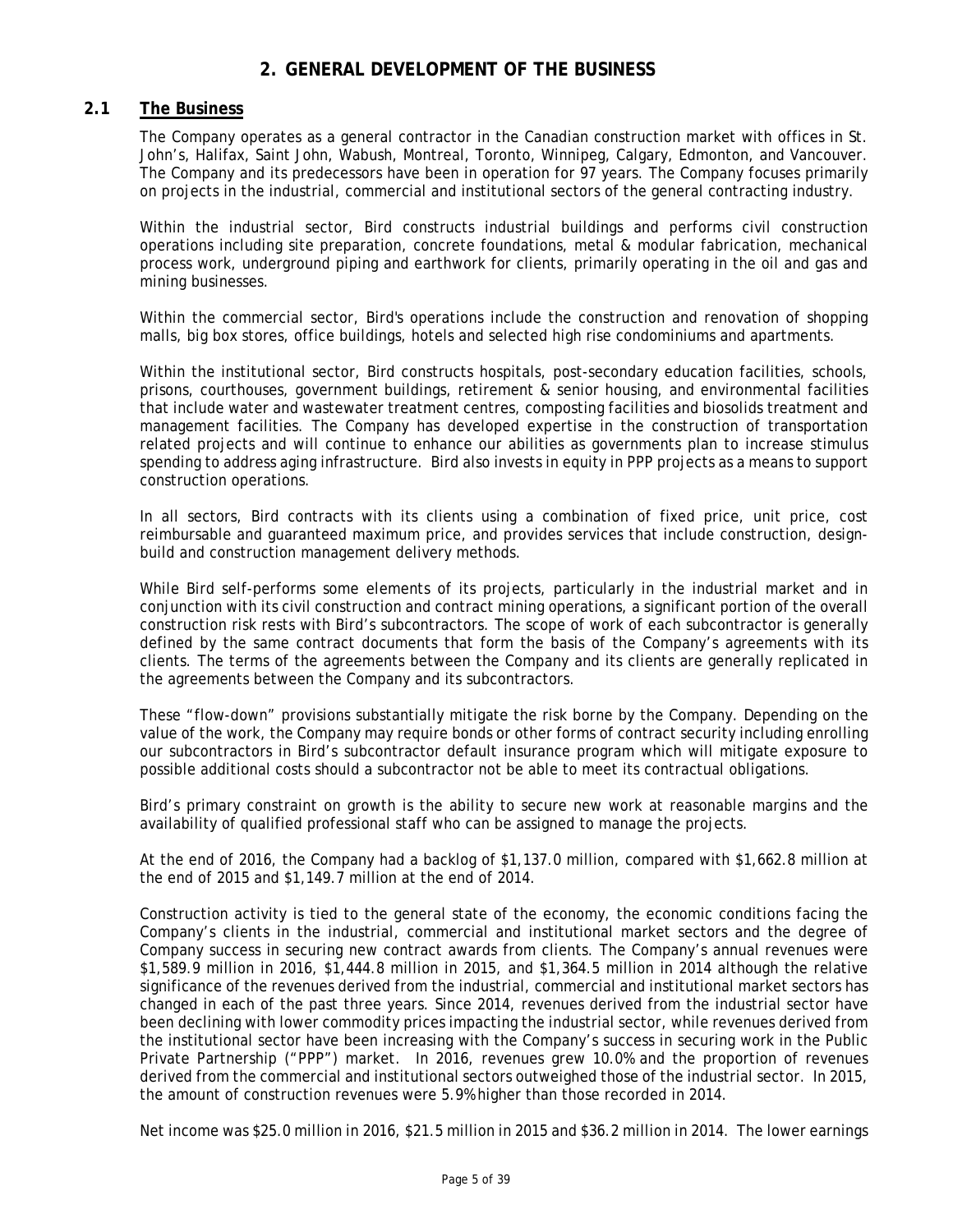# 2. GENERAL DEVELOPMENT OF THE BUSINESS

## 2.1 The Business

The Company operates as a general contractor in the Canadian construction market with offices in St. John's, Halifax, Saint John, Wabush, Montreal, Toronto, Winnipeg, Calgary, Edmonton, and Vancouver. The Company and its predecessors have been in operation for 97 years. The Company focuses primarily on projects in the industrial, commercial and institutional sectors of the general contracting industry.

Within the industrial sector, Bird constructs industrial buildings and performs civil construction operations including site preparation, concrete foundations, metal & modular fabrication, mechanical process work, underground piping and earthwork for clients, primarily operating in the oil and gas and mining businesses.

Within the commercial sector, Bird's operations include the construction and renovation of shopping malls, big box stores, office buildings, hotels and selected high rise condominiums and apartments.

Within the institutional sector, Bird constructs hospitals, post-secondary education facilities, schools, prisons, courthouses, government buildings, retirement & senior housing, and environmental facilities that include water and wastewater treatment centres, composting facilities and biosolids treatment and management facilities. The Company has developed expertise in the construction of transportation related projects and will continue to enhance our abilities as governments plan to increase stimulus spending to address aging infrastructure. Bird also invests in equity in PPP projects as a means to support construction operations.

In all sectors, Bird contracts with its clients using a combination of fixed price, unit price, cost reimbursable and guaranteed maximum price, and provides services that include construction, design-build and construction management delivery methods.

While Bird self-performs some elements of its projects, particularly in the industrial market and in conjunction with its civil construction and contract mining operations, a significant portion of the overall construction risk rests with Bird's subcontractors. The scope of work of each subcontractor is generally defined by the same contract documents that form the basis of the Company's agreements with its clients. The terms of the agreements between the Company and its clients are generally replicated in the agreements between the Company and its subcontractors.

These "flow-down" provisions substantially mitigate the risk borne by the Company. Depending on the value of the work, the Company may require bonds or other forms of contract security including enrolling our subcontractors in Bird's subcontractor default insurance program which will mitigate exposure to possible additional costs should a subcontractor not be able to meet its contractual obligations.

Bird's primary constraint on growth is the ability to secure new work at reasonable margins and the availability of qualified professional staff who can be assigned to manage the projects.

At the end of 2016, the Company had a backlog of $1,137.0 million, compared with $1,662.8 million at the end of 2015 and $1,149.7 million at the end of 2014.

Construction activity is tied to the general state of the economy, the economic conditions facing the Company's clients in the industrial, commercial and institutional market sectors and the degree of Company success in securing new contract awards from clients. The Company's annual revenues were $1,589.9 million in 2016, $1,444.8 million in 2015, and $1,364.5 million in 2014 although the relative significance of the revenues derived from the industrial, commercial and institutional market sectors has changed in each of the past three years. Since 2014, revenues derived from the industrial sector have been declining with lower commodity prices impacting the industrial sector, while revenues derived from the institutional sector have been increasing with the Company's success in securing work in the Public Private Partnership ("PPP") market. In 2016, revenues grew 10.0% and the proportion of revenues derived from the commercial and institutional sectors outweighed those of the industrial sector. In 2015, the amount of construction revenues were 5.9% higher than those recorded in 2014.

Net income was $25.0 million in 2016, $21.5 million in 2015 and $36.2 million in 2014. The lower earnings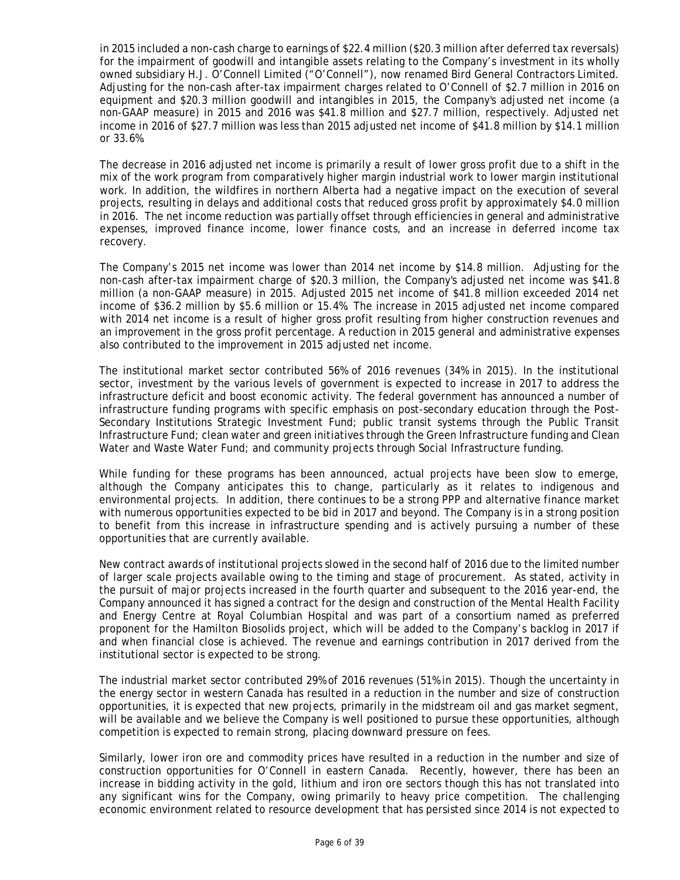in 2015 included a non-cash charge to earnings of $22.4 million ($20.3 million after deferred tax reversals) for the impairment of goodwill and intangible assets relating to the Company's investment in its wholly owned subsidiary H.J. O'Connell Limited ("O'Connell"), now renamed Bird General Contractors Limited. Adjusting for the non-cash after-tax impairment charges related to O'Connell of $2.7 million in 2016 on equipment and $20.3 million goodwill and intangibles in 2015, the Company's adjusted net income (a non-GAAP measure) in 2015 and 2016 was $41.8 million and $27.7 million, respectively. Adjusted net income in 2016 of $27.7 million was less than 2015 adjusted net income of $41.8 million by $14.1 million or 33.6%.

The decrease in 2016 adjusted net income is primarily a result of lower gross profit due to a shift in the mix of the work program from comparatively higher margin industrial work to lower margin institutional work. In addition, the wildfires in northern Alberta had a negative impact on the execution of several projects, resulting in delays and additional costs that reduced gross profit by approximately $4.0 million in 2016. The net income reduction was partially offset through efficiencies in general and administrative expenses, improved finance income, lower finance costs, and an increase in deferred income tax recovery.

The Company's 2015 net income was lower than 2014 net income by $14.8 million. Adjusting for the non-cash after-tax impairment charge of $20.3 million, the Company's adjusted net income was $41.8 million (a non-GAAP measure) in 2015. Adjusted 2015 net income of $41.8 million exceeded 2014 net income of $36.2 million by $5.6 million or 15.4%. The increase in 2015 adjusted net income compared with 2014 net income is a result of higher gross profit resulting from higher construction revenues and an improvement in the gross profit percentage. A reduction in 2015 general and administrative expenses also contributed to the improvement in 2015 adjusted net income.

The institutional market sector contributed 56% of 2016 revenues (34% in 2015). In the institutional sector, investment by the various levels of government is expected to increase in 2017 to address the infrastructure deficit and boost economic activity. The federal government has announced a number of infrastructure funding programs with specific emphasis on post-secondary education through the Post-Secondary Institutions Strategic Investment Fund; public transit systems through the Public Transit Infrastructure Fund; clean water and green initiatives through the Green Infrastructure funding and Clean Water and Waste Water Fund; and community projects through Social Infrastructure funding.

While funding for these programs has been announced, actual projects have been slow to emerge, although the Company anticipates this to change, particularly as it relates to indigenous and environmental projects. In addition, there continues to be a strong PPP and alternative finance market with numerous opportunities expected to be bid in 2017 and beyond. The Company is in a strong position to benefit from this increase in infrastructure spending and is actively pursuing a number of these opportunities that are currently available.

New contract awards of institutional projects slowed in the second half of 2016 due to the limited number of larger scale projects available owing to the timing and stage of procurement. As stated, activity in the pursuit of major projects increased in the fourth quarter and subsequent to the 2016 year-end, the Company announced it has signed a contract for the design and construction of the Mental Health Facility and Energy Centre at Royal Columbian Hospital and was part of a consortium named as preferred proponent for the Hamilton Biosolids project, which will be added to the Company's backlog in 2017 if and when financial close is achieved. The revenue and earnings contribution in 2017 derived from the institutional sector is expected to be strong.

The industrial market sector contributed 29% of 2016 revenues (51% in 2015). Though the uncertainty in the energy sector in western Canada has resulted in a reduction in the number and size of construction opportunities, it is expected that new projects, primarily in the midstream oil and gas market segment, will be available and we believe the Company is well positioned to pursue these opportunities, although competition is expected to remain strong, placing downward pressure on fees.

Similarly, lower iron ore and commodity prices have resulted in a reduction in the number and size of construction opportunities for O'Connell in eastern Canada. Recently, however, there has been an increase in bidding activity in the gold, lithium and iron ore sectors though this has not translated into any significant wins for the Company, owing primarily to heavy price competition. The challenging economic environment related to resource development that has persisted since 2014 is not expected to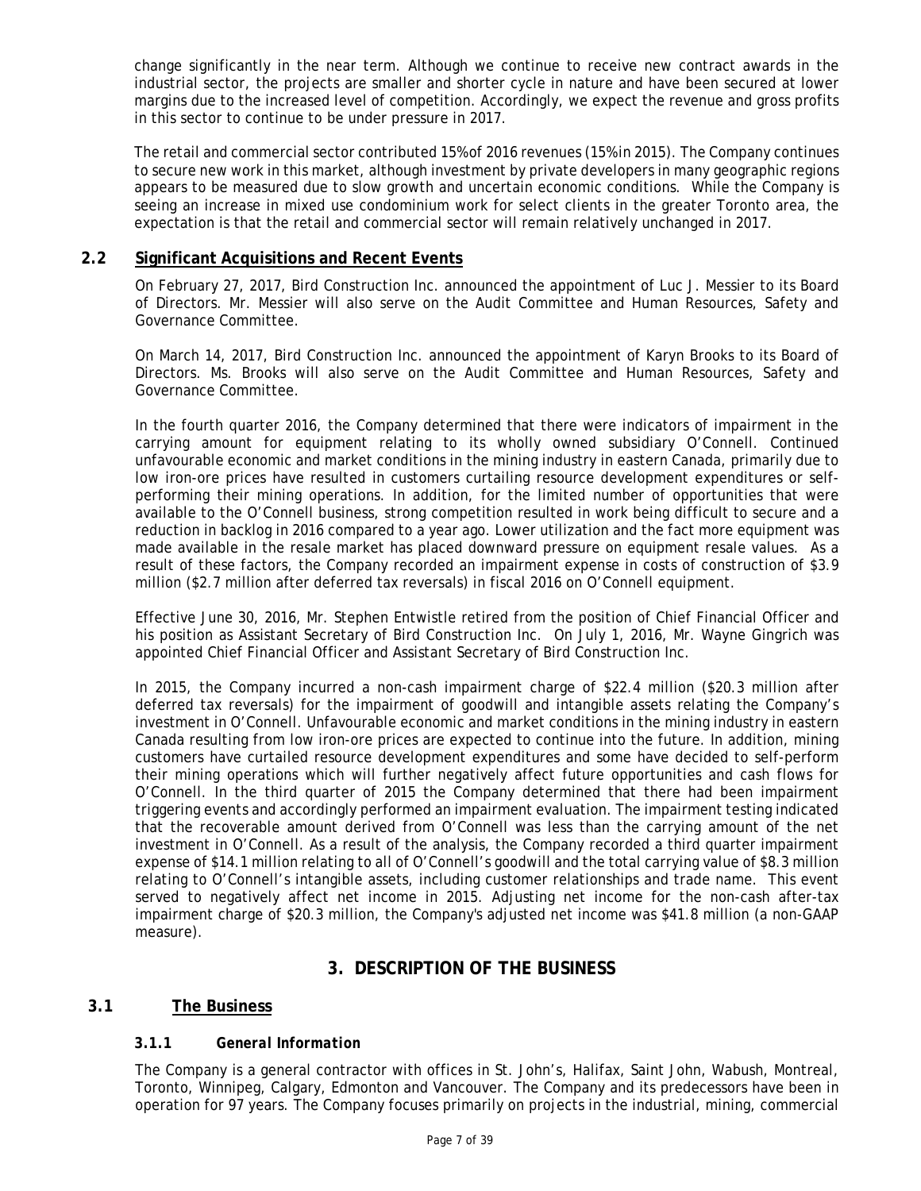change significantly in the near term. Although we continue to receive new contract awards in the industrial sector, the projects are smaller and shorter cycle in nature and have been secured at lower margins due to the increased level of competition. Accordingly, we expect the revenue and gross profits in this sector to continue to be under pressure in 2017.

The retail and commercial sector contributed 15% of 2016 revenues (15% in 2015). The Company continues to secure new work in this market, although investment by private developers in many geographic regions appears to be measured due to slow growth and uncertain economic conditions. While the Company is seeing an increase in mixed use condominium work for select clients in the greater Toronto area, the expectation is that the retail and commercial sector will remain relatively unchanged in 2017.

## 2.2 Significant Acquisitions and Recent Events

On February 27, 2017, Bird Construction Inc. announced the appointment of Luc J. Messier to its Board of Directors. Mr. Messier will also serve on the Audit Committee and Human Resources, Safety and Governance Committee.

On March 14, 2017, Bird Construction Inc. announced the appointment of Karyn Brooks to its Board of Directors. Ms. Brooks will also serve on the Audit Committee and Human Resources, Safety and Governance Committee.

In the fourth quarter 2016, the Company determined that there were indicators of impairment in the carrying amount for equipment relating to its wholly owned subsidiary O'Connell. Continued unfavourable economic and market conditions in the mining industry in eastern Canada, primarily due to low iron-ore prices have resulted in customers curtailing resource development expenditures or self-performing their mining operations. In addition, for the limited number of opportunities that were available to the O'Connell business, strong competition resulted in work being difficult to secure and a reduction in backlog in 2016 compared to a year ago. Lower utilization and the fact more equipment was made available in the resale market has placed downward pressure on equipment resale values. As a result of these factors, the Company recorded an impairment expense in costs of construction of $3.9 million ($2.7 million after deferred tax reversals) in fiscal 2016 on O'Connell equipment.

Effective June 30, 2016, Mr. Stephen Entwistle retired from the position of Chief Financial Officer and his position as Assistant Secretary of Bird Construction Inc. On July 1, 2016, Mr. Wayne Gingrich was appointed Chief Financial Officer and Assistant Secretary of Bird Construction Inc.

In 2015, the Company incurred a non-cash impairment charge of $22.4 million ($20.3 million after deferred tax reversals) for the impairment of goodwill and intangible assets relating the Company's investment in O'Connell. Unfavourable economic and market conditions in the mining industry in eastern Canada resulting from low iron-ore prices are expected to continue into the future. In addition, mining customers have curtailed resource development expenditures and some have decided to self-perform their mining operations which will further negatively affect future opportunities and cash flows for O'Connell. In the third quarter of 2015 the Company determined that there had been impairment triggering events and accordingly performed an impairment evaluation. The impairment testing indicated that the recoverable amount derived from O'Connell was less than the carrying amount of the net investment in O'Connell. As a result of the analysis, the Company recorded a third quarter impairment expense of $14.1 million relating to all of O'Connell's goodwill and the total carrying value of $8.3 million relating to O'Connell's intangible assets, including customer relationships and trade name. This event served to negatively affect net income in 2015. Adjusting net income for the non-cash after-tax impairment charge of $20.3 million, the Company's adjusted net income was $41.8 million (a non-GAAP measure).

# 3. DESCRIPTION OF THE BUSINESS

## 3.1 The Business

### 3.1.1 General Information

The Company is a general contractor with offices in St. John's, Halifax, Saint John, Wabush, Montreal, Toronto, Winnipeg, Calgary, Edmonton and Vancouver. The Company and its predecessors have been in operation for 97 years. The Company focuses primarily on projects in the industrial, mining, commercial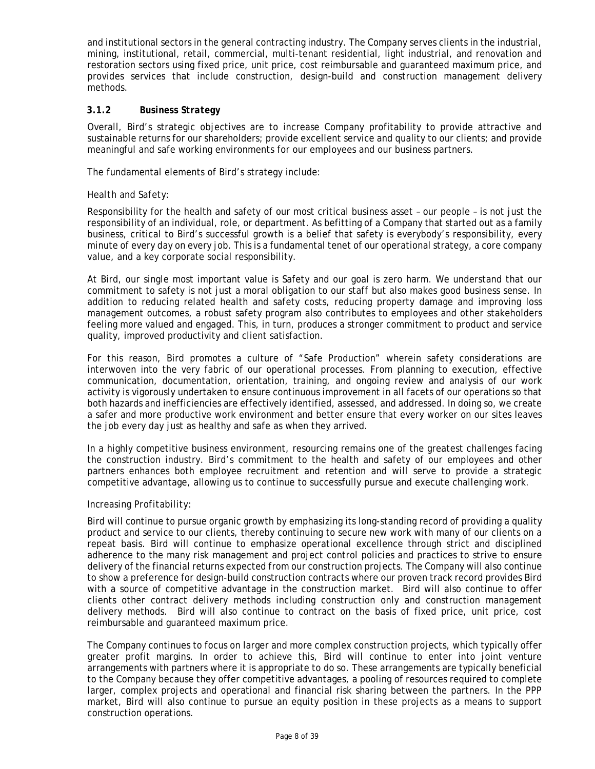and institutional sectors in the general contracting industry. The Company serves clients in the industrial, mining, institutional, retail, commercial, multi-tenant residential, light industrial, and renovation and restoration sectors using fixed price, unit price, cost reimbursable and guaranteed maximum price, and provides services that include construction, design-build and construction management delivery methods.

### *3.1.2 Business Strategy*

Overall, Bird's strategic objectives are to increase Company profitability to provide attractive and sustainable returns for our shareholders; provide excellent service and quality to our clients; and provide meaningful and safe working environments for our employees and our business partners.

The fundamental elements of Bird's strategy include:

*Health and Safety:*

Responsibility for the health and safety of our most critical business asset – our people – is not just the responsibility of an individual, role, or department. As befitting of a Company that started out as a family business, critical to Bird's successful growth is a belief that safety is everybody's responsibility, every minute of every day on every job. This is a fundamental tenet of our operational strategy, a core company value, and a key corporate social responsibility.

At Bird, our single most important value is Safety and our goal is zero harm. We understand that our commitment to safety is not just a moral obligation to our staff but also makes good business sense. In addition to reducing related health and safety costs, reducing property damage and improving loss management outcomes, a robust safety program also contributes to employees and other stakeholders feeling more valued and engaged. This, in turn, produces a stronger commitment to product and service quality, improved productivity and client satisfaction.

For this reason, Bird promotes a culture of "Safe Production" wherein safety considerations are interwoven into the very fabric of our operational processes. From planning to execution, effective communication, documentation, orientation, training, and ongoing review and analysis of our work activity is vigorously undertaken to ensure continuous improvement in all facets of our operations so that both hazards and inefficiencies are effectively identified, assessed, and addressed. In doing so, we create a safer and more productive work environment and better ensure that every worker on our sites leaves the job every day just as healthy and safe as when they arrived.

In a highly competitive business environment, resourcing remains one of the greatest challenges facing the construction industry. Bird's commitment to the health and safety of our employees and other partners enhances both employee recruitment and retention and will serve to provide a strategic competitive advantage, allowing us to continue to successfully pursue and execute challenging work.

*Increasing Profitability:*

Bird will continue to pursue organic growth by emphasizing its long-standing record of providing a quality product and service to our clients, thereby continuing to secure new work with many of our clients on a repeat basis. Bird will continue to emphasize operational excellence through strict and disciplined adherence to the many risk management and project control policies and practices to strive to ensure delivery of the financial returns expected from our construction projects. The Company will also continue to show a preference for design-build construction contracts where our proven track record provides Bird with a source of competitive advantage in the construction market. Bird will also continue to offer clients other contract delivery methods including construction only and construction management delivery methods. Bird will also continue to contract on the basis of fixed price, unit price, cost reimbursable and guaranteed maximum price.

The Company continues to focus on larger and more complex construction projects, which typically offer greater profit margins. In order to achieve this, Bird will continue to enter into joint venture arrangements with partners where it is appropriate to do so. These arrangements are typically beneficial to the Company because they offer competitive advantages, a pooling of resources required to complete larger, complex projects and operational and financial risk sharing between the partners. In the PPP market, Bird will also continue to pursue an equity position in these projects as a means to support construction operations.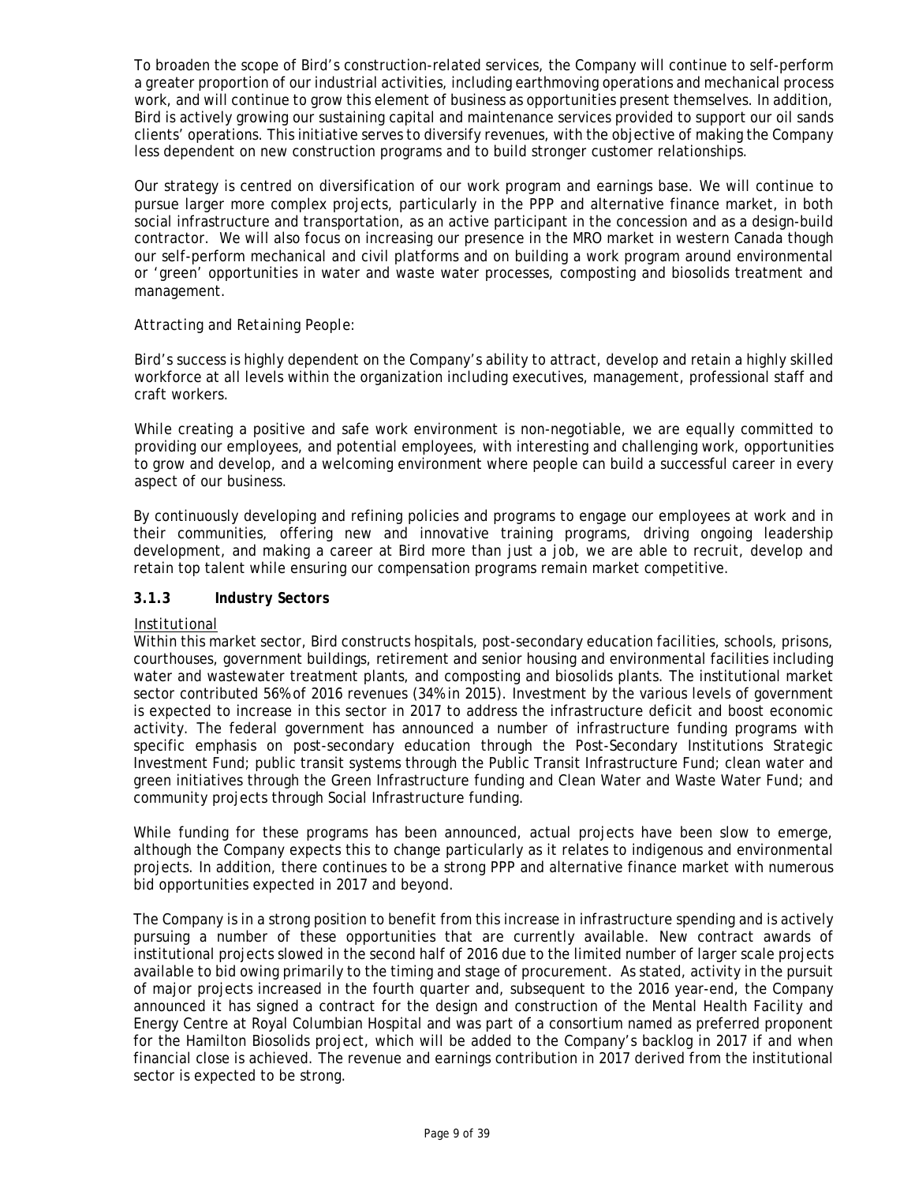To broaden the scope of Bird's construction-related services, the Company will continue to self-perform a greater proportion of our industrial activities, including earthmoving operations and mechanical process work, and will continue to grow this element of business as opportunities present themselves. In addition, Bird is actively growing our sustaining capital and maintenance services provided to support our oil sands clients' operations. This initiative serves to diversify revenues, with the objective of making the Company less dependent on new construction programs and to build stronger customer relationships.

Our strategy is centred on diversification of our work program and earnings base. We will continue to pursue larger more complex projects, particularly in the PPP and alternative finance market, in both social infrastructure and transportation, as an active participant in the concession and as a design-build contractor. We will also focus on increasing our presence in the MRO market in western Canada though our self-perform mechanical and civil platforms and on building a work program around environmental or 'green' opportunities in water and waste water processes, composting and biosolids treatment and management.

*Attracting and Retaining People:*

Bird's success is highly dependent on the Company's ability to attract, develop and retain a highly skilled workforce at all levels within the organization including executives, management, professional staff and craft workers.

While creating a positive and safe work environment is non-negotiable, we are equally committed to providing our employees, and potential employees, with interesting and challenging work, opportunities to grow and develop, and a welcoming environment where people can build a successful career in every aspect of our business.

By continuously developing and refining policies and programs to engage our employees at work and in their communities, offering new and innovative training programs, driving ongoing leadership development, and making a career at Bird more than just a job, we are able to recruit, develop and retain top talent while ensuring our compensation programs remain market competitive.

### 3.1.3 Industry Sectors

*Institutional*

Within this market sector, Bird constructs hospitals, post-secondary education facilities, schools, prisons, courthouses, government buildings, retirement and senior housing and environmental facilities including water and wastewater treatment plants, and composting and biosolids plants. The institutional market sector contributed 56% of 2016 revenues (34% in 2015). Investment by the various levels of government is expected to increase in this sector in 2017 to address the infrastructure deficit and boost economic activity. The federal government has announced a number of infrastructure funding programs with specific emphasis on post-secondary education through the Post-Secondary Institutions Strategic Investment Fund; public transit systems through the Public Transit Infrastructure Fund; clean water and green initiatives through the Green Infrastructure funding and Clean Water and Waste Water Fund; and community projects through Social Infrastructure funding.

While funding for these programs has been announced, actual projects have been slow to emerge, although the Company expects this to change particularly as it relates to indigenous and environmental projects. In addition, there continues to be a strong PPP and alternative finance market with numerous bid opportunities expected in 2017 and beyond.

The Company is in a strong position to benefit from this increase in infrastructure spending and is actively pursuing a number of these opportunities that are currently available. New contract awards of institutional projects slowed in the second half of 2016 due to the limited number of larger scale projects available to bid owing primarily to the timing and stage of procurement. As stated, activity in the pursuit of major projects increased in the fourth quarter and, subsequent to the 2016 year-end, the Company announced it has signed a contract for the design and construction of the Mental Health Facility and Energy Centre at Royal Columbian Hospital and was part of a consortium named as preferred proponent for the Hamilton Biosolids project, which will be added to the Company's backlog in 2017 if and when financial close is achieved. The revenue and earnings contribution in 2017 derived from the institutional sector is expected to be strong.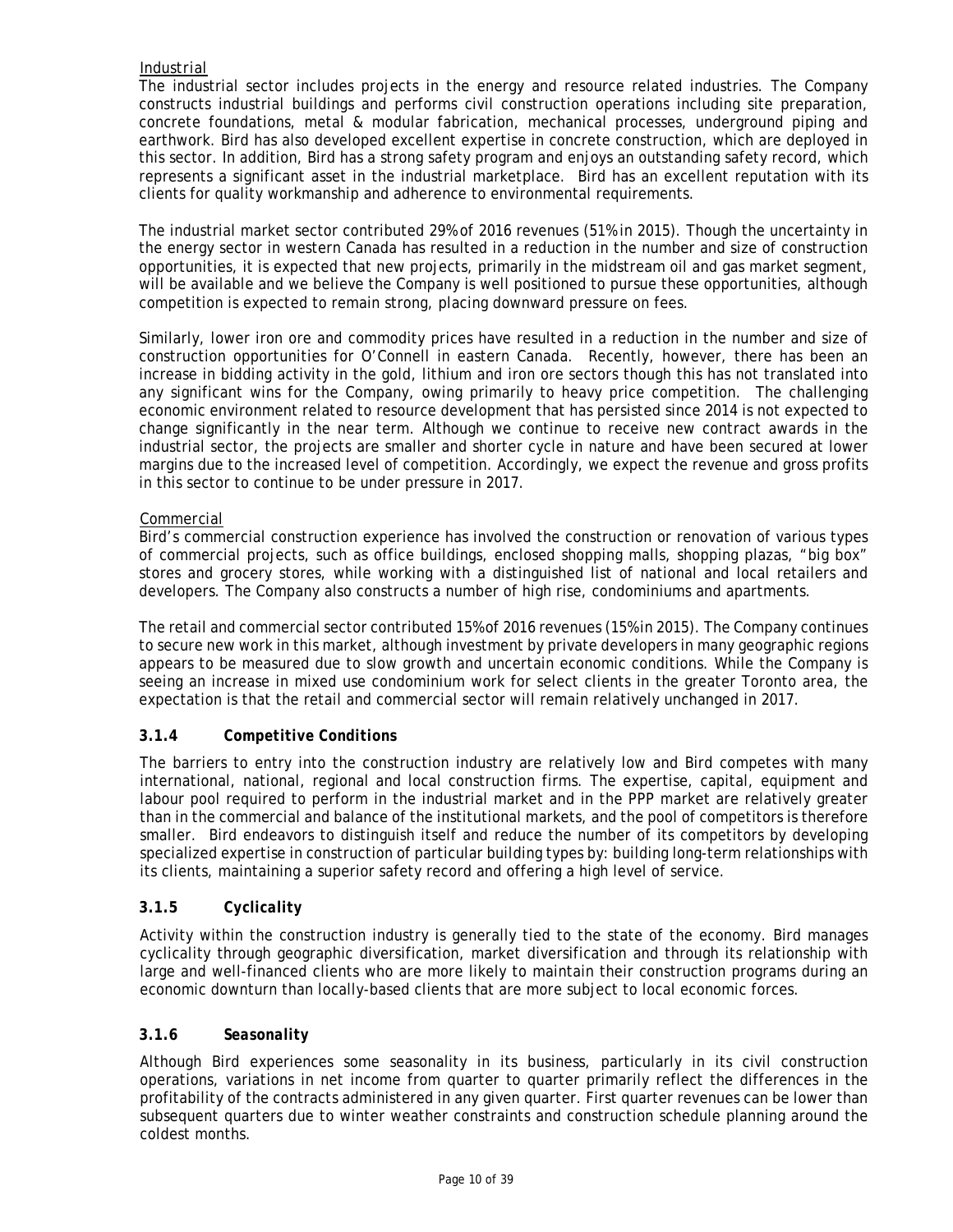Industrial

The industrial sector includes projects in the energy and resource related industries. The Company constructs industrial buildings and performs civil construction operations including site preparation, concrete foundations, metal & modular fabrication, mechanical processes, underground piping and earthwork. Bird has also developed excellent expertise in concrete construction, which are deployed in this sector. In addition, Bird has a strong safety program and enjoys an outstanding safety record, which represents a significant asset in the industrial marketplace. Bird has an excellent reputation with its clients for quality workmanship and adherence to environmental requirements.

The industrial market sector contributed 29% of 2016 revenues (51% in 2015). Though the uncertainty in the energy sector in western Canada has resulted in a reduction in the number and size of construction opportunities, it is expected that new projects, primarily in the midstream oil and gas market segment, will be available and we believe the Company is well positioned to pursue these opportunities, although competition is expected to remain strong, placing downward pressure on fees.

Similarly, lower iron ore and commodity prices have resulted in a reduction in the number and size of construction opportunities for O'Connell in eastern Canada. Recently, however, there has been an increase in bidding activity in the gold, lithium and iron ore sectors though this has not translated into any significant wins for the Company, owing primarily to heavy price competition. The challenging economic environment related to resource development that has persisted since 2014 is not expected to change significantly in the near term. Although we continue to receive new contract awards in the industrial sector, the projects are smaller and shorter cycle in nature and have been secured at lower margins due to the increased level of competition. Accordingly, we expect the revenue and gross profits in this sector to continue to be under pressure in 2017.

Commercial

Bird's commercial construction experience has involved the construction or renovation of various types of commercial projects, such as office buildings, enclosed shopping malls, shopping plazas, "big box" stores and grocery stores, while working with a distinguished list of national and local retailers and developers. The Company also constructs a number of high rise, condominiums and apartments.

The retail and commercial sector contributed 15% of 2016 revenues (15% in 2015). The Company continues to secure new work in this market, although investment by private developers in many geographic regions appears to be measured due to slow growth and uncertain economic conditions. While the Company is seeing an increase in mixed use condominium work for select clients in the greater Toronto area, the expectation is that the retail and commercial sector will remain relatively unchanged in 2017.

### *3.1.4 Competitive Conditions*

The barriers to entry into the construction industry are relatively low and Bird competes with many international, national, regional and local construction firms. The expertise, capital, equipment and labour pool required to perform in the industrial market and in the PPP market are relatively greater than in the commercial and balance of the institutional markets, and the pool of competitors is therefore smaller. Bird endeavors to distinguish itself and reduce the number of its competitors by developing specialized expertise in construction of particular building types by: building long-term relationships with its clients, maintaining a superior safety record and offering a high level of service.

### *3.1.5 Cyclicality*

Activity within the construction industry is generally tied to the state of the economy. Bird manages cyclicality through geographic diversification, market diversification and through its relationship with large and well-financed clients who are more likely to maintain their construction programs during an economic downturn than locally-based clients that are more subject to local economic forces.

### *3.1.6 Seasonality*

Although Bird experiences some seasonality in its business, particularly in its civil construction operations, variations in net income from quarter to quarter primarily reflect the differences in the profitability of the contracts administered in any given quarter. First quarter revenues can be lower than subsequent quarters due to winter weather constraints and construction schedule planning around the coldest months.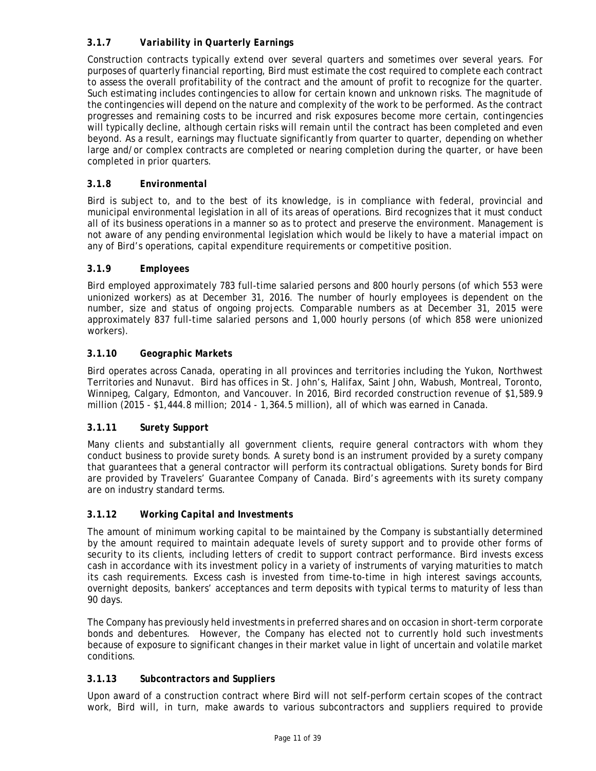### *3.1.7 Variability in Quarterly Earnings*

Construction contracts typically extend over several quarters and sometimes over several years. For purposes of quarterly financial reporting, Bird must estimate the cost required to complete each contract to assess the overall profitability of the contract and the amount of profit to recognize for the quarter. Such estimating includes contingencies to allow for certain known and unknown risks. The magnitude of the contingencies will depend on the nature and complexity of the work to be performed. As the contract progresses and remaining costs to be incurred and risk exposures become more certain, contingencies will typically decline, although certain risks will remain until the contract has been completed and even beyond. As a result, earnings may fluctuate significantly from quarter to quarter, depending on whether large and/or complex contracts are completed or nearing completion during the quarter, or have been completed in prior quarters.

### *3.1.8 Environmental*

Bird is subject to, and to the best of its knowledge, is in compliance with federal, provincial and municipal environmental legislation in all of its areas of operations. Bird recognizes that it must conduct all of its business operations in a manner so as to protect and preserve the environment. Management is not aware of any pending environmental legislation which would be likely to have a material impact on any of Bird's operations, capital expenditure requirements or competitive position.

### *3.1.9 Employees*

Bird employed approximately 783 full-time salaried persons and 800 hourly persons (of which 553 were unionized workers) as at December 31, 2016. The number of hourly employees is dependent on the number, size and status of ongoing projects. Comparable numbers as at December 31, 2015 were approximately 837 full-time salaried persons and 1,000 hourly persons (of which 858 were unionized workers).

### *3.1.10 Geographic Markets*

Bird operates across Canada, operating in all provinces and territories including the Yukon, Northwest Territories and Nunavut. Bird has offices in St. John's, Halifax, Saint John, Wabush, Montreal, Toronto, Winnipeg, Calgary, Edmonton, and Vancouver. In 2016, Bird recorded construction revenue of $1,589.9 million (2015 - $1,444.8 million; 2014 - 1,364.5 million), all of which was earned in Canada.

### *3.1.11 Surety Support*

Many clients and substantially all government clients, require general contractors with whom they conduct business to provide surety bonds. A surety bond is an instrument provided by a surety company that guarantees that a general contractor will perform its contractual obligations. Surety bonds for Bird are provided by Travelers' Guarantee Company of Canada. Bird's agreements with its surety company are on industry standard terms.

### *3.1.12 Working Capital and Investments*

The amount of minimum working capital to be maintained by the Company is substantially determined by the amount required to maintain adequate levels of surety support and to provide other forms of security to its clients, including letters of credit to support contract performance. Bird invests excess cash in accordance with its investment policy in a variety of instruments of varying maturities to match its cash requirements. Excess cash is invested from time-to-time in high interest savings accounts, overnight deposits, bankers' acceptances and term deposits with typical terms to maturity of less than 90 days.

The Company has previously held investments in preferred shares and on occasion in short-term corporate bonds and debentures. However, the Company has elected not to currently hold such investments because of exposure to significant changes in their market value in light of uncertain and volatile market conditions.

### *3.1.13 Subcontractors and Suppliers*

Upon award of a construction contract where Bird will not self-perform certain scopes of the contract work, Bird will, in turn, make awards to various subcontractors and suppliers required to provide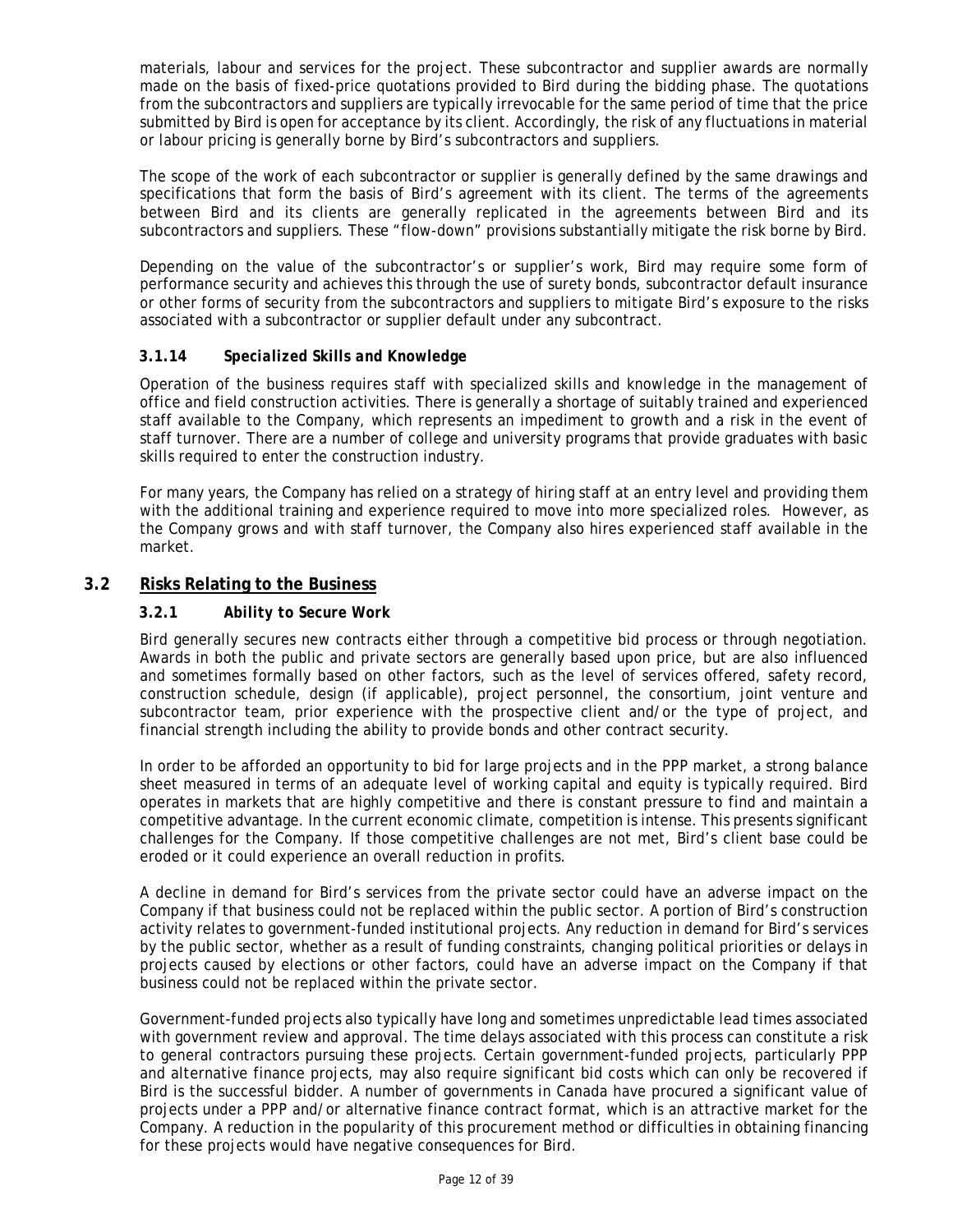materials, labour and services for the project. These subcontractor and supplier awards are normally made on the basis of fixed-price quotations provided to Bird during the bidding phase. The quotations from the subcontractors and suppliers are typically irrevocable for the same period of time that the price submitted by Bird is open for acceptance by its client. Accordingly, the risk of any fluctuations in material or labour pricing is generally borne by Bird's subcontractors and suppliers.

The scope of the work of each subcontractor or supplier is generally defined by the same drawings and specifications that form the basis of Bird's agreement with its client. The terms of the agreements between Bird and its clients are generally replicated in the agreements between Bird and its subcontractors and suppliers. These "flow-down" provisions substantially mitigate the risk borne by Bird.

Depending on the value of the subcontractor's or supplier's work, Bird may require some form of performance security and achieves this through the use of surety bonds, subcontractor default insurance or other forms of security from the subcontractors and suppliers to mitigate Bird's exposure to the risks associated with a subcontractor or supplier default under any subcontract.

#### *3.1.14 Specialized Skills and Knowledge*

Operation of the business requires staff with specialized skills and knowledge in the management of office and field construction activities. There is generally a shortage of suitably trained and experienced staff available to the Company, which represents an impediment to growth and a risk in the event of staff turnover. There are a number of college and university programs that provide graduates with basic skills required to enter the construction industry.

For many years, the Company has relied on a strategy of hiring staff at an entry level and providing them with the additional training and experience required to move into more specialized roles. However, as the Company grows and with staff turnover, the Company also hires experienced staff available in the market.

### 3.2 Risks Relating to the Business

#### *3.2.1 Ability to Secure Work*

Bird generally secures new contracts either through a competitive bid process or through negotiation. Awards in both the public and private sectors are generally based upon price, but are also influenced and sometimes formally based on other factors, such as the level of services offered, safety record, construction schedule, design (if applicable), project personnel, the consortium, joint venture and subcontractor team, prior experience with the prospective client and/or the type of project, and financial strength including the ability to provide bonds and other contract security.

In order to be afforded an opportunity to bid for large projects and in the PPP market, a strong balance sheet measured in terms of an adequate level of working capital and equity is typically required. Bird operates in markets that are highly competitive and there is constant pressure to find and maintain a competitive advantage. In the current economic climate, competition is intense. This presents significant challenges for the Company. If those competitive challenges are not met, Bird's client base could be eroded or it could experience an overall reduction in profits.

A decline in demand for Bird's services from the private sector could have an adverse impact on the Company if that business could not be replaced within the public sector. A portion of Bird's construction activity relates to government-funded institutional projects. Any reduction in demand for Bird's services by the public sector, whether as a result of funding constraints, changing political priorities or delays in projects caused by elections or other factors, could have an adverse impact on the Company if that business could not be replaced within the private sector.

Government-funded projects also typically have long and sometimes unpredictable lead times associated with government review and approval. The time delays associated with this process can constitute a risk to general contractors pursuing these projects. Certain government-funded projects, particularly PPP and alternative finance projects, may also require significant bid costs which can only be recovered if Bird is the successful bidder. A number of governments in Canada have procured a significant value of projects under a PPP and/or alternative finance contract format, which is an attractive market for the Company. A reduction in the popularity of this procurement method or difficulties in obtaining financing for these projects would have negative consequences for Bird.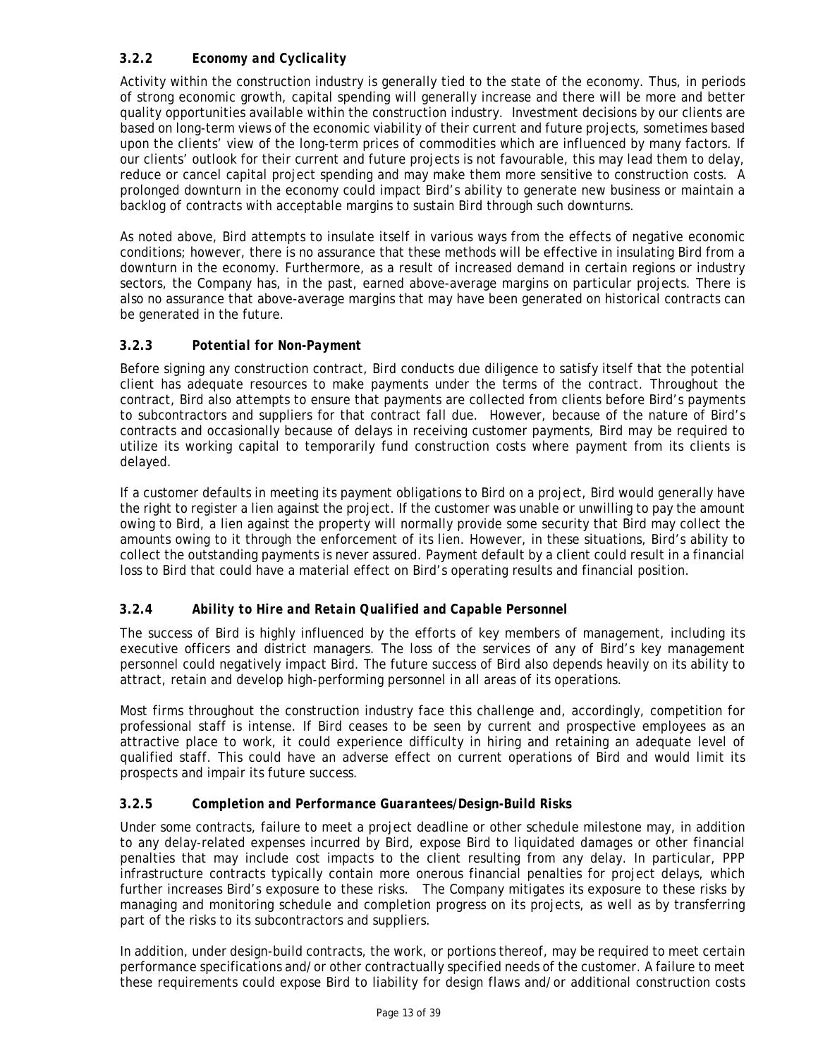### 3.2.2 *Economy and Cyclicality*

Activity within the construction industry is generally tied to the state of the economy. Thus, in periods of strong economic growth, capital spending will generally increase and there will be more and better quality opportunities available within the construction industry. Investment decisions by our clients are based on long-term views of the economic viability of their current and future projects, sometimes based upon the clients' view of the long-term prices of commodities which are influenced by many factors. If our clients' outlook for their current and future projects is not favourable, this may lead them to delay, reduce or cancel capital project spending and may make them more sensitive to construction costs. A prolonged downturn in the economy could impact Bird's ability to generate new business or maintain a backlog of contracts with acceptable margins to sustain Bird through such downturns.

As noted above, Bird attempts to insulate itself in various ways from the effects of negative economic conditions; however, there is no assurance that these methods will be effective in insulating Bird from a downturn in the economy. Furthermore, as a result of increased demand in certain regions or industry sectors, the Company has, in the past, earned above-average margins on particular projects. There is also no assurance that above-average margins that may have been generated on historical contracts can be generated in the future.

### 3.2.3 *Potential for Non-Payment*

Before signing any construction contract, Bird conducts due diligence to satisfy itself that the potential client has adequate resources to make payments under the terms of the contract. Throughout the contract, Bird also attempts to ensure that payments are collected from clients before Bird's payments to subcontractors and suppliers for that contract fall due. However, because of the nature of Bird's contracts and occasionally because of delays in receiving customer payments, Bird may be required to utilize its working capital to temporarily fund construction costs where payment from its clients is delayed.

If a customer defaults in meeting its payment obligations to Bird on a project, Bird would generally have the right to register a lien against the project. If the customer was unable or unwilling to pay the amount owing to Bird, a lien against the property will normally provide some security that Bird may collect the amounts owing to it through the enforcement of its lien. However, in these situations, Bird's ability to collect the outstanding payments is never assured. Payment default by a client could result in a financial loss to Bird that could have a material effect on Bird's operating results and financial position.

### 3.2.4 *Ability to Hire and Retain Qualified and Capable Personnel*

The success of Bird is highly influenced by the efforts of key members of management, including its executive officers and district managers. The loss of the services of any of Bird's key management personnel could negatively impact Bird. The future success of Bird also depends heavily on its ability to attract, retain and develop high-performing personnel in all areas of its operations.

Most firms throughout the construction industry face this challenge and, accordingly, competition for professional staff is intense. If Bird ceases to be seen by current and prospective employees as an attractive place to work, it could experience difficulty in hiring and retaining an adequate level of qualified staff. This could have an adverse effect on current operations of Bird and would limit its prospects and impair its future success.

### 3.2.5 *Completion and Performance Guarantees/Design-Build Risks*

Under some contracts, failure to meet a project deadline or other schedule milestone may, in addition to any delay-related expenses incurred by Bird, expose Bird to liquidated damages or other financial penalties that may include cost impacts to the client resulting from any delay. In particular, PPP infrastructure contracts typically contain more onerous financial penalties for project delays, which further increases Bird's exposure to these risks. The Company mitigates its exposure to these risks by managing and monitoring schedule and completion progress on its projects, as well as by transferring part of the risks to its subcontractors and suppliers.

In addition, under design-build contracts, the work, or portions thereof, may be required to meet certain performance specifications and/or other contractually specified needs of the customer. A failure to meet these requirements could expose Bird to liability for design flaws and/or additional construction costs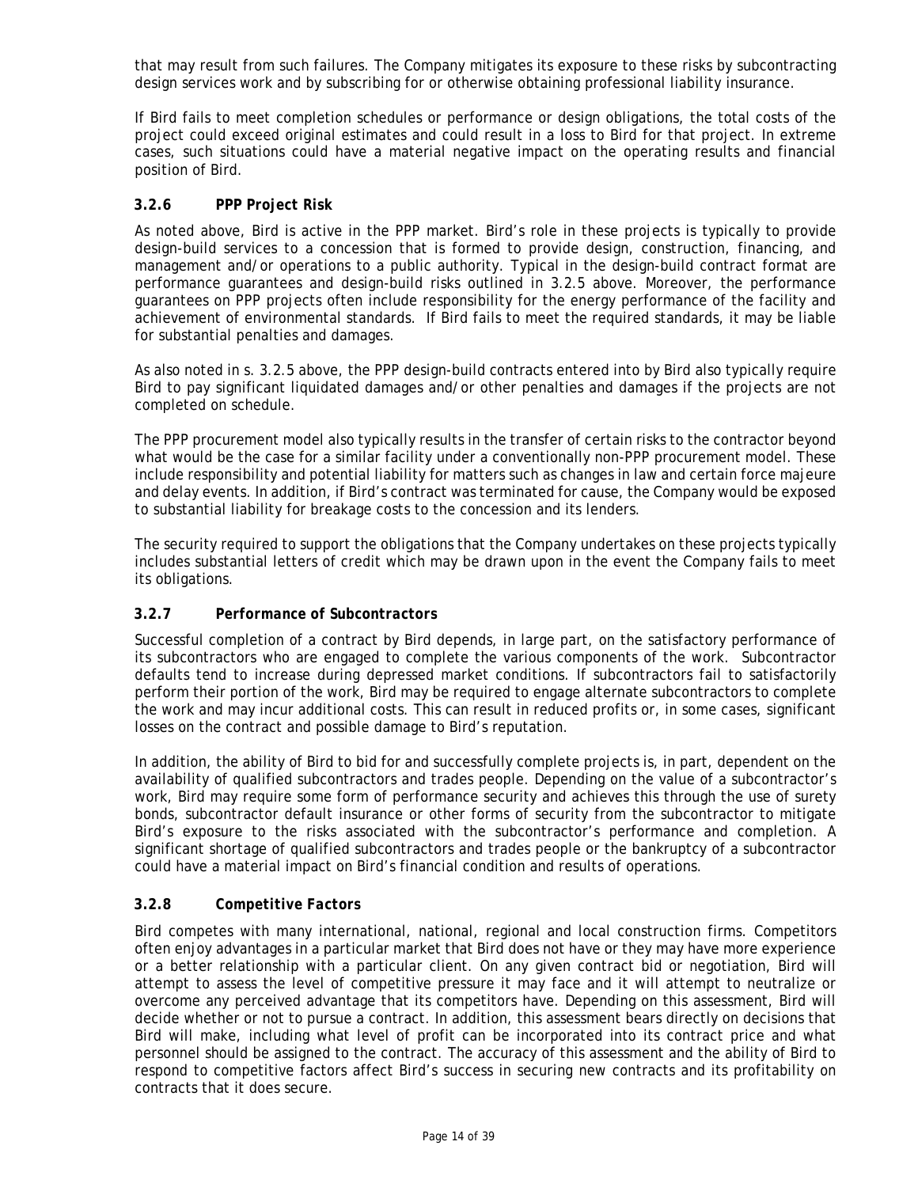that may result from such failures. The Company mitigates its exposure to these risks by subcontracting design services work and by subscribing for or otherwise obtaining professional liability insurance.

If Bird fails to meet completion schedules or performance or design obligations, the total costs of the project could exceed original estimates and could result in a loss to Bird for that project. In extreme cases, such situations could have a material negative impact on the operating results and financial position of Bird.

### 3.2.6 PPP Project Risk

As noted above, Bird is active in the PPP market. Bird's role in these projects is typically to provide design-build services to a concession that is formed to provide design, construction, financing, and management and/or operations to a public authority. Typical in the design-build contract format are performance guarantees and design-build risks outlined in 3.2.5 above. Moreover, the performance guarantees on PPP projects often include responsibility for the energy performance of the facility and achievement of environmental standards. If Bird fails to meet the required standards, it may be liable for substantial penalties and damages.

As also noted in s. 3.2.5 above, the PPP design-build contracts entered into by Bird also typically require Bird to pay significant liquidated damages and/or other penalties and damages if the projects are not completed on schedule.

The PPP procurement model also typically results in the transfer of certain risks to the contractor beyond what would be the case for a similar facility under a conventionally non-PPP procurement model. These include responsibility and potential liability for matters such as changes in law and certain force majeure and delay events. In addition, if Bird's contract was terminated for cause, the Company would be exposed to substantial liability for breakage costs to the concession and its lenders.

The security required to support the obligations that the Company undertakes on these projects typically includes substantial letters of credit which may be drawn upon in the event the Company fails to meet its obligations.

### 3.2.7 Performance of Subcontractors

Successful completion of a contract by Bird depends, in large part, on the satisfactory performance of its subcontractors who are engaged to complete the various components of the work. Subcontractor defaults tend to increase during depressed market conditions. If subcontractors fail to satisfactorily perform their portion of the work, Bird may be required to engage alternate subcontractors to complete the work and may incur additional costs. This can result in reduced profits or, in some cases, significant losses on the contract and possible damage to Bird's reputation.

In addition, the ability of Bird to bid for and successfully complete projects is, in part, dependent on the availability of qualified subcontractors and trades people. Depending on the value of a subcontractor's work, Bird may require some form of performance security and achieves this through the use of surety bonds, subcontractor default insurance or other forms of security from the subcontractor to mitigate Bird's exposure to the risks associated with the subcontractor's performance and completion. A significant shortage of qualified subcontractors and trades people or the bankruptcy of a subcontractor could have a material impact on Bird's financial condition and results of operations.

### 3.2.8 Competitive Factors

Bird competes with many international, national, regional and local construction firms. Competitors often enjoy advantages in a particular market that Bird does not have or they may have more experience or a better relationship with a particular client. On any given contract bid or negotiation, Bird will attempt to assess the level of competitive pressure it may face and it will attempt to neutralize or overcome any perceived advantage that its competitors have. Depending on this assessment, Bird will decide whether or not to pursue a contract. In addition, this assessment bears directly on decisions that Bird will make, including what level of profit can be incorporated into its contract price and what personnel should be assigned to the contract. The accuracy of this assessment and the ability of Bird to respond to competitive factors affect Bird's success in securing new contracts and its profitability on contracts that it does secure.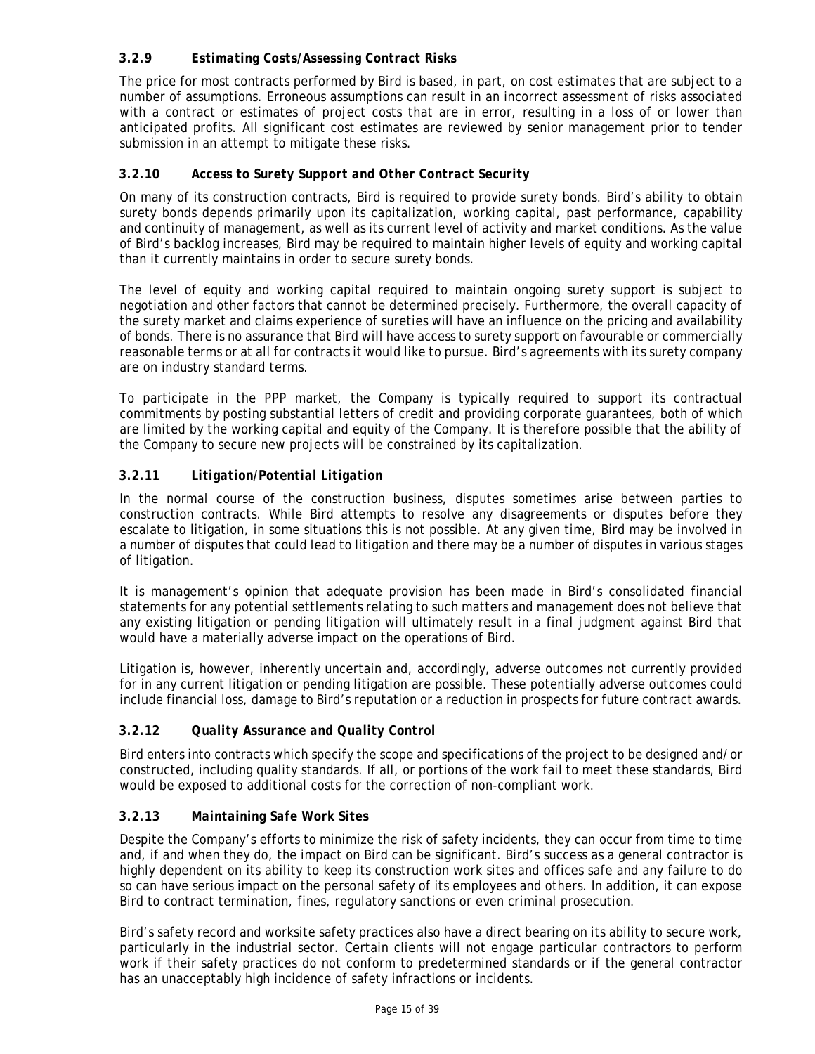### *3.2.9 Estimating Costs/Assessing Contract Risks*

The price for most contracts performed by Bird is based, in part, on cost estimates that are subject to a number of assumptions. Erroneous assumptions can result in an incorrect assessment of risks associated with a contract or estimates of project costs that are in error, resulting in a loss of or lower than anticipated profits. All significant cost estimates are reviewed by senior management prior to tender submission in an attempt to mitigate these risks.

### *3.2.10 Access to Surety Support and Other Contract Security*

On many of its construction contracts, Bird is required to provide surety bonds. Bird's ability to obtain surety bonds depends primarily upon its capitalization, working capital, past performance, capability and continuity of management, as well as its current level of activity and market conditions. As the value of Bird's backlog increases, Bird may be required to maintain higher levels of equity and working capital than it currently maintains in order to secure surety bonds.

The level of equity and working capital required to maintain ongoing surety support is subject to negotiation and other factors that cannot be determined precisely. Furthermore, the overall capacity of the surety market and claims experience of sureties will have an influence on the pricing and availability of bonds. There is no assurance that Bird will have access to surety support on favourable or commercially reasonable terms or at all for contracts it would like to pursue. Bird's agreements with its surety company are on industry standard terms.

To participate in the PPP market, the Company is typically required to support its contractual commitments by posting substantial letters of credit and providing corporate guarantees, both of which are limited by the working capital and equity of the Company. It is therefore possible that the ability of the Company to secure new projects will be constrained by its capitalization.

### *3.2.11 Litigation/Potential Litigation*

In the normal course of the construction business, disputes sometimes arise between parties to construction contracts. While Bird attempts to resolve any disagreements or disputes before they escalate to litigation, in some situations this is not possible. At any given time, Bird may be involved in a number of disputes that could lead to litigation and there may be a number of disputes in various stages of litigation.

It is management's opinion that adequate provision has been made in Bird's consolidated financial statements for any potential settlements relating to such matters and management does not believe that any existing litigation or pending litigation will ultimately result in a final judgment against Bird that would have a materially adverse impact on the operations of Bird.

Litigation is, however, inherently uncertain and, accordingly, adverse outcomes not currently provided for in any current litigation or pending litigation are possible. These potentially adverse outcomes could include financial loss, damage to Bird's reputation or a reduction in prospects for future contract awards.

### *3.2.12 Quality Assurance and Quality Control*

Bird enters into contracts which specify the scope and specifications of the project to be designed and/or constructed, including quality standards. If all, or portions of the work fail to meet these standards, Bird would be exposed to additional costs for the correction of non-compliant work.

### *3.2.13 Maintaining Safe Work Sites*

Despite the Company's efforts to minimize the risk of safety incidents, they can occur from time to time and, if and when they do, the impact on Bird can be significant. Bird's success as a general contractor is highly dependent on its ability to keep its construction work sites and offices safe and any failure to do so can have serious impact on the personal safety of its employees and others. In addition, it can expose Bird to contract termination, fines, regulatory sanctions or even criminal prosecution.

Bird's safety record and worksite safety practices also have a direct bearing on its ability to secure work, particularly in the industrial sector. Certain clients will not engage particular contractors to perform work if their safety practices do not conform to predetermined standards or if the general contractor has an unacceptably high incidence of safety infractions or incidents.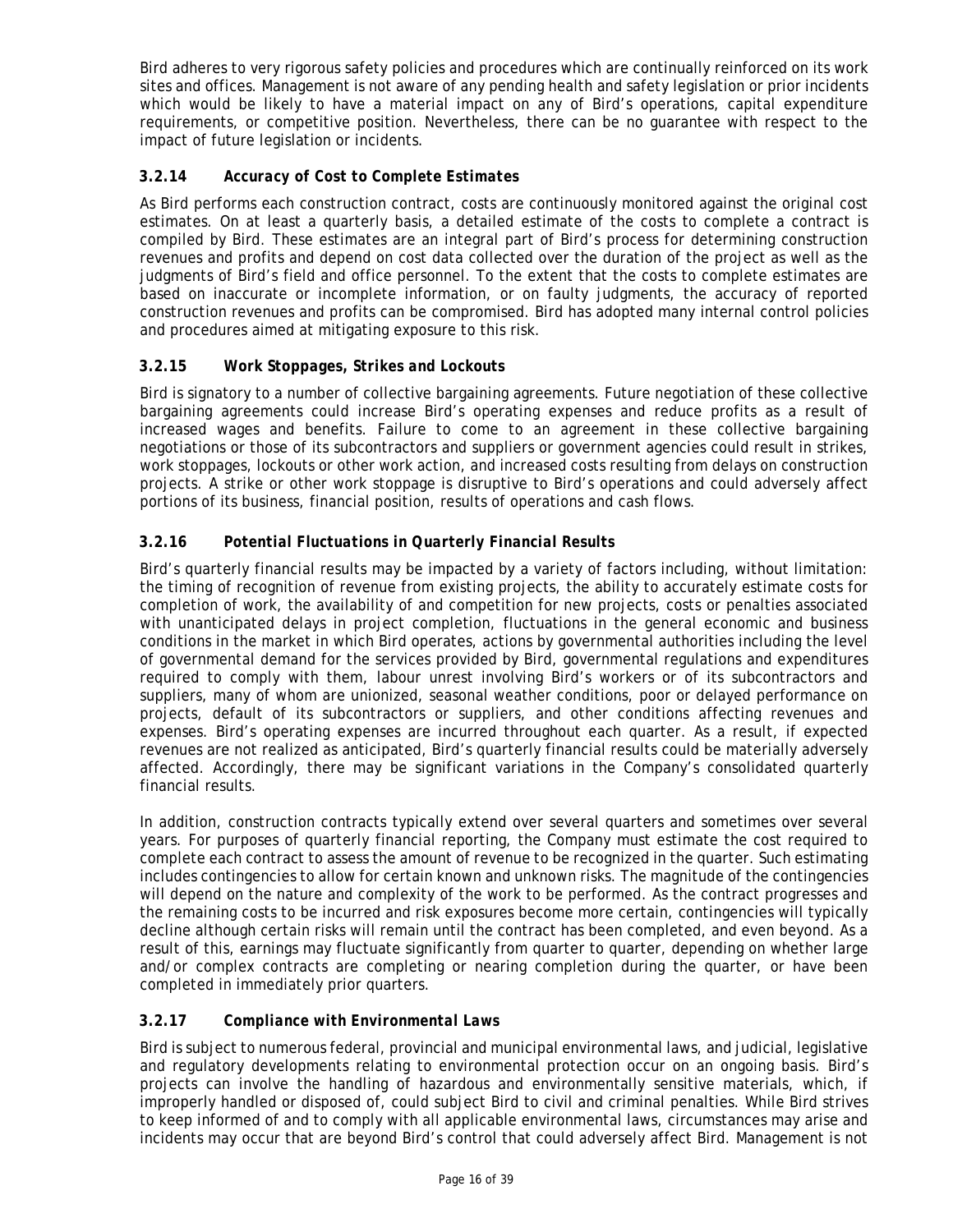Bird adheres to very rigorous safety policies and procedures which are continually reinforced on its work sites and offices. Management is not aware of any pending health and safety legislation or prior incidents which would be likely to have a material impact on any of Bird's operations, capital expenditure requirements, or competitive position. Nevertheless, there can be no guarantee with respect to the impact of future legislation or incidents.

### 3.2.14 *Accuracy of Cost to Complete Estimates*

As Bird performs each construction contract, costs are continuously monitored against the original cost estimates. On at least a quarterly basis, a detailed estimate of the costs to complete a contract is compiled by Bird. These estimates are an integral part of Bird's process for determining construction revenues and profits and depend on cost data collected over the duration of the project as well as the judgments of Bird's field and office personnel. To the extent that the costs to complete estimates are based on inaccurate or incomplete information, or on faulty judgments, the accuracy of reported construction revenues and profits can be compromised. Bird has adopted many internal control policies and procedures aimed at mitigating exposure to this risk.

### 3.2.15 *Work Stoppages, Strikes and Lockouts*

Bird is signatory to a number of collective bargaining agreements. Future negotiation of these collective bargaining agreements could increase Bird's operating expenses and reduce profits as a result of increased wages and benefits. Failure to come to an agreement in these collective bargaining negotiations or those of its subcontractors and suppliers or government agencies could result in strikes, work stoppages, lockouts or other work action, and increased costs resulting from delays on construction projects. A strike or other work stoppage is disruptive to Bird's operations and could adversely affect portions of its business, financial position, results of operations and cash flows.

### 3.2.16 *Potential Fluctuations in Quarterly Financial Results*

Bird's quarterly financial results may be impacted by a variety of factors including, without limitation: the timing of recognition of revenue from existing projects, the ability to accurately estimate costs for completion of work, the availability of and competition for new projects, costs or penalties associated with unanticipated delays in project completion, fluctuations in the general economic and business conditions in the market in which Bird operates, actions by governmental authorities including the level of governmental demand for the services provided by Bird, governmental regulations and expenditures required to comply with them, labour unrest involving Bird's workers or of its subcontractors and suppliers, many of whom are unionized, seasonal weather conditions, poor or delayed performance on projects, default of its subcontractors or suppliers, and other conditions affecting revenues and expenses. Bird's operating expenses are incurred throughout each quarter. As a result, if expected revenues are not realized as anticipated, Bird's quarterly financial results could be materially adversely affected. Accordingly, there may be significant variations in the Company's consolidated quarterly financial results.

In addition, construction contracts typically extend over several quarters and sometimes over several years. For purposes of quarterly financial reporting, the Company must estimate the cost required to complete each contract to assess the amount of revenue to be recognized in the quarter. Such estimating includes contingencies to allow for certain known and unknown risks. The magnitude of the contingencies will depend on the nature and complexity of the work to be performed. As the contract progresses and the remaining costs to be incurred and risk exposures become more certain, contingencies will typically decline although certain risks will remain until the contract has been completed, and even beyond. As a result of this, earnings may fluctuate significantly from quarter to quarter, depending on whether large and/or complex contracts are completing or nearing completion during the quarter, or have been completed in immediately prior quarters.

### 3.2.17 *Compliance with Environmental Laws*

Bird is subject to numerous federal, provincial and municipal environmental laws, and judicial, legislative and regulatory developments relating to environmental protection occur on an ongoing basis. Bird's projects can involve the handling of hazardous and environmentally sensitive materials, which, if improperly handled or disposed of, could subject Bird to civil and criminal penalties. While Bird strives to keep informed of and to comply with all applicable environmental laws, circumstances may arise and incidents may occur that are beyond Bird's control that could adversely affect Bird. Management is not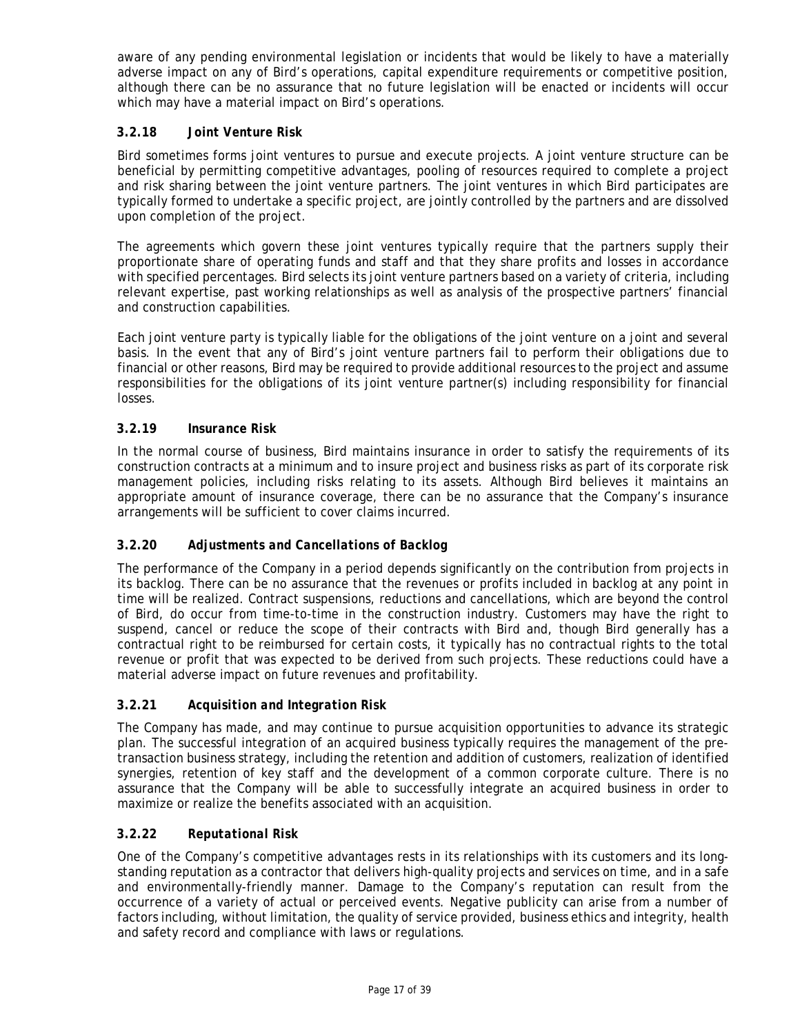aware of any pending environmental legislation or incidents that would be likely to have a materially adverse impact on any of Bird's operations, capital expenditure requirements or competitive position, although there can be no assurance that no future legislation will be enacted or incidents will occur which may have a material impact on Bird's operations.

### 3.2.18 *Joint Venture Risk*

Bird sometimes forms joint ventures to pursue and execute projects. A joint venture structure can be beneficial by permitting competitive advantages, pooling of resources required to complete a project and risk sharing between the joint venture partners. The joint ventures in which Bird participates are typically formed to undertake a specific project, are jointly controlled by the partners and are dissolved upon completion of the project.

The agreements which govern these joint ventures typically require that the partners supply their proportionate share of operating funds and staff and that they share profits and losses in accordance with specified percentages. Bird selects its joint venture partners based on a variety of criteria, including relevant expertise, past working relationships as well as analysis of the prospective partners' financial and construction capabilities.

Each joint venture party is typically liable for the obligations of the joint venture on a joint and several basis. In the event that any of Bird's joint venture partners fail to perform their obligations due to financial or other reasons, Bird may be required to provide additional resources to the project and assume responsibilities for the obligations of its joint venture partner(s) including responsibility for financial losses.

### 3.2.19 *Insurance Risk*

In the normal course of business, Bird maintains insurance in order to satisfy the requirements of its construction contracts at a minimum and to insure project and business risks as part of its corporate risk management policies, including risks relating to its assets. Although Bird believes it maintains an appropriate amount of insurance coverage, there can be no assurance that the Company's insurance arrangements will be sufficient to cover claims incurred.

### 3.2.20 *Adjustments and Cancellations of Backlog*

The performance of the Company in a period depends significantly on the contribution from projects in its backlog. There can be no assurance that the revenues or profits included in backlog at any point in time will be realized. Contract suspensions, reductions and cancellations, which are beyond the control of Bird, do occur from time-to-time in the construction industry. Customers may have the right to suspend, cancel or reduce the scope of their contracts with Bird and, though Bird generally has a contractual right to be reimbursed for certain costs, it typically has no contractual rights to the total revenue or profit that was expected to be derived from such projects. These reductions could have a material adverse impact on future revenues and profitability.

### 3.2.21 *Acquisition and Integration Risk*

The Company has made, and may continue to pursue acquisition opportunities to advance its strategic plan. The successful integration of an acquired business typically requires the management of the pre-transaction business strategy, including the retention and addition of customers, realization of identified synergies, retention of key staff and the development of a common corporate culture. There is no assurance that the Company will be able to successfully integrate an acquired business in order to maximize or realize the benefits associated with an acquisition.

### 3.2.22 *Reputational Risk*

One of the Company's competitive advantages rests in its relationships with its customers and its long-standing reputation as a contractor that delivers high-quality projects and services on time, and in a safe and environmentally-friendly manner. Damage to the Company's reputation can result from the occurrence of a variety of actual or perceived events. Negative publicity can arise from a number of factors including, without limitation, the quality of service provided, business ethics and integrity, health and safety record and compliance with laws or regulations.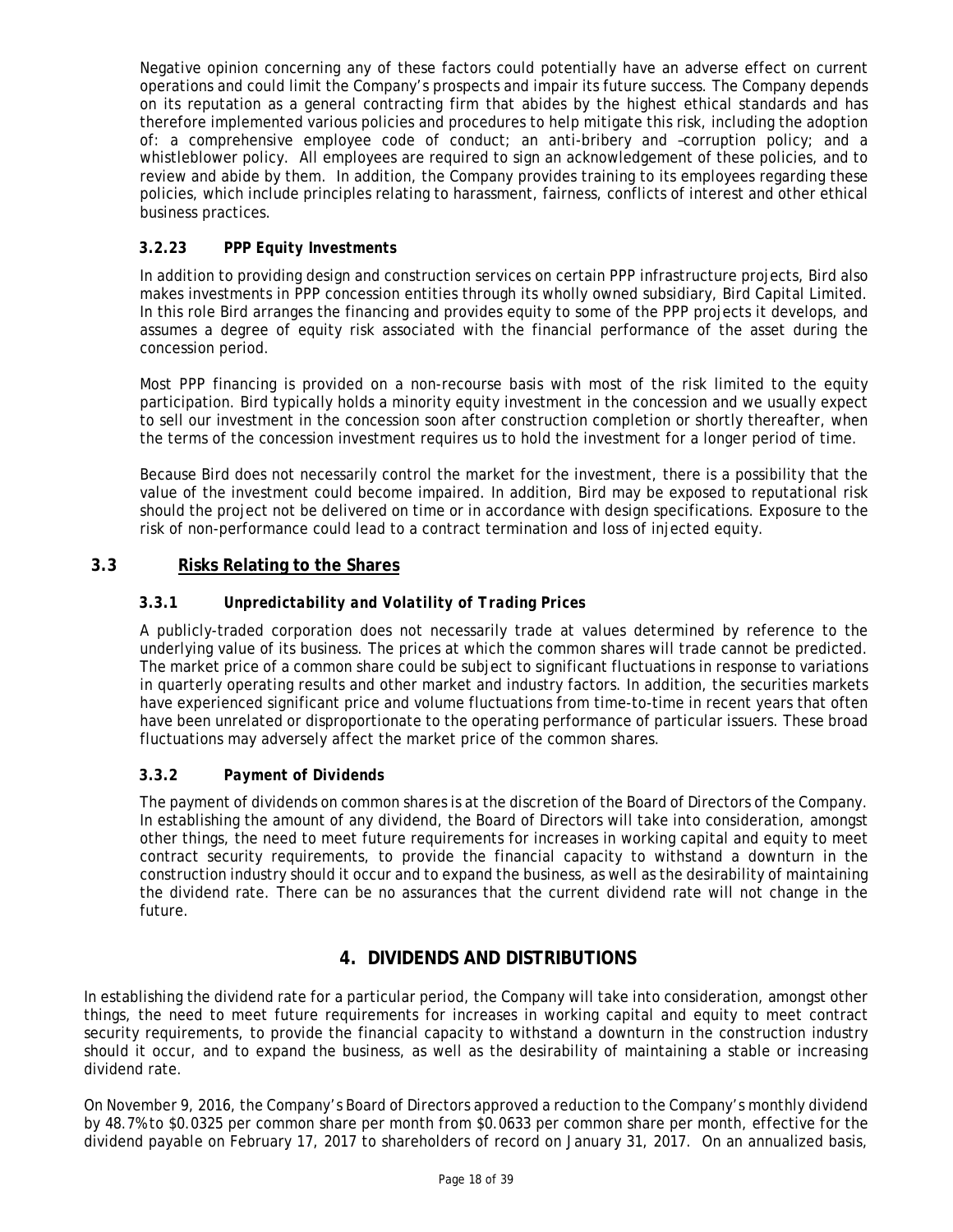Negative opinion concerning any of these factors could potentially have an adverse effect on current operations and could limit the Company's prospects and impair its future success. The Company depends on its reputation as a general contracting firm that abides by the highest ethical standards and has therefore implemented various policies and procedures to help mitigate this risk, including the adoption of: a comprehensive employee code of conduct; an anti-bribery and –corruption policy; and a whistleblower policy. All employees are required to sign an acknowledgement of these policies, and to review and abide by them. In addition, the Company provides training to its employees regarding these policies, which include principles relating to harassment, fairness, conflicts of interest and other ethical business practices.

#### *3.2.23 PPP Equity Investments*

In addition to providing design and construction services on certain PPP infrastructure projects, Bird also makes investments in PPP concession entities through its wholly owned subsidiary, Bird Capital Limited. In this role Bird arranges the financing and provides equity to some of the PPP projects it develops, and assumes a degree of equity risk associated with the financial performance of the asset during the concession period.

Most PPP financing is provided on a non-recourse basis with most of the risk limited to the equity participation. Bird typically holds a minority equity investment in the concession and we usually expect to sell our investment in the concession soon after construction completion or shortly thereafter, when the terms of the concession investment requires us to hold the investment for a longer period of time.

Because Bird does not necessarily control the market for the investment, there is a possibility that the value of the investment could become impaired. In addition, Bird may be exposed to reputational risk should the project not be delivered on time or in accordance with design specifications. Exposure to the risk of non-performance could lead to a contract termination and loss of injected equity.

### 3.3 Risks Relating to the Shares

#### *3.3.1 Unpredictability and Volatility of Trading Prices*

A publicly-traded corporation does not necessarily trade at values determined by reference to the underlying value of its business. The prices at which the common shares will trade cannot be predicted. The market price of a common share could be subject to significant fluctuations in response to variations in quarterly operating results and other market and industry factors. In addition, the securities markets have experienced significant price and volume fluctuations from time-to-time in recent years that often have been unrelated or disproportionate to the operating performance of particular issuers. These broad fluctuations may adversely affect the market price of the common shares.

#### *3.3.2 Payment of Dividends*

The payment of dividends on common shares is at the discretion of the Board of Directors of the Company. In establishing the amount of any dividend, the Board of Directors will take into consideration, amongst other things, the need to meet future requirements for increases in working capital and equity to meet contract security requirements, to provide the financial capacity to withstand a downturn in the construction industry should it occur and to expand the business, as well as the desirability of maintaining the dividend rate. There can be no assurances that the current dividend rate will not change in the future.

## 4. DIVIDENDS AND DISTRIBUTIONS

In establishing the dividend rate for a particular period, the Company will take into consideration, amongst other things, the need to meet future requirements for increases in working capital and equity to meet contract security requirements, to provide the financial capacity to withstand a downturn in the construction industry should it occur, and to expand the business, as well as the desirability of maintaining a stable or increasing dividend rate.

On November 9, 2016, the Company's Board of Directors approved a reduction to the Company's monthly dividend by 48.7% to $0.0325 per common share per month from $0.0633 per common share per month, effective for the dividend payable on February 17, 2017 to shareholders of record on January 31, 2017. On an annualized basis,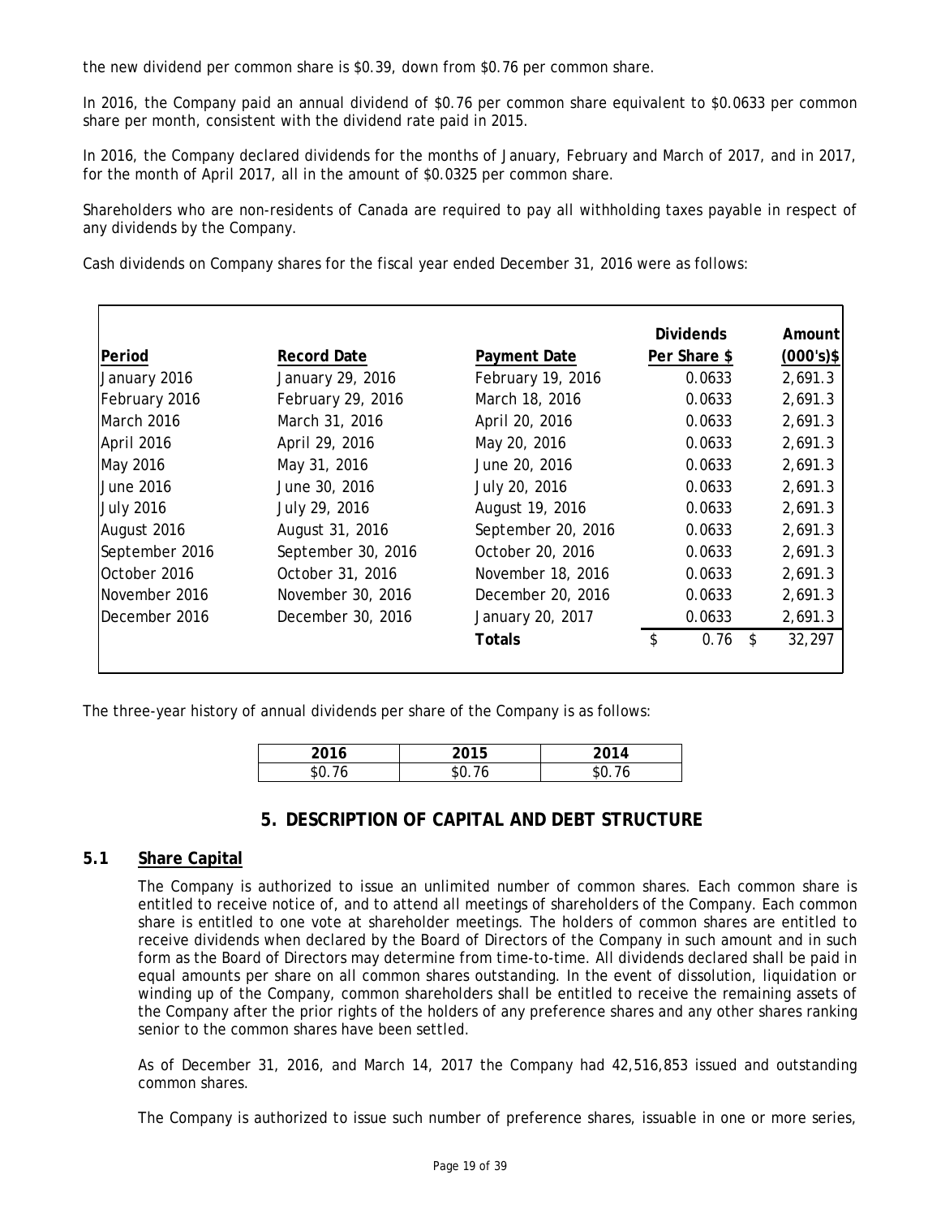the new dividend per common share is $0.39, down from $0.76 per common share.

In 2016, the Company paid an annual dividend of $0.76 per common share equivalent to $0.0633 per common share per month, consistent with the dividend rate paid in 2015.

In 2016, the Company declared dividends for the months of January, February and March of 2017, and in 2017, for the month of April 2017, all in the amount of $0.0325 per common share.

Shareholders who are non-residents of Canada are required to pay all withholding taxes payable in respect of any dividends by the Company.

Cash dividends on Company shares for the fiscal year ended December 31, 2016 were as follows:

| Period | Record Date | Payment Date | Dividends Per Share $ | Amount (000's)$ |
|---|---|---|---|---|
| January 2016 | January 29, 2016 | February 19, 2016 | 0.0633 | 2,691.3 |
| February 2016 | February 29, 2016 | March 18, 2016 | 0.0633 | 2,691.3 |
| March 2016 | March 31, 2016 | April 20, 2016 | 0.0633 | 2,691.3 |
| April 2016 | April 29, 2016 | May 20, 2016 | 0.0633 | 2,691.3 |
| May 2016 | May 31, 2016 | June 20, 2016 | 0.0633 | 2,691.3 |
| June 2016 | June 30, 2016 | July 20, 2016 | 0.0633 | 2,691.3 |
| July 2016 | July 29, 2016 | August 19, 2016 | 0.0633 | 2,691.3 |
| August 2016 | August 31, 2016 | September 20, 2016 | 0.0633 | 2,691.3 |
| September 2016 | September 30, 2016 | October 20, 2016 | 0.0633 | 2,691.3 |
| October 2016 | October 31, 2016 | November 18, 2016 | 0.0633 | 2,691.3 |
| November 2016 | November 30, 2016 | December 20, 2016 | 0.0633 | 2,691.3 |
| December 2016 | December 30, 2016 | January 20, 2017 | 0.0633 | 2,691.3 |
| | | **Totals** | $ 0.76 | $ 32,297 |

The three-year history of annual dividends per share of the Company is as follows:

| 2016 | 2015 | 2014 |
|---|---|---|
| $0.76 | $0.76 | $0.76 |

# 5. DESCRIPTION OF CAPITAL AND DEBT STRUCTURE

## 5.1 Share Capital

The Company is authorized to issue an unlimited number of common shares. Each common share is entitled to receive notice of, and to attend all meetings of shareholders of the Company. Each common share is entitled to one vote at shareholder meetings. The holders of common shares are entitled to receive dividends when declared by the Board of Directors of the Company in such amount and in such form as the Board of Directors may determine from time-to-time. All dividends declared shall be paid in equal amounts per share on all common shares outstanding. In the event of dissolution, liquidation or winding up of the Company, common shareholders shall be entitled to receive the remaining assets of the Company after the prior rights of the holders of any preference shares and any other shares ranking senior to the common shares have been settled.

As of December 31, 2016, and March 14, 2017 the Company had 42,516,853 issued and outstanding common shares.

The Company is authorized to issue such number of preference shares, issuable in one or more series,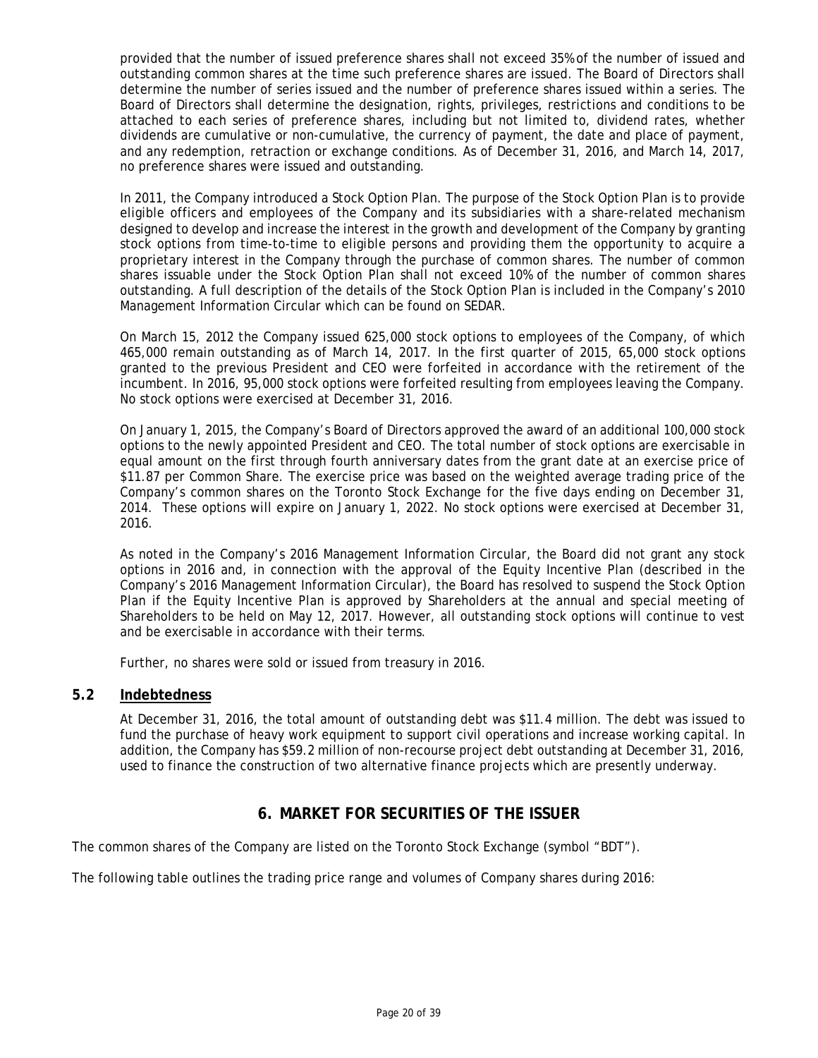provided that the number of issued preference shares shall not exceed 35% of the number of issued and outstanding common shares at the time such preference shares are issued. The Board of Directors shall determine the number of series issued and the number of preference shares issued within a series. The Board of Directors shall determine the designation, rights, privileges, restrictions and conditions to be attached to each series of preference shares, including but not limited to, dividend rates, whether dividends are cumulative or non-cumulative, the currency of payment, the date and place of payment, and any redemption, retraction or exchange conditions. As of December 31, 2016, and March 14, 2017, no preference shares were issued and outstanding.

In 2011, the Company introduced a Stock Option Plan. The purpose of the Stock Option Plan is to provide eligible officers and employees of the Company and its subsidiaries with a share-related mechanism designed to develop and increase the interest in the growth and development of the Company by granting stock options from time-to-time to eligible persons and providing them the opportunity to acquire a proprietary interest in the Company through the purchase of common shares. The number of common shares issuable under the Stock Option Plan shall not exceed 10% of the number of common shares outstanding. A full description of the details of the Stock Option Plan is included in the Company's 2010 Management Information Circular which can be found on SEDAR.

On March 15, 2012 the Company issued 625,000 stock options to employees of the Company, of which 465,000 remain outstanding as of March 14, 2017. In the first quarter of 2015, 65,000 stock options granted to the previous President and CEO were forfeited in accordance with the retirement of the incumbent. In 2016, 95,000 stock options were forfeited resulting from employees leaving the Company. No stock options were exercised at December 31, 2016.

On January 1, 2015, the Company's Board of Directors approved the award of an additional 100,000 stock options to the newly appointed President and CEO. The total number of stock options are exercisable in equal amount on the first through fourth anniversary dates from the grant date at an exercise price of $11.87 per Common Share. The exercise price was based on the weighted average trading price of the Company's common shares on the Toronto Stock Exchange for the five days ending on December 31, 2014. These options will expire on January 1, 2022. No stock options were exercised at December 31, 2016.

As noted in the Company's 2016 Management Information Circular, the Board did not grant any stock options in 2016 and, in connection with the approval of the Equity Incentive Plan (described in the Company's 2016 Management Information Circular), the Board has resolved to suspend the Stock Option Plan if the Equity Incentive Plan is approved by Shareholders at the annual and special meeting of Shareholders to be held on May 12, 2017. However, all outstanding stock options will continue to vest and be exercisable in accordance with their terms.

Further, no shares were sold or issued from treasury in 2016.

### 5.2 Indebtedness

At December 31, 2016, the total amount of outstanding debt was $11.4 million. The debt was issued to fund the purchase of heavy work equipment to support civil operations and increase working capital. In addition, the Company has $59.2 million of non-recourse project debt outstanding at December 31, 2016, used to finance the construction of two alternative finance projects which are presently underway.

## 6. MARKET FOR SECURITIES OF THE ISSUER

The common shares of the Company are listed on the Toronto Stock Exchange (symbol "BDT").

The following table outlines the trading price range and volumes of Company shares during 2016: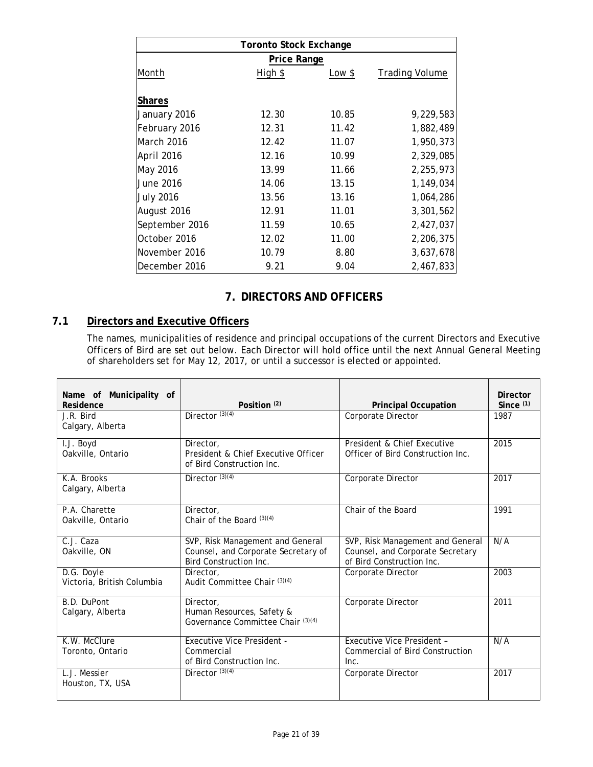| Toronto Stock Exchange | | | |
|---|---|---|---|
| | Price Range | | |
| Month | High $ | Low $ | Trading Volume |
| **Shares** | | | |
| January 2016 | 12.30 | 10.85 | 9,229,583 |
| February 2016 | 12.31 | 11.42 | 1,882,489 |
| March 2016 | 12.42 | 11.07 | 1,950,373 |
| April 2016 | 12.16 | 10.99 | 2,329,085 |
| May 2016 | 13.99 | 11.66 | 2,255,973 |
| June 2016 | 14.06 | 13.15 | 1,149,034 |
| July 2016 | 13.56 | 13.16 | 1,064,286 |
| August 2016 | 12.91 | 11.01 | 3,301,562 |
| September 2016 | 11.59 | 10.65 | 2,427,037 |
| October 2016 | 12.02 | 11.00 | 2,206,375 |
| November 2016 | 10.79 | 8.80 | 3,637,678 |
| December 2016 | 9.21 | 9.04 | 2,467,833 |

# 7. DIRECTORS AND OFFICERS

## 7.1 Directors and Executive Officers

The names, municipalities of residence and principal occupations of the current Directors and Executive Officers of Bird are set out below. Each Director will hold office until the next Annual General Meeting of shareholders set for May 12, 2017, or until a successor is elected or appointed.

| Name of Municipality of Residence | Position (2) | Principal Occupation | Director Since (1) |
|---|---|---|---|
| J.R. Bird<br>Calgary, Alberta | Director (3)(4) | Corporate Director | 1987 |
| I.J. Boyd<br>Oakville, Ontario | Director,<br>President & Chief Executive Officer of Bird Construction Inc. | President & Chief Executive Officer of Bird Construction Inc. | 2015 |
| K.A. Brooks<br>Calgary, Alberta | Director (3)(4) | Corporate Director | 2017 |
| P.A. Charette<br>Oakville, Ontario | Director,<br>Chair of the Board (3)(4) | Chair of the Board | 1991 |
| C.J. Caza<br>Oakville, ON | SVP, Risk Management and General Counsel, and Corporate Secretary of Bird Construction Inc. | SVP, Risk Management and General Counsel, and Corporate Secretary of Bird Construction Inc. | N/A |
| D.G. Doyle<br>Victoria, British Columbia | Director,<br>Audit Committee Chair (3)(4) | Corporate Director | 2003 |
| B.D. DuPont<br>Calgary, Alberta | Director,<br>Human Resources, Safety & Governance Committee Chair (3)(4) | Corporate Director | 2011 |
| K.W. McClure<br>Toronto, Ontario | Executive Vice President - Commercial of Bird Construction Inc. | Executive Vice President – Commercial of Bird Construction Inc. | N/A |
| L.J. Messier<br>Houston, TX, USA | Director (3)(4) | Corporate Director | 2017 |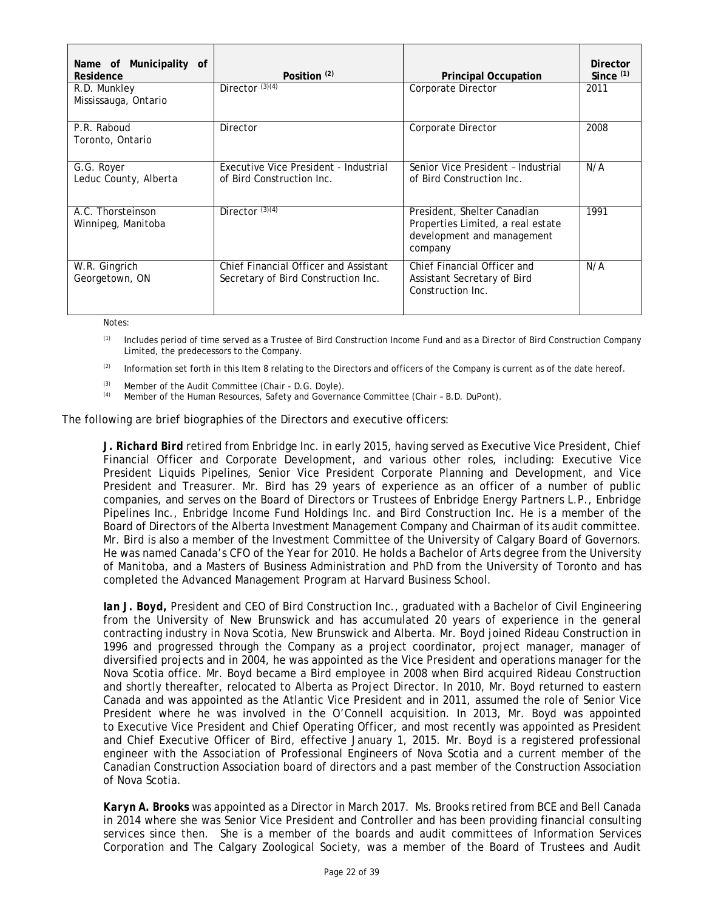| Name of Municipality of Residence | Position [(2)] | Principal Occupation | Director Since [(1)] |
| --- | --- | --- | --- |
| R.D. Munkley<br>Mississauga, Ontario | Director [(3)(4)] | Corporate Director | 2011 |
| P.R. Raboud<br>Toronto, Ontario | Director | Corporate Director | 2008 |
| G.G. Royer<br>Leduc County, Alberta | Executive Vice President - Industrial of Bird Construction Inc. | Senior Vice President – Industrial of Bird Construction Inc. | N/A |
| A.C. Thorsteinson<br>Winnipeg, Manitoba | Director [(3)(4)] | President, Shelter Canadian Properties Limited, a real estate development and management company | 1991 |
| W.R. Gingrich<br>Georgetown, ON | Chief Financial Officer and Assistant Secretary of Bird Construction Inc. | Chief Financial Officer and Assistant Secretary of Bird Construction Inc. | N/A |

Notes:

(1) Includes period of time served as a Trustee of Bird Construction Income Fund and as a Director of Bird Construction Company Limited, the predecessors to the Company.

(2) Information set forth in this Item 8 relating to the Directors and officers of the Company is current as of the date hereof.

(3) Member of the Audit Committee (Chair - D.G. Doyle).

(4) Member of the Human Resources, Safety and Governance Committee (Chair – B.D. DuPont).

The following are brief biographies of the Directors and executive officers:

***J. Richard Bird*** retired from Enbridge Inc. in early 2015, having served as Executive Vice President, Chief Financial Officer and Corporate Development, and various other roles, including: Executive Vice President Liquids Pipelines, Senior Vice President Corporate Planning and Development, and Vice President and Treasurer. Mr. Bird has 29 years of experience as an officer of a number of public companies, and serves on the Board of Directors or Trustees of Enbridge Energy Partners L.P., Enbridge Pipelines Inc., Enbridge Income Fund Holdings Inc. and Bird Construction Inc. He is a member of the Board of Directors of the Alberta Investment Management Company and Chairman of its audit committee. Mr. Bird is also a member of the Investment Committee of the University of Calgary Board of Governors. He was named Canada's CFO of the Year for 2010. He holds a Bachelor of Arts degree from the University of Manitoba, and a Masters of Business Administration and PhD from the University of Toronto and has completed the Advanced Management Program at Harvard Business School.

***Ian J. Boyd,*** President and CEO of Bird Construction Inc., graduated with a Bachelor of Civil Engineering from the University of New Brunswick and has accumulated 20 years of experience in the general contracting industry in Nova Scotia, New Brunswick and Alberta. Mr. Boyd joined Rideau Construction in 1996 and progressed through the Company as a project coordinator, project manager, manager of diversified projects and in 2004, he was appointed as the Vice President and operations manager for the Nova Scotia office. Mr. Boyd became a Bird employee in 2008 when Bird acquired Rideau Construction and shortly thereafter, relocated to Alberta as Project Director. In 2010, Mr. Boyd returned to eastern Canada and was appointed as the Atlantic Vice President and in 2011, assumed the role of Senior Vice President where he was involved in the O'Connell acquisition. In 2013, Mr. Boyd was appointed to Executive Vice President and Chief Operating Officer, and most recently was appointed as President and Chief Executive Officer of Bird, effective January 1, 2015. Mr. Boyd is a registered professional engineer with the Association of Professional Engineers of Nova Scotia and a current member of the Canadian Construction Association board of directors and a past member of the Construction Association of Nova Scotia.

***Karyn A. Brooks*** was appointed as a Director in March 2017. Ms. Brooks retired from BCE and Bell Canada in 2014 where she was Senior Vice President and Controller and has been providing financial consulting services since then. She is a member of the boards and audit committees of Information Services Corporation and The Calgary Zoological Society, was a member of the Board of Trustees and Audit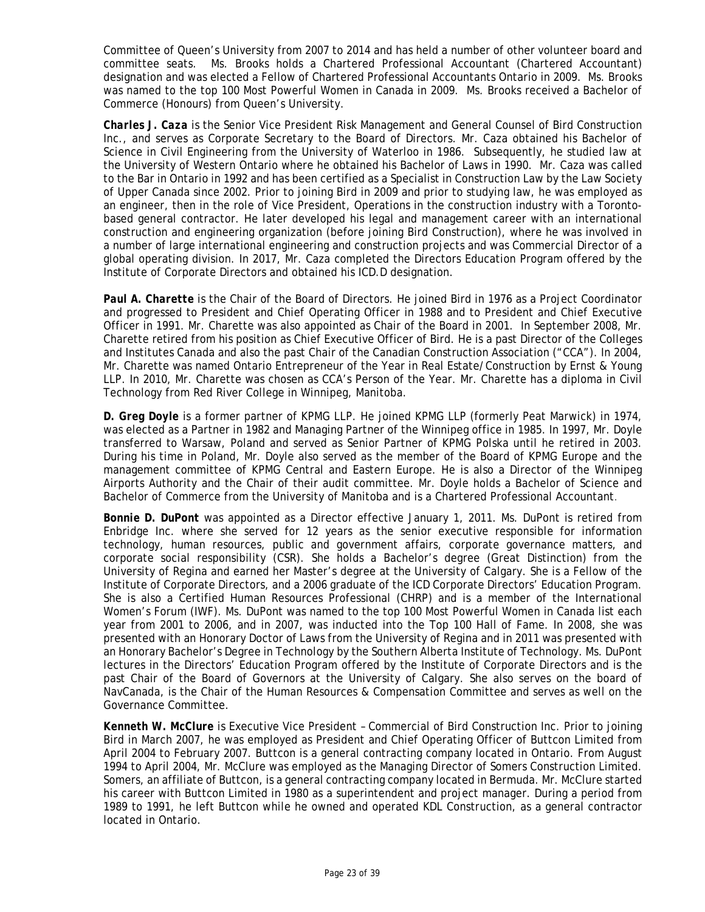Committee of Queen's University from 2007 to 2014 and has held a number of other volunteer board and committee seats. Ms. Brooks holds a Chartered Professional Accountant (Chartered Accountant) designation and was elected a Fellow of Chartered Professional Accountants Ontario in 2009. Ms. Brooks was named to the top 100 Most Powerful Women in Canada in 2009. Ms. Brooks received a Bachelor of Commerce (Honours) from Queen's University.

**Charles J. Caza** is the Senior Vice President Risk Management and General Counsel of Bird Construction Inc., and serves as Corporate Secretary to the Board of Directors. Mr. Caza obtained his Bachelor of Science in Civil Engineering from the University of Waterloo in 1986. Subsequently, he studied law at the University of Western Ontario where he obtained his Bachelor of Laws in 1990. Mr. Caza was called to the Bar in Ontario in 1992 and has been certified as a Specialist in Construction Law by the Law Society of Upper Canada since 2002. Prior to joining Bird in 2009 and prior to studying law, he was employed as an engineer, then in the role of Vice President, Operations in the construction industry with a Toronto-based general contractor. He later developed his legal and management career with an international construction and engineering organization (before joining Bird Construction), where he was involved in a number of large international engineering and construction projects and was Commercial Director of a global operating division. In 2017, Mr. Caza completed the Directors Education Program offered by the Institute of Corporate Directors and obtained his ICD.D designation.

**Paul A. Charette** is the Chair of the Board of Directors. He joined Bird in 1976 as a Project Coordinator and progressed to President and Chief Operating Officer in 1988 and to President and Chief Executive Officer in 1991. Mr. Charette was also appointed as Chair of the Board in 2001. In September 2008, Mr. Charette retired from his position as Chief Executive Officer of Bird. He is a past Director of the Colleges and Institutes Canada and also the past Chair of the Canadian Construction Association ("CCA"). In 2004, Mr. Charette was named Ontario Entrepreneur of the Year in Real Estate/Construction by Ernst & Young LLP. In 2010, Mr. Charette was chosen as CCA's Person of the Year. Mr. Charette has a diploma in Civil Technology from Red River College in Winnipeg, Manitoba.

**D. Greg Doyle** is a former partner of KPMG LLP. He joined KPMG LLP (formerly Peat Marwick) in 1974, was elected as a Partner in 1982 and Managing Partner of the Winnipeg office in 1985. In 1997, Mr. Doyle transferred to Warsaw, Poland and served as Senior Partner of KPMG Polska until he retired in 2003. During his time in Poland, Mr. Doyle also served as the member of the Board of KPMG Europe and the management committee of KPMG Central and Eastern Europe. He is also a Director of the Winnipeg Airports Authority and the Chair of their audit committee. Mr. Doyle holds a Bachelor of Science and Bachelor of Commerce from the University of Manitoba and is a Chartered Professional Accountant.

**Bonnie D. DuPont** was appointed as a Director effective January 1, 2011. Ms. DuPont is retired from Enbridge Inc. where she served for 12 years as the senior executive responsible for information technology, human resources, public and government affairs, corporate governance matters, and corporate social responsibility (CSR). She holds a Bachelor's degree (Great Distinction) from the University of Regina and earned her Master's degree at the University of Calgary. She is a Fellow of the Institute of Corporate Directors, and a 2006 graduate of the ICD Corporate Directors' Education Program. She is also a Certified Human Resources Professional (CHRP) and is a member of the International Women's Forum (IWF). Ms. DuPont was named to the top 100 Most Powerful Women in Canada list each year from 2001 to 2006, and in 2007, was inducted into the Top 100 Hall of Fame. In 2008, she was presented with an Honorary Doctor of Laws from the University of Regina and in 2011 was presented with an Honorary Bachelor's Degree in Technology by the Southern Alberta Institute of Technology. Ms. DuPont lectures in the Directors' Education Program offered by the Institute of Corporate Directors and is the past Chair of the Board of Governors at the University of Calgary. She also serves on the board of NavCanada, is the Chair of the Human Resources & Compensation Committee and serves as well on the Governance Committee.

**Kenneth W. McClure** is Executive Vice President – Commercial of Bird Construction Inc. Prior to joining Bird in March 2007, he was employed as President and Chief Operating Officer of Buttcon Limited from April 2004 to February 2007. Buttcon is a general contracting company located in Ontario. From August 1994 to April 2004, Mr. McClure was employed as the Managing Director of Somers Construction Limited. Somers, an affiliate of Buttcon, is a general contracting company located in Bermuda. Mr. McClure started his career with Buttcon Limited in 1980 as a superintendent and project manager. During a period from 1989 to 1991, he left Buttcon while he owned and operated KDL Construction, as a general contractor located in Ontario.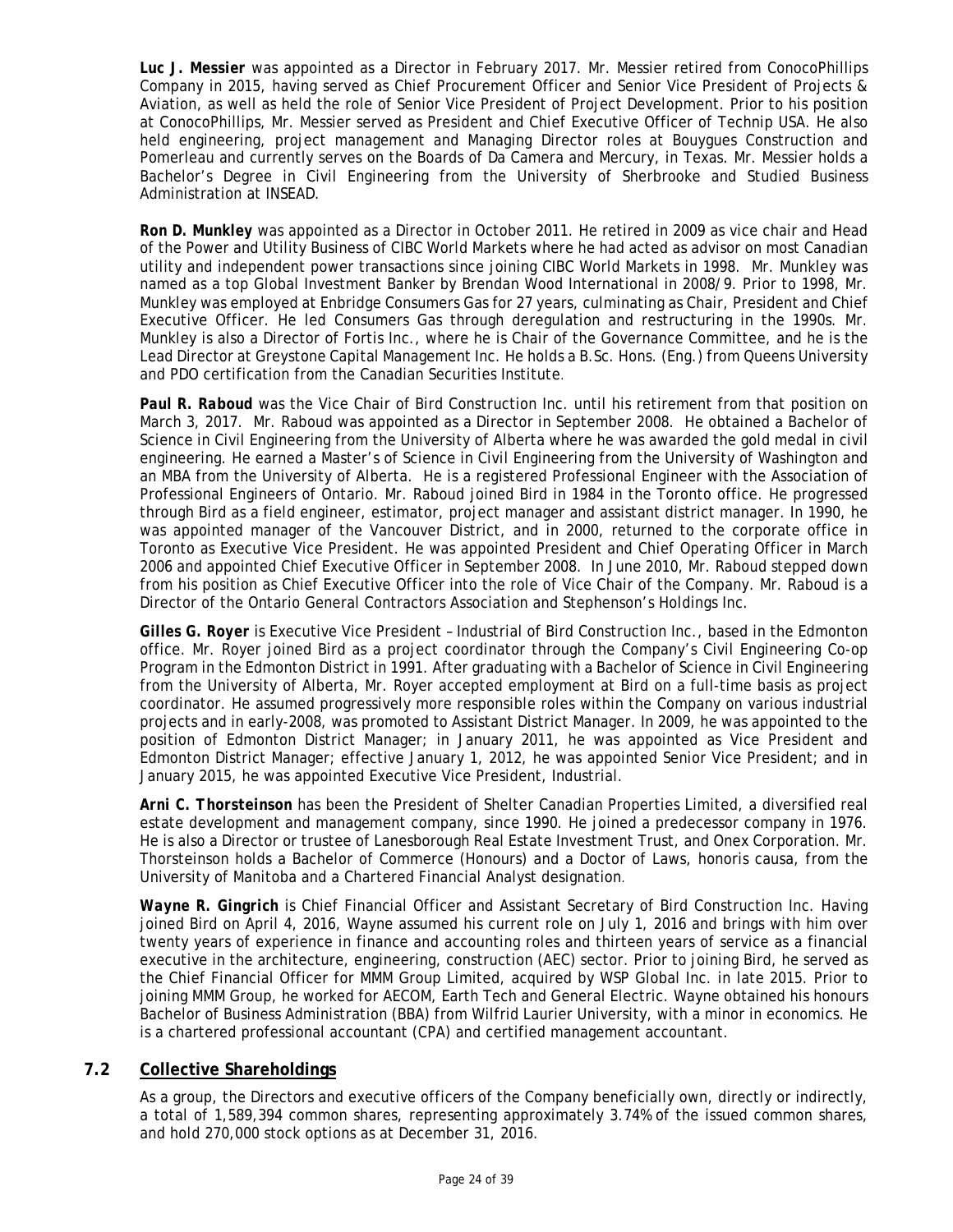**Luc J. Messier** was appointed as a Director in February 2017. Mr. Messier retired from ConocoPhillips Company in 2015, having served as Chief Procurement Officer and Senior Vice President of Projects & Aviation, as well as held the role of Senior Vice President of Project Development. Prior to his position at ConocoPhillips, Mr. Messier served as President and Chief Executive Officer of Technip USA. He also held engineering, project management and Managing Director roles at Bouygues Construction and Pomerleau and currently serves on the Boards of Da Camera and Mercury, in Texas. Mr. Messier holds a Bachelor's Degree in Civil Engineering from the University of Sherbrooke and Studied Business Administration at INSEAD.

**Ron D. Munkley** was appointed as a Director in October 2011. He retired in 2009 as vice chair and Head of the Power and Utility Business of CIBC World Markets where he had acted as advisor on most Canadian utility and independent power transactions since joining CIBC World Markets in 1998. Mr. Munkley was named as a top Global Investment Banker by Brendan Wood International in 2008/9. Prior to 1998, Mr. Munkley was employed at Enbridge Consumers Gas for 27 years, culminating as Chair, President and Chief Executive Officer. He led Consumers Gas through deregulation and restructuring in the 1990s. Mr. Munkley is also a Director of Fortis Inc., where he is Chair of the Governance Committee, and he is the Lead Director at Greystone Capital Management Inc. He holds a B.Sc. Hons. (Eng.) from Queens University and PDO certification from the Canadian Securities Institute.

**Paul R. Raboud** was the Vice Chair of Bird Construction Inc. until his retirement from that position on March 3, 2017. Mr. Raboud was appointed as a Director in September 2008. He obtained a Bachelor of Science in Civil Engineering from the University of Alberta where he was awarded the gold medal in civil engineering. He earned a Master's of Science in Civil Engineering from the University of Washington and an MBA from the University of Alberta. He is a registered Professional Engineer with the Association of Professional Engineers of Ontario. Mr. Raboud joined Bird in 1984 in the Toronto office. He progressed through Bird as a field engineer, estimator, project manager and assistant district manager. In 1990, he was appointed manager of the Vancouver District, and in 2000, returned to the corporate office in Toronto as Executive Vice President. He was appointed President and Chief Operating Officer in March 2006 and appointed Chief Executive Officer in September 2008. In June 2010, Mr. Raboud stepped down from his position as Chief Executive Officer into the role of Vice Chair of the Company. Mr. Raboud is a Director of the Ontario General Contractors Association and Stephenson's Holdings Inc.

**Gilles G. Royer** is Executive Vice President – Industrial of Bird Construction Inc., based in the Edmonton office. Mr. Royer joined Bird as a project coordinator through the Company's Civil Engineering Co-op Program in the Edmonton District in 1991. After graduating with a Bachelor of Science in Civil Engineering from the University of Alberta, Mr. Royer accepted employment at Bird on a full-time basis as project coordinator. He assumed progressively more responsible roles within the Company on various industrial projects and in early-2008, was promoted to Assistant District Manager. In 2009, he was appointed to the position of Edmonton District Manager; in January 2011, he was appointed as Vice President and Edmonton District Manager; effective January 1, 2012, he was appointed Senior Vice President; and in January 2015, he was appointed Executive Vice President, Industrial.

**Arni C. Thorsteinson** has been the President of Shelter Canadian Properties Limited, a diversified real estate development and management company, since 1990. He joined a predecessor company in 1976. He is also a Director or trustee of Lanesborough Real Estate Investment Trust, and Onex Corporation. Mr. Thorsteinson holds a Bachelor of Commerce (Honours) and a Doctor of Laws, honoris causa, from the University of Manitoba and a Chartered Financial Analyst designation.

**Wayne R. Gingrich** is Chief Financial Officer and Assistant Secretary of Bird Construction Inc. Having joined Bird on April 4, 2016, Wayne assumed his current role on July 1, 2016 and brings with him over twenty years of experience in finance and accounting roles and thirteen years of service as a financial executive in the architecture, engineering, construction (AEC) sector. Prior to joining Bird, he served as the Chief Financial Officer for MMM Group Limited, acquired by WSP Global Inc. in late 2015. Prior to joining MMM Group, he worked for AECOM, Earth Tech and General Electric. Wayne obtained his honours Bachelor of Business Administration (BBA) from Wilfrid Laurier University, with a minor in economics. He is a chartered professional accountant (CPA) and certified management accountant.

## 7.2 Collective Shareholdings

As a group, the Directors and executive officers of the Company beneficially own, directly or indirectly, a total of 1,589,394 common shares, representing approximately 3.74% of the issued common shares, and hold 270,000 stock options as at December 31, 2016.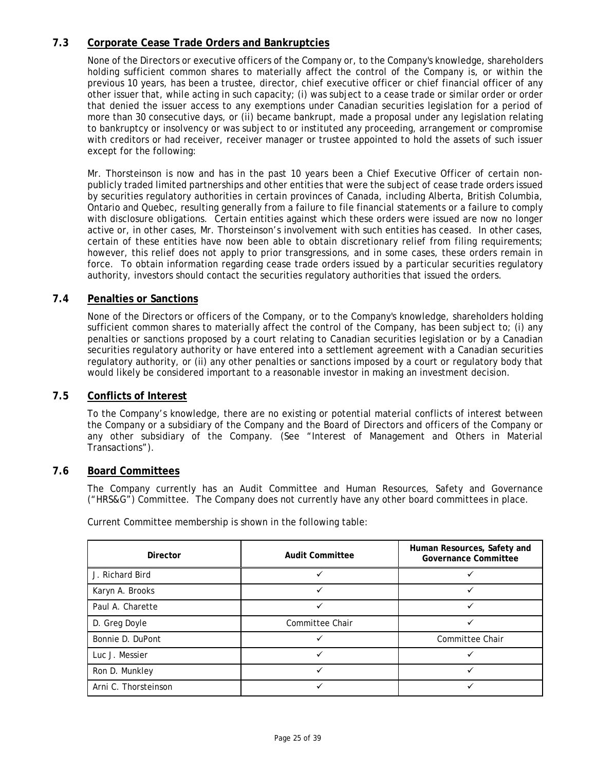## 7.3 Corporate Cease Trade Orders and Bankruptcies

None of the Directors or executive officers of the Company or, to the Company's knowledge, shareholders holding sufficient common shares to materially affect the control of the Company is, or within the previous 10 years, has been a trustee, director, chief executive officer or chief financial officer of any other issuer that, while acting in such capacity; (i) was subject to a cease trade or similar order or order that denied the issuer access to any exemptions under Canadian securities legislation for a period of more than 30 consecutive days, or (ii) became bankrupt, made a proposal under any legislation relating to bankruptcy or insolvency or was subject to or instituted any proceeding, arrangement or compromise with creditors or had receiver, receiver manager or trustee appointed to hold the assets of such issuer except for the following:

Mr. Thorsteinson is now and has in the past 10 years been a Chief Executive Officer of certain non-publicly traded limited partnerships and other entities that were the subject of cease trade orders issued by securities regulatory authorities in certain provinces of Canada, including Alberta, British Columbia, Ontario and Quebec, resulting generally from a failure to file financial statements or a failure to comply with disclosure obligations. Certain entities against which these orders were issued are now no longer active or, in other cases, Mr. Thorsteinson's involvement with such entities has ceased. In other cases, certain of these entities have now been able to obtain discretionary relief from filing requirements; however, this relief does not apply to prior transgressions, and in some cases, these orders remain in force. To obtain information regarding cease trade orders issued by a particular securities regulatory authority, investors should contact the securities regulatory authorities that issued the orders.

## 7.4 Penalties or Sanctions

None of the Directors or officers of the Company, or to the Company's knowledge, shareholders holding sufficient common shares to materially affect the control of the Company, has been subject to; (i) any penalties or sanctions proposed by a court relating to Canadian securities legislation or by a Canadian securities regulatory authority or have entered into a settlement agreement with a Canadian securities regulatory authority, or (ii) any other penalties or sanctions imposed by a court or regulatory body that would likely be considered important to a reasonable investor in making an investment decision.

## 7.5 Conflicts of Interest

To the Company's knowledge, there are no existing or potential material conflicts of interest between the Company or a subsidiary of the Company and the Board of Directors and officers of the Company or any other subsidiary of the Company. (See "Interest of Management and Others in Material Transactions").

## 7.6 Board Committees

The Company currently has an Audit Committee and Human Resources, Safety and Governance ("HRS&G") Committee. The Company does not currently have any other board committees in place.

Current Committee membership is shown in the following table:

| Director | Audit Committee | Human Resources, Safety and Governance Committee |
|---|---|---|
| J. Richard Bird | ✓ | ✓ |
| Karyn A. Brooks | ✓ | ✓ |
| Paul A. Charette | ✓ | ✓ |
| D. Greg Doyle | Committee Chair | ✓ |
| Bonnie D. DuPont | ✓ | Committee Chair |
| Luc J. Messier | ✓ | ✓ |
| Ron D. Munkley | ✓ | ✓ |
| Arni C. Thorsteinson | ✓ | ✓ |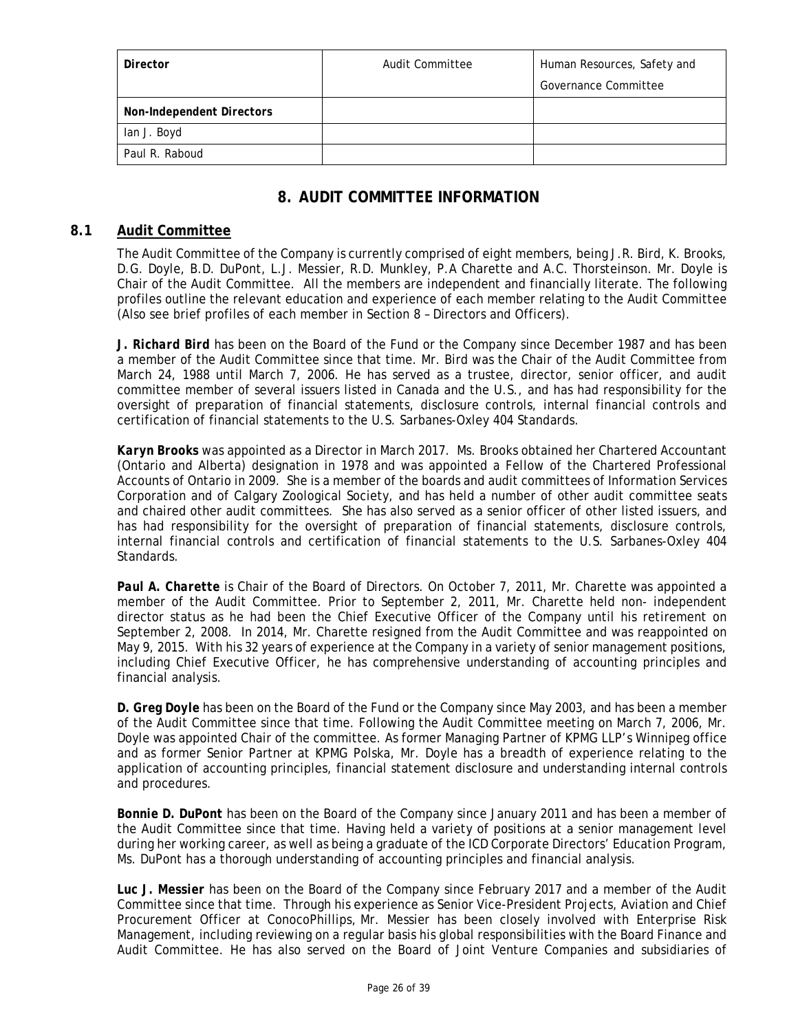| **Director** | Audit Committee | Human Resources, Safety and Governance Committee |
| --- | --- | --- |
| **Non-Independent Directors** | | |
| Ian J. Boyd | | |
| Paul R. Raboud | | |

# 8. AUDIT COMMITTEE INFORMATION

## 8.1 Audit Committee

The Audit Committee of the Company is currently comprised of eight members, being J.R. Bird, K. Brooks, D.G. Doyle, B.D. DuPont, L.J. Messier, R.D. Munkley, P.A Charette and A.C. Thorsteinson. Mr. Doyle is Chair of the Audit Committee. All the members are independent and financially literate. The following profiles outline the relevant education and experience of each member relating to the Audit Committee (Also see brief profiles of each member in Section 8 – Directors and Officers).

***J. Richard Bird*** has been on the Board of the Fund or the Company since December 1987 and has been a member of the Audit Committee since that time. Mr. Bird was the Chair of the Audit Committee from March 24, 1988 until March 7, 2006. He has served as a trustee, director, senior officer, and audit committee member of several issuers listed in Canada and the U.S., and has had responsibility for the oversight of preparation of financial statements, disclosure controls, internal financial controls and certification of financial statements to the U.S. Sarbanes-Oxley 404 Standards.

***Karyn Brooks*** was appointed as a Director in March 2017. Ms. Brooks obtained her Chartered Accountant (Ontario and Alberta) designation in 1978 and was appointed a Fellow of the Chartered Professional Accounts of Ontario in 2009. She is a member of the boards and audit committees of Information Services Corporation and of Calgary Zoological Society, and has held a number of other audit committee seats and chaired other audit committees. She has also served as a senior officer of other listed issuers, and has had responsibility for the oversight of preparation of financial statements, disclosure controls, internal financial controls and certification of financial statements to the U.S. Sarbanes-Oxley 404 Standards.

***Paul A. Charette*** is Chair of the Board of Directors. On October 7, 2011, Mr. Charette was appointed a member of the Audit Committee. Prior to September 2, 2011, Mr. Charette held non- independent director status as he had been the Chief Executive Officer of the Company until his retirement on September 2, 2008. In 2014, Mr. Charette resigned from the Audit Committee and was reappointed on May 9, 2015. With his 32 years of experience at the Company in a variety of senior management positions, including Chief Executive Officer, he has comprehensive understanding of accounting principles and financial analysis.

***D. Greg Doyle*** has been on the Board of the Fund or the Company since May 2003, and has been a member of the Audit Committee since that time. Following the Audit Committee meeting on March 7, 2006, Mr. Doyle was appointed Chair of the committee. As former Managing Partner of KPMG LLP's Winnipeg office and as former Senior Partner at KPMG Polska, Mr. Doyle has a breadth of experience relating to the application of accounting principles, financial statement disclosure and understanding internal controls and procedures.

***Bonnie D. DuPont*** has been on the Board of the Company since January 2011 and has been a member of the Audit Committee since that time. Having held a variety of positions at a senior management level during her working career, as well as being a graduate of the ICD Corporate Directors' Education Program, Ms. DuPont has a thorough understanding of accounting principles and financial analysis.

***Luc J. Messier*** has been on the Board of the Company since February 2017 and a member of the Audit Committee since that time. Through his experience as Senior Vice-President Projects, Aviation and Chief Procurement Officer at ConocoPhillips, Mr. Messier has been closely involved with Enterprise Risk Management, including reviewing on a regular basis his global responsibilities with the Board Finance and Audit Committee. He has also served on the Board of Joint Venture Companies and subsidiaries of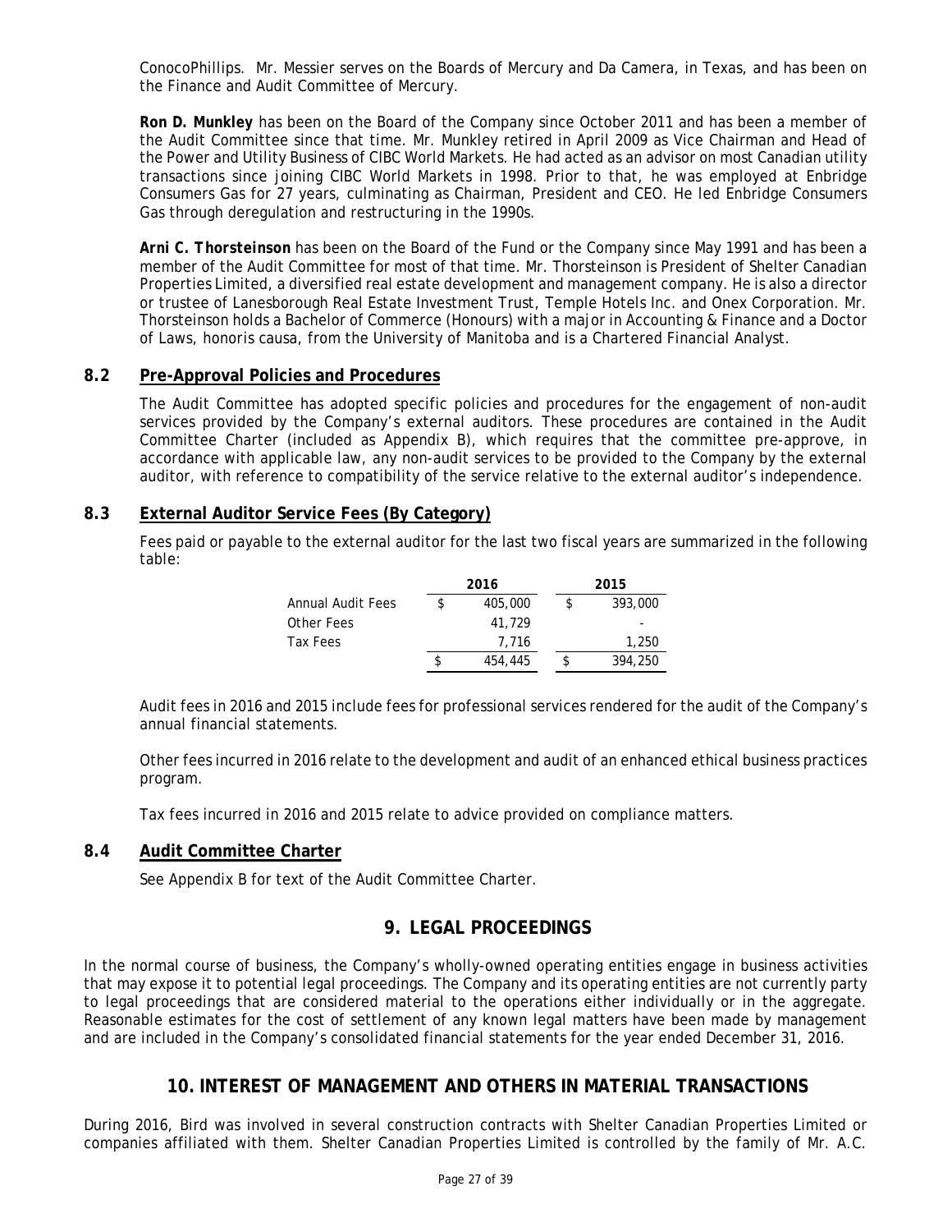ConocoPhillips. Mr. Messier serves on the Boards of Mercury and Da Camera, in Texas, and has been on the Finance and Audit Committee of Mercury.

**Ron D. Munkley** has been on the Board of the Company since October 2011 and has been a member of the Audit Committee since that time. Mr. Munkley retired in April 2009 as Vice Chairman and Head of the Power and Utility Business of CIBC World Markets. He had acted as an advisor on most Canadian utility transactions since joining CIBC World Markets in 1998. Prior to that, he was employed at Enbridge Consumers Gas for 27 years, culminating as Chairman, President and CEO. He led Enbridge Consumers Gas through deregulation and restructuring in the 1990s.

**Arni C. Thorsteinson** has been on the Board of the Fund or the Company since May 1991 and has been a member of the Audit Committee for most of that time. Mr. Thorsteinson is President of Shelter Canadian Properties Limited, a diversified real estate development and management company. He is also a director or trustee of Lanesborough Real Estate Investment Trust, Temple Hotels Inc. and Onex Corporation. Mr. Thorsteinson holds a Bachelor of Commerce (Honours) with a major in Accounting & Finance and a Doctor of Laws, honoris causa, from the University of Manitoba and is a Chartered Financial Analyst.

### 8.2 Pre-Approval Policies and Procedures

The Audit Committee has adopted specific policies and procedures for the engagement of non-audit services provided by the Company's external auditors. These procedures are contained in the Audit Committee Charter (included as Appendix B), which requires that the committee pre-approve, in accordance with applicable law, any non-audit services to be provided to the Company by the external auditor, with reference to compatibility of the service relative to the external auditor's independence.

### 8.3 External Auditor Service Fees (By Category)

Fees paid or payable to the external auditor for the last two fiscal years are summarized in the following table:

| | 2016 | 2015 |
|---|---|---|
| Annual Audit Fees | $ 405,000 | $ 393,000 |
| Other Fees | 41,729 | - |
| Tax Fees | 7,716 | 1,250 |
| | $ 454,445 | $ 394,250 |

Audit fees in 2016 and 2015 include fees for professional services rendered for the audit of the Company's annual financial statements.

Other fees incurred in 2016 relate to the development and audit of an enhanced ethical business practices program.

Tax fees incurred in 2016 and 2015 relate to advice provided on compliance matters.

### 8.4 Audit Committee Charter

See Appendix B for text of the Audit Committee Charter.

## 9. LEGAL PROCEEDINGS

In the normal course of business, the Company's wholly-owned operating entities engage in business activities that may expose it to potential legal proceedings. The Company and its operating entities are not currently party to legal proceedings that are considered material to the operations either individually or in the aggregate. Reasonable estimates for the cost of settlement of any known legal matters have been made by management and are included in the Company's consolidated financial statements for the year ended December 31, 2016.

## 10. INTEREST OF MANAGEMENT AND OTHERS IN MATERIAL TRANSACTIONS

During 2016, Bird was involved in several construction contracts with Shelter Canadian Properties Limited or companies affiliated with them. Shelter Canadian Properties Limited is controlled by the family of Mr. A.C.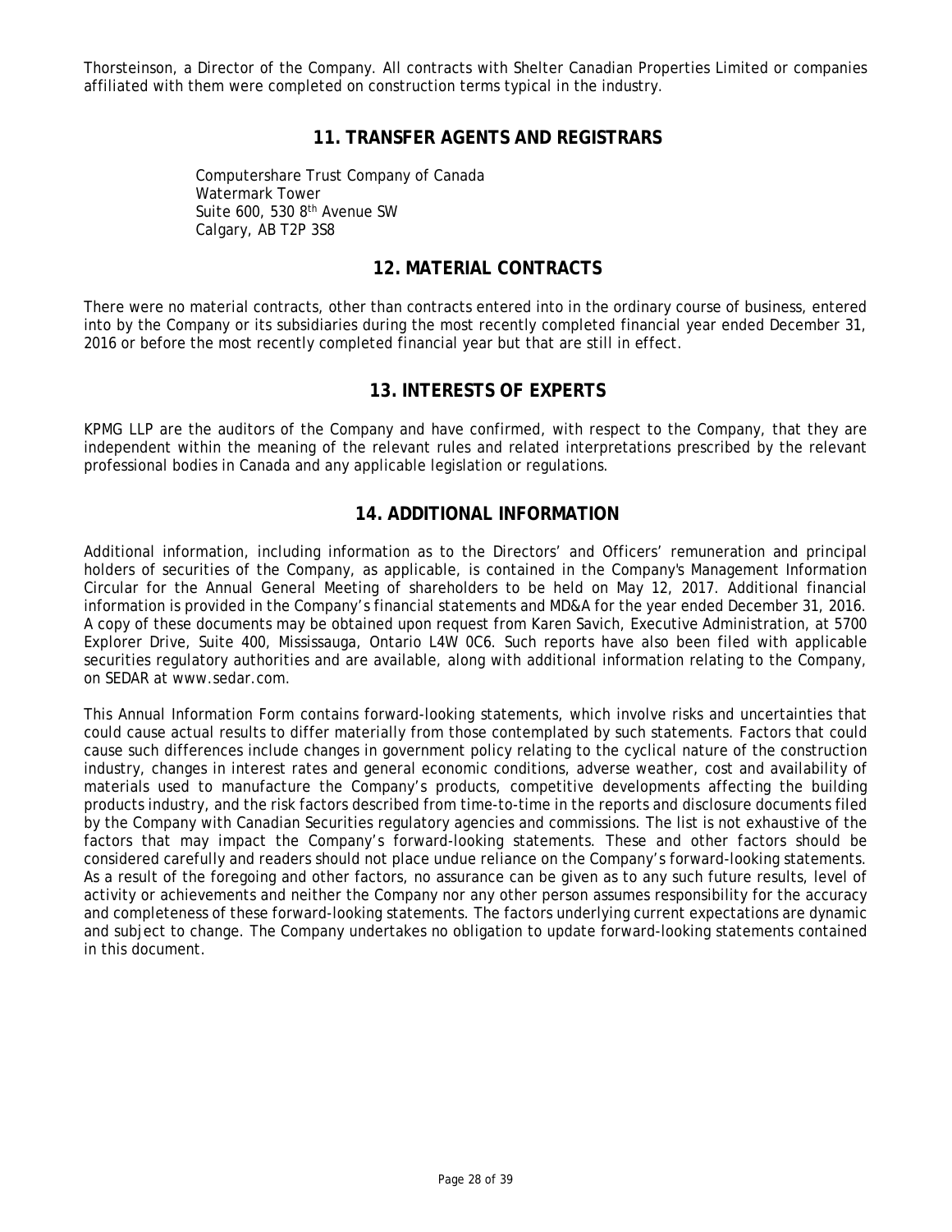Thorsteinson, a Director of the Company. All contracts with Shelter Canadian Properties Limited or companies affiliated with them were completed on construction terms typical in the industry.

## 11. TRANSFER AGENTS AND REGISTRARS

Computershare Trust Company of Canada  
Watermark Tower  
Suite 600, 530 8th Avenue SW  
Calgary, AB T2P 3S8

## 12. MATERIAL CONTRACTS

There were no material contracts, other than contracts entered into in the ordinary course of business, entered into by the Company or its subsidiaries during the most recently completed financial year ended December 31, 2016 or before the most recently completed financial year but that are still in effect.

## 13. INTERESTS OF EXPERTS

KPMG LLP are the auditors of the Company and have confirmed, with respect to the Company, that they are independent within the meaning of the relevant rules and related interpretations prescribed by the relevant professional bodies in Canada and any applicable legislation or regulations.

## 14. ADDITIONAL INFORMATION

Additional information, including information as to the Directors' and Officers' remuneration and principal holders of securities of the Company, as applicable, is contained in the Company's Management Information Circular for the Annual General Meeting of shareholders to be held on May 12, 2017. Additional financial information is provided in the Company's financial statements and MD&A for the year ended December 31, 2016. A copy of these documents may be obtained upon request from Karen Savich, Executive Administration, at 5700 Explorer Drive, Suite 400, Mississauga, Ontario L4W 0C6. Such reports have also been filed with applicable securities regulatory authorities and are available, along with additional information relating to the Company, on SEDAR at www.sedar.com.

This Annual Information Form contains forward-looking statements, which involve risks and uncertainties that could cause actual results to differ materially from those contemplated by such statements. Factors that could cause such differences include changes in government policy relating to the cyclical nature of the construction industry, changes in interest rates and general economic conditions, adverse weather, cost and availability of materials used to manufacture the Company's products, competitive developments affecting the building products industry, and the risk factors described from time-to-time in the reports and disclosure documents filed by the Company with Canadian Securities regulatory agencies and commissions. The list is not exhaustive of the factors that may impact the Company's forward-looking statements. These and other factors should be considered carefully and readers should not place undue reliance on the Company's forward-looking statements. As a result of the foregoing and other factors, no assurance can be given as to any such future results, level of activity or achievements and neither the Company nor any other person assumes responsibility for the accuracy and completeness of these forward-looking statements. The factors underlying current expectations are dynamic and subject to change. The Company undertakes no obligation to update forward-looking statements contained in this document.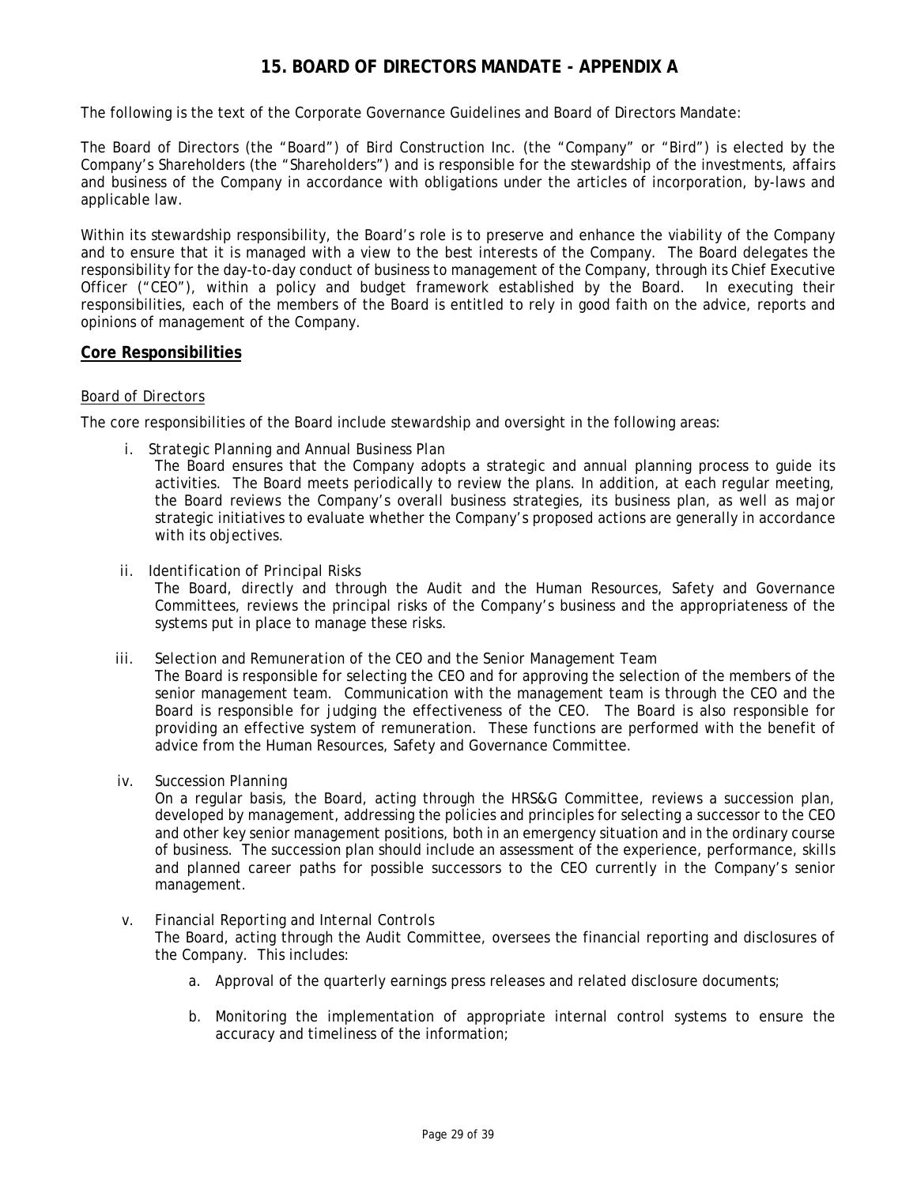# 15. BOARD OF DIRECTORS MANDATE - APPENDIX A

The following is the text of the Corporate Governance Guidelines and Board of Directors Mandate:

The Board of Directors (the "Board") of Bird Construction Inc. (the "Company" or "Bird") is elected by the Company's Shareholders (the "Shareholders") and is responsible for the stewardship of the investments, affairs and business of the Company in accordance with obligations under the articles of incorporation, by-laws and applicable law.

Within its stewardship responsibility, the Board's role is to preserve and enhance the viability of the Company and to ensure that it is managed with a view to the best interests of the Company. The Board delegates the responsibility for the day-to-day conduct of business to management of the Company, through its Chief Executive Officer ("CEO"), within a policy and budget framework established by the Board. In executing their responsibilities, each of the members of the Board is entitled to rely in good faith on the advice, reports and opinions of management of the Company.

## Core Responsibilities

### Board of Directors

The core responsibilities of the Board include stewardship and oversight in the following areas:

i. *Strategic Planning and Annual Business Plan*
   The Board ensures that the Company adopts a strategic and annual planning process to guide its activities. The Board meets periodically to review the plans. In addition, at each regular meeting, the Board reviews the Company's overall business strategies, its business plan, as well as major strategic initiatives to evaluate whether the Company's proposed actions are generally in accordance with its objectives.

ii. *Identification of Principal Risks*
   The Board, directly and through the Audit and the Human Resources, Safety and Governance Committees, reviews the principal risks of the Company's business and the appropriateness of the systems put in place to manage these risks.

iii. *Selection and Remuneration of the CEO and the Senior Management Team*
   The Board is responsible for selecting the CEO and for approving the selection of the members of the senior management team. Communication with the management team is through the CEO and the Board is responsible for judging the effectiveness of the CEO. The Board is also responsible for providing an effective system of remuneration. These functions are performed with the benefit of advice from the Human Resources, Safety and Governance Committee.

iv. *Succession Planning*
   On a regular basis, the Board, acting through the HRS&G Committee, reviews a succession plan, developed by management, addressing the policies and principles for selecting a successor to the CEO and other key senior management positions, both in an emergency situation and in the ordinary course of business. The succession plan should include an assessment of the experience, performance, skills and planned career paths for possible successors to the CEO currently in the Company's senior management.

v. *Financial Reporting and Internal Controls*
   The Board, acting through the Audit Committee, oversees the financial reporting and disclosures of the Company. This includes:

   a. Approval of the quarterly earnings press releases and related disclosure documents;

   b. Monitoring the implementation of appropriate internal control systems to ensure the accuracy and timeliness of the information;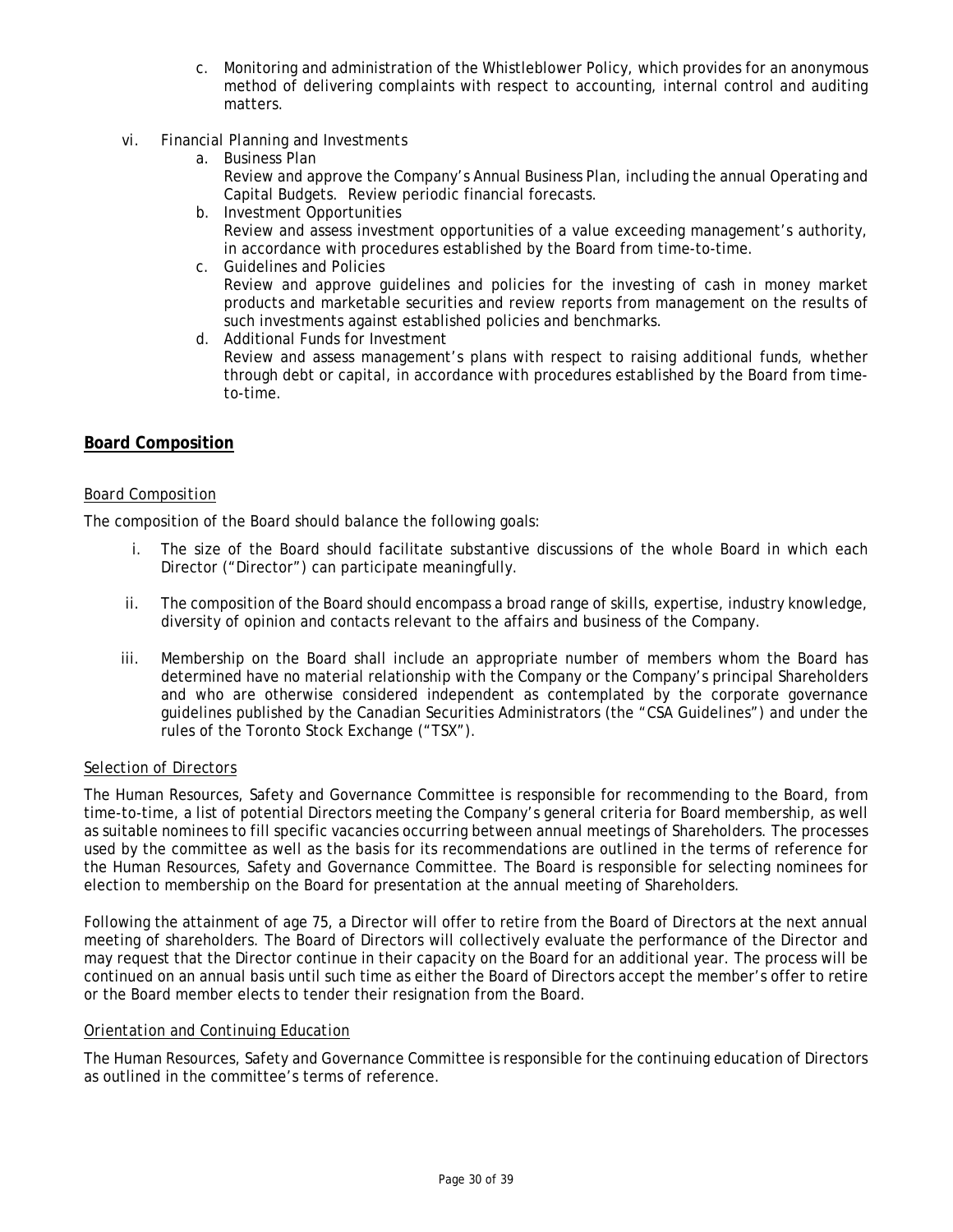c. Monitoring and administration of the Whistleblower Policy, which provides for an anonymous method of delivering complaints with respect to accounting, internal control and auditing matters.

vi. *Financial Planning and Investments*

   a. Business Plan
   Review and approve the Company's Annual Business Plan, including the annual Operating and Capital Budgets. Review periodic financial forecasts.

   b. Investment Opportunities
   Review and assess investment opportunities of a value exceeding management's authority, in accordance with procedures established by the Board from time-to-time.

   c. Guidelines and Policies
   Review and approve guidelines and policies for the investing of cash in money market products and marketable securities and review reports from management on the results of such investments against established policies and benchmarks.

   d. Additional Funds for Investment
   Review and assess management's plans with respect to raising additional funds, whether through debt or capital, in accordance with procedures established by the Board from time-to-time.

## **Board Composition**

### *Board Composition*

The composition of the Board should balance the following goals:

i. The size of the Board should facilitate substantive discussions of the whole Board in which each Director ("Director") can participate meaningfully.

ii. The composition of the Board should encompass a broad range of skills, expertise, industry knowledge, diversity of opinion and contacts relevant to the affairs and business of the Company.

iii. Membership on the Board shall include an appropriate number of members whom the Board has determined have no material relationship with the Company or the Company's principal Shareholders and who are otherwise considered independent as contemplated by the corporate governance guidelines published by the Canadian Securities Administrators (the "CSA Guidelines") and under the rules of the Toronto Stock Exchange ("TSX").

### *Selection of Directors*

The Human Resources, Safety and Governance Committee is responsible for recommending to the Board, from time-to-time, a list of potential Directors meeting the Company's general criteria for Board membership, as well as suitable nominees to fill specific vacancies occurring between annual meetings of Shareholders. The processes used by the committee as well as the basis for its recommendations are outlined in the terms of reference for the Human Resources, Safety and Governance Committee. The Board is responsible for selecting nominees for election to membership on the Board for presentation at the annual meeting of Shareholders.

Following the attainment of age 75, a Director will offer to retire from the Board of Directors at the next annual meeting of shareholders. The Board of Directors will collectively evaluate the performance of the Director and may request that the Director continue in their capacity on the Board for an additional year. The process will be continued on an annual basis until such time as either the Board of Directors accept the member's offer to retire or the Board member elects to tender their resignation from the Board.

### *Orientation and Continuing Education*

The Human Resources, Safety and Governance Committee is responsible for the continuing education of Directors as outlined in the committee's terms of reference.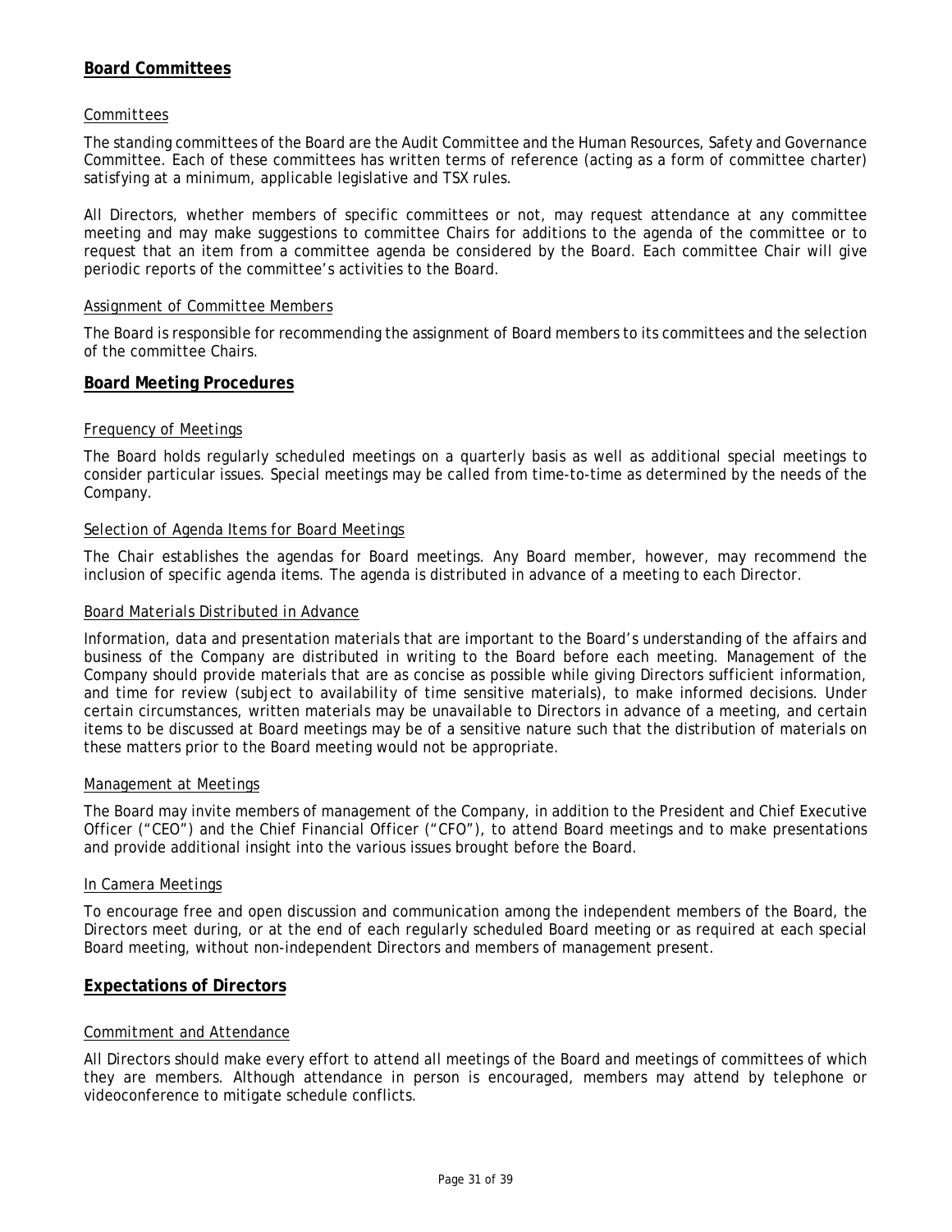## Board Committees

### Committees

The standing committees of the Board are the Audit Committee and the Human Resources, Safety and Governance Committee. Each of these committees has written terms of reference (acting as a form of committee charter) satisfying at a minimum, applicable legislative and TSX rules.

All Directors, whether members of specific committees or not, may request attendance at any committee meeting and may make suggestions to committee Chairs for additions to the agenda of the committee or to request that an item from a committee agenda be considered by the Board. Each committee Chair will give periodic reports of the committee's activities to the Board.

### Assignment of Committee Members

The Board is responsible for recommending the assignment of Board members to its committees and the selection of the committee Chairs.

## Board Meeting Procedures

### Frequency of Meetings

The Board holds regularly scheduled meetings on a quarterly basis as well as additional special meetings to consider particular issues. Special meetings may be called from time-to-time as determined by the needs of the Company.

### Selection of Agenda Items for Board Meetings

The Chair establishes the agendas for Board meetings. Any Board member, however, may recommend the inclusion of specific agenda items. The agenda is distributed in advance of a meeting to each Director.

### Board Materials Distributed in Advance

Information, data and presentation materials that are important to the Board's understanding of the affairs and business of the Company are distributed in writing to the Board before each meeting. Management of the Company should provide materials that are as concise as possible while giving Directors sufficient information, and time for review (subject to availability of time sensitive materials), to make informed decisions. Under certain circumstances, written materials may be unavailable to Directors in advance of a meeting, and certain items to be discussed at Board meetings may be of a sensitive nature such that the distribution of materials on these matters prior to the Board meeting would not be appropriate.

### Management at Meetings

The Board may invite members of management of the Company, in addition to the President and Chief Executive Officer ("CEO") and the Chief Financial Officer ("CFO"), to attend Board meetings and to make presentations and provide additional insight into the various issues brought before the Board.

### In Camera Meetings

To encourage free and open discussion and communication among the independent members of the Board, the Directors meet during, or at the end of each regularly scheduled Board meeting or as required at each special Board meeting, without non-independent Directors and members of management present.

## Expectations of Directors

### Commitment and Attendance

All Directors should make every effort to attend all meetings of the Board and meetings of committees of which they are members. Although attendance in person is encouraged, members may attend by telephone or videoconference to mitigate schedule conflicts.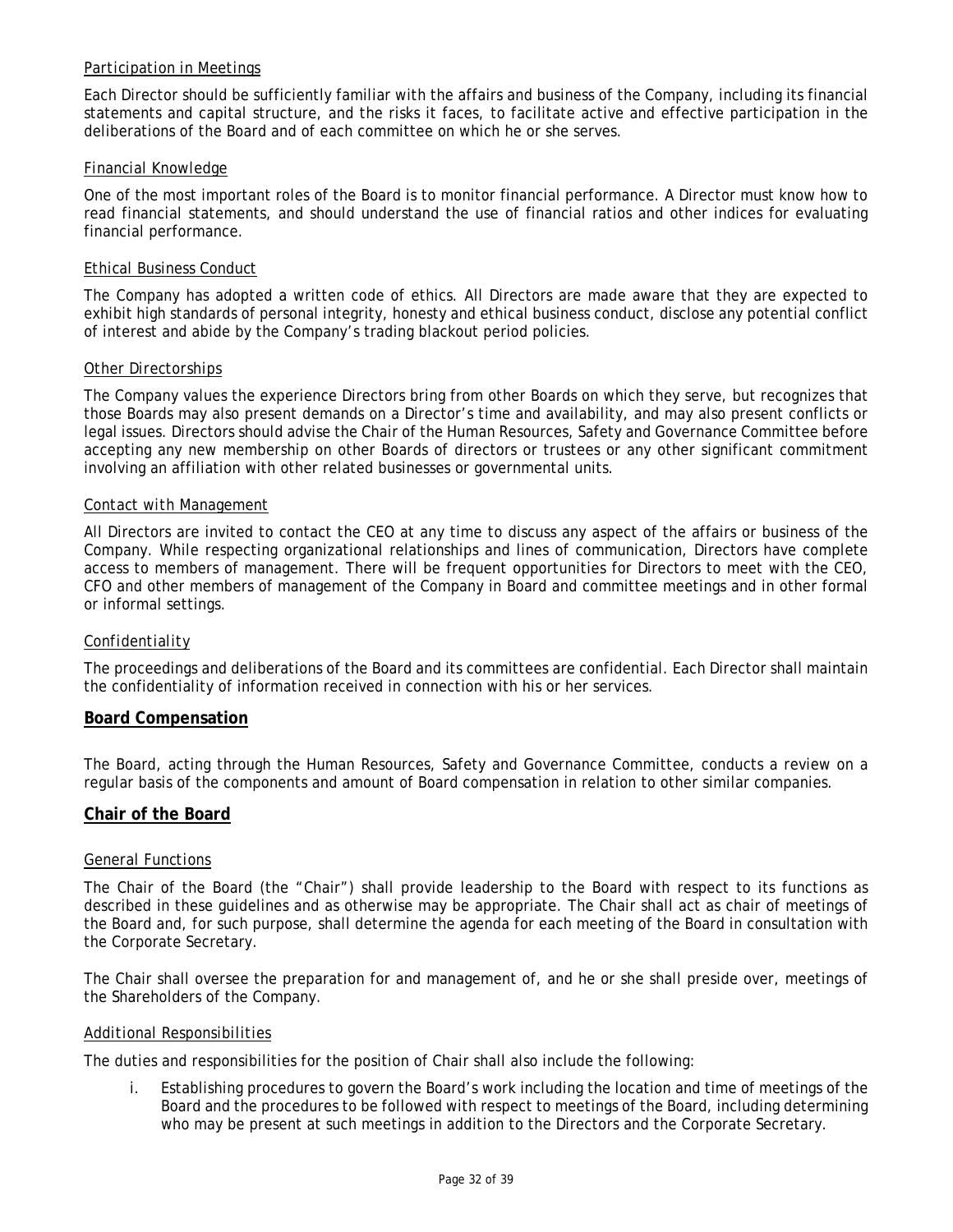#### *Participation in Meetings*

Each Director should be sufficiently familiar with the affairs and business of the Company, including its financial statements and capital structure, and the risks it faces, to facilitate active and effective participation in the deliberations of the Board and of each committee on which he or she serves.

#### *Financial Knowledge*

One of the most important roles of the Board is to monitor financial performance. A Director must know how to read financial statements, and should understand the use of financial ratios and other indices for evaluating financial performance.

#### *Ethical Business Conduct*

The Company has adopted a written code of ethics. All Directors are made aware that they are expected to exhibit high standards of personal integrity, honesty and ethical business conduct, disclose any potential conflict of interest and abide by the Company's trading blackout period policies.

#### *Other Directorships*

The Company values the experience Directors bring from other Boards on which they serve, but recognizes that those Boards may also present demands on a Director's time and availability, and may also present conflicts or legal issues. Directors should advise the Chair of the Human Resources, Safety and Governance Committee before accepting any new membership on other Boards of directors or trustees or any other significant commitment involving an affiliation with other related businesses or governmental units.

#### *Contact with Management*

All Directors are invited to contact the CEO at any time to discuss any aspect of the affairs or business of the Company. While respecting organizational relationships and lines of communication, Directors have complete access to members of management. There will be frequent opportunities for Directors to meet with the CEO, CFO and other members of management of the Company in Board and committee meetings and in other formal or informal settings.

#### *Confidentiality*

The proceedings and deliberations of the Board and its committees are confidential. Each Director shall maintain the confidentiality of information received in connection with his or her services.

## Board Compensation

The Board, acting through the Human Resources, Safety and Governance Committee, conducts a review on a regular basis of the components and amount of Board compensation in relation to other similar companies.

## Chair of the Board

#### *General Functions*

The Chair of the Board (the "Chair") shall provide leadership to the Board with respect to its functions as described in these guidelines and as otherwise may be appropriate. The Chair shall act as chair of meetings of the Board and, for such purpose, shall determine the agenda for each meeting of the Board in consultation with the Corporate Secretary.

The Chair shall oversee the preparation for and management of, and he or she shall preside over, meetings of the Shareholders of the Company.

#### *Additional Responsibilities*

The duties and responsibilities for the position of Chair shall also include the following:

i. Establishing procedures to govern the Board's work including the location and time of meetings of the Board and the procedures to be followed with respect to meetings of the Board, including determining who may be present at such meetings in addition to the Directors and the Corporate Secretary.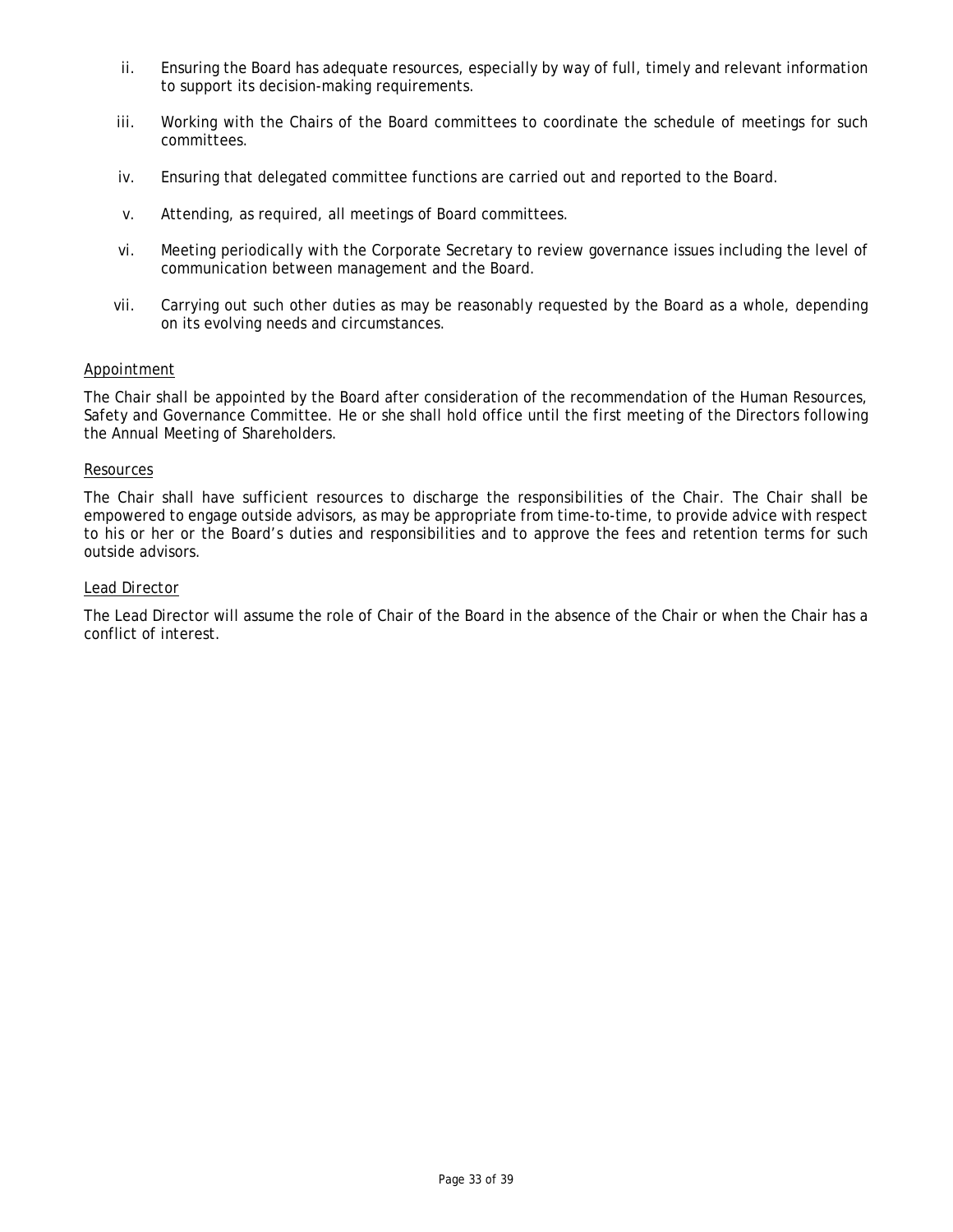ii. Ensuring the Board has adequate resources, especially by way of full, timely and relevant information to support its decision-making requirements.

iii. Working with the Chairs of the Board committees to coordinate the schedule of meetings for such committees.

iv. Ensuring that delegated committee functions are carried out and reported to the Board.

v. Attending, as required, all meetings of Board committees.

vi. Meeting periodically with the Corporate Secretary to review governance issues including the level of communication between management and the Board.

vii. Carrying out such other duties as may be reasonably requested by the Board as a whole, depending on its evolving needs and circumstances.

<u>Appointment</u>

The Chair shall be appointed by the Board after consideration of the recommendation of the Human Resources, Safety and Governance Committee. He or she shall hold office until the first meeting of the Directors following the Annual Meeting of Shareholders.

<u>Resources</u>

The Chair shall have sufficient resources to discharge the responsibilities of the Chair. The Chair shall be empowered to engage outside advisors, as may be appropriate from time-to-time, to provide advice with respect to his or her or the Board's duties and responsibilities and to approve the fees and retention terms for such outside advisors.

<u>Lead Director</u>

The Lead Director will assume the role of Chair of the Board in the absence of the Chair or when the Chair has a conflict of interest.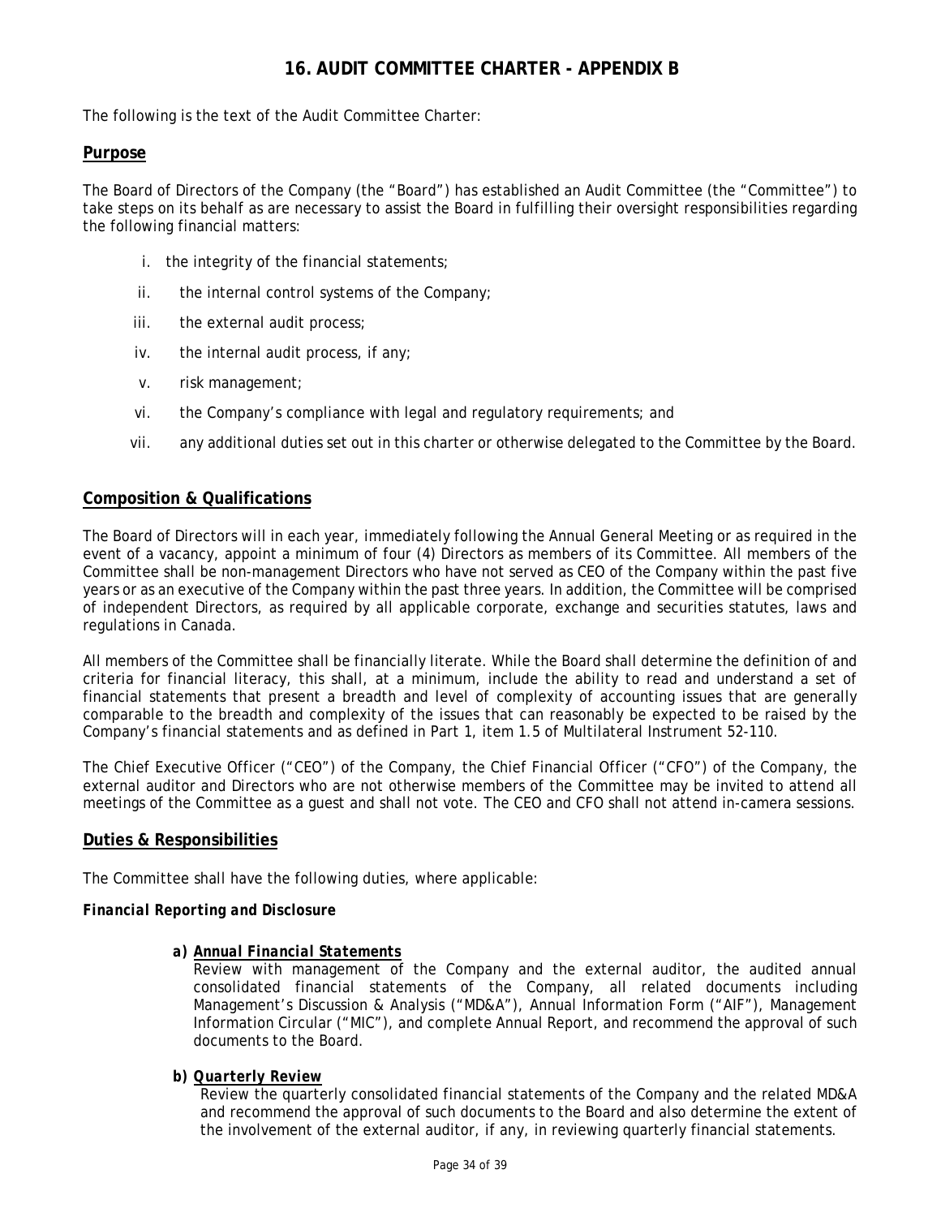# 16. AUDIT COMMITTEE CHARTER - APPENDIX B

The following is the text of the Audit Committee Charter:

## Purpose

The Board of Directors of the Company (the "Board") has established an Audit Committee (the "Committee") to take steps on its behalf as are necessary to assist the Board in fulfilling their oversight responsibilities regarding the following financial matters:

i. the integrity of the financial statements;

ii. the internal control systems of the Company;

iii. the external audit process;

iv. the internal audit process, if any;

v. risk management;

vi. the Company's compliance with legal and regulatory requirements; and

vii. any additional duties set out in this charter or otherwise delegated to the Committee by the Board.

## Composition & Qualifications

The Board of Directors will in each year, immediately following the Annual General Meeting or as required in the event of a vacancy, appoint a minimum of four (4) Directors as members of its Committee. All members of the Committee shall be non-management Directors who have not served as CEO of the Company within the past five years or as an executive of the Company within the past three years. In addition, the Committee will be comprised of independent Directors, as required by all applicable corporate, exchange and securities statutes, laws and regulations in Canada.

All members of the Committee shall be financially literate. While the Board shall determine the definition of and criteria for financial literacy, this shall, at a minimum, include the ability to read and understand a set of financial statements that present a breadth and level of complexity of accounting issues that are generally comparable to the breadth and complexity of the issues that can reasonably be expected to be raised by the Company's financial statements and as defined in Part 1, item 1.5 of Multilateral Instrument 52-110.

The Chief Executive Officer ("CEO") of the Company, the Chief Financial Officer ("CFO") of the Company, the external auditor and Directors who are not otherwise members of the Committee may be invited to attend all meetings of the Committee as a guest and shall not vote. The CEO and CFO shall not attend in-camera sessions.

## Duties & Responsibilities

The Committee shall have the following duties, where applicable:

### *Financial Reporting and Disclosure*

**a) *Annual Financial Statements***

Review with management of the Company and the external auditor, the audited annual consolidated financial statements of the Company, all related documents including Management's Discussion & Analysis ("MD&A"), Annual Information Form ("AIF"), Management Information Circular ("MIC"), and complete Annual Report, and recommend the approval of such documents to the Board.

**b) *Quarterly Review***

Review the quarterly consolidated financial statements of the Company and the related MD&A and recommend the approval of such documents to the Board and also determine the extent of the involvement of the external auditor, if any, in reviewing quarterly financial statements.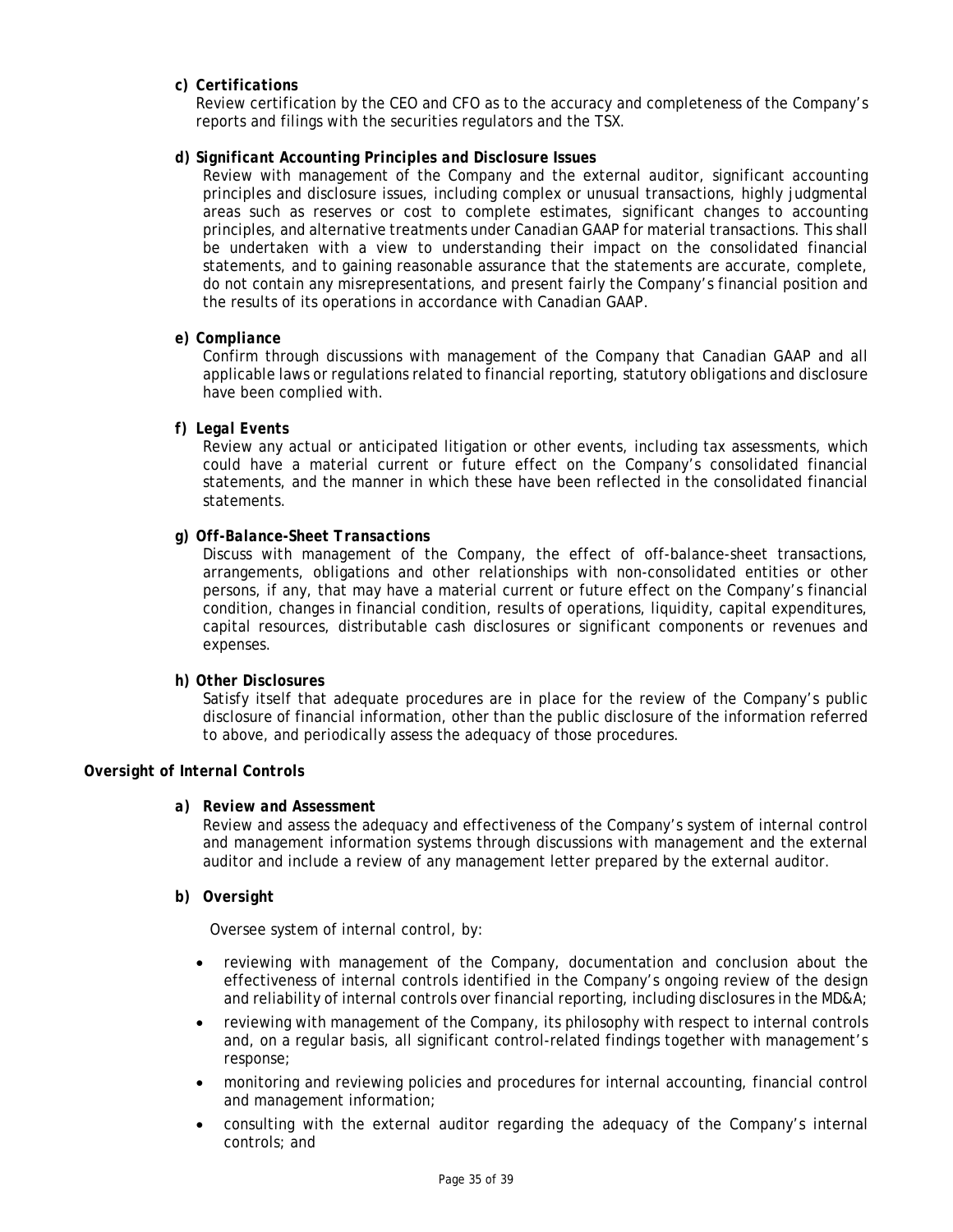**c) *Certifications***

Review certification by the CEO and CFO as to the accuracy and completeness of the Company's reports and filings with the securities regulators and the TSX.

**d) *Significant Accounting Principles and Disclosure Issues***

Review with management of the Company and the external auditor, significant accounting principles and disclosure issues, including complex or unusual transactions, highly judgmental areas such as reserves or cost to complete estimates, significant changes to accounting principles, and alternative treatments under Canadian GAAP for material transactions. This shall be undertaken with a view to understanding their impact on the consolidated financial statements, and to gaining reasonable assurance that the statements are accurate, complete, do not contain any misrepresentations, and present fairly the Company's financial position and the results of its operations in accordance with Canadian GAAP.

**e) *Compliance***

Confirm through discussions with management of the Company that Canadian GAAP and all applicable laws or regulations related to financial reporting, statutory obligations and disclosure have been complied with.

**f) *Legal Events***

Review any actual or anticipated litigation or other events, including tax assessments, which could have a material current or future effect on the Company's consolidated financial statements, and the manner in which these have been reflected in the consolidated financial statements.

**g) *Off-Balance-Sheet Transactions***

Discuss with management of the Company, the effect of off-balance-sheet transactions, arrangements, obligations and other relationships with non-consolidated entities or other persons, if any, that may have a material current or future effect on the Company's financial condition, changes in financial condition, results of operations, liquidity, capital expenditures, capital resources, distributable cash disclosures or significant components or revenues and expenses.

**h) *Other Disclosures***

Satisfy itself that adequate procedures are in place for the review of the Company's public disclosure of financial information, other than the public disclosure of the information referred to above, and periodically assess the adequacy of those procedures.

***Oversight of Internal Controls***

**a) *Review and Assessment***

Review and assess the adequacy and effectiveness of the Company's system of internal control and management information systems through discussions with management and the external auditor and include a review of any management letter prepared by the external auditor.

**b) *Oversight***

Oversee system of internal control, by:

- reviewing with management of the Company, documentation and conclusion about the effectiveness of internal controls identified in the Company's ongoing review of the design and reliability of internal controls over financial reporting, including disclosures in the MD&A;
- reviewing with management of the Company, its philosophy with respect to internal controls and, on a regular basis, all significant control-related findings together with management's response;
- monitoring and reviewing policies and procedures for internal accounting, financial control and management information;
- consulting with the external auditor regarding the adequacy of the Company's internal controls; and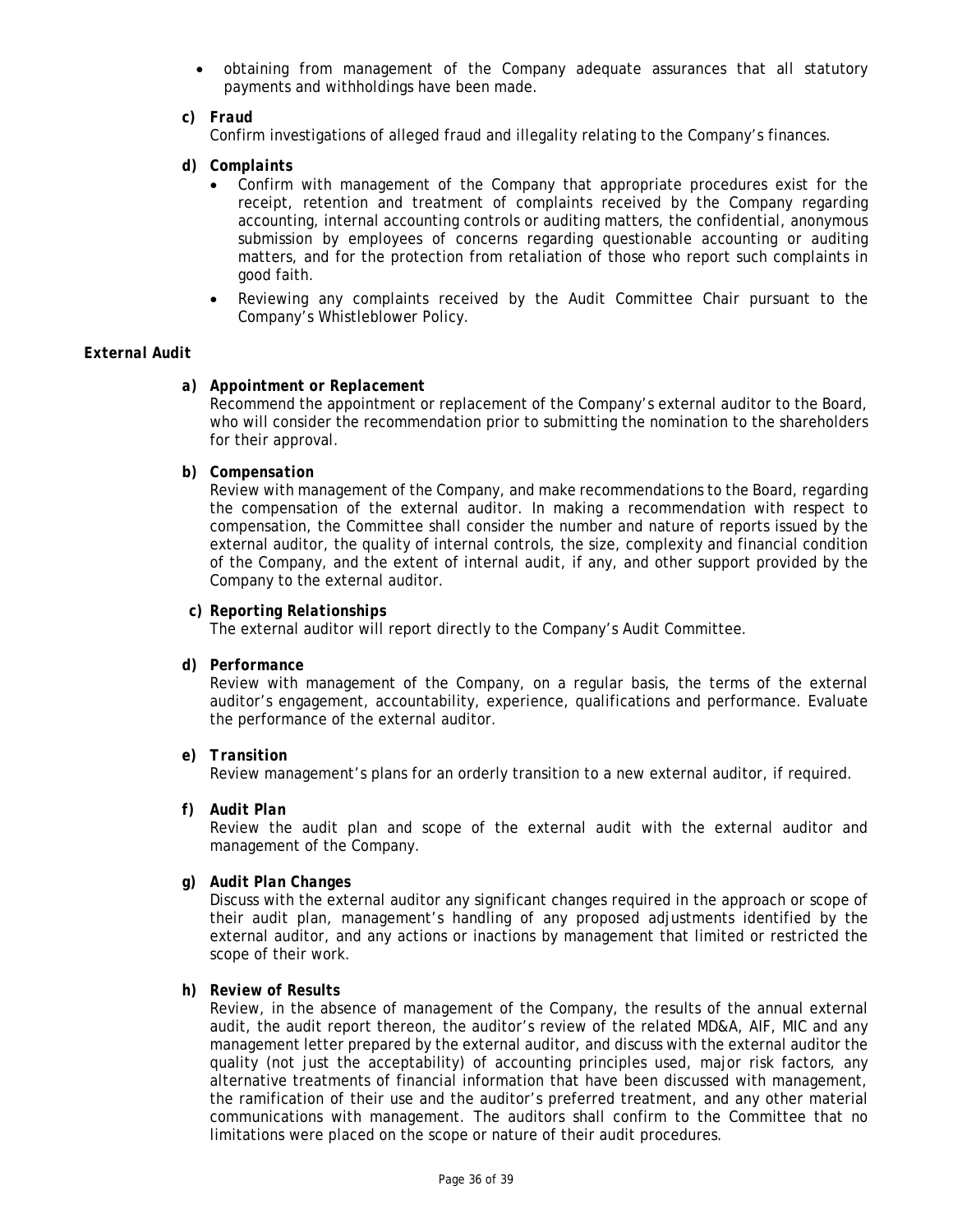- obtaining from management of the Company adequate assurances that all statutory payments and withholdings have been made.

**c) *Fraud***

Confirm investigations of alleged fraud and illegality relating to the Company's finances.

**d) *Complaints***

- Confirm with management of the Company that appropriate procedures exist for the receipt, retention and treatment of complaints received by the Company regarding accounting, internal accounting controls or auditing matters, the confidential, anonymous submission by employees of concerns regarding questionable accounting or auditing matters, and for the protection from retaliation of those who report such complaints in good faith.
- Reviewing any complaints received by the Audit Committee Chair pursuant to the Company's Whistleblower Policy.

***External Audit***

**a) *Appointment or Replacement***

Recommend the appointment or replacement of the Company's external auditor to the Board, who will consider the recommendation prior to submitting the nomination to the shareholders for their approval.

**b) *Compensation***

Review with management of the Company, and make recommendations to the Board, regarding the compensation of the external auditor. In making a recommendation with respect to compensation, the Committee shall consider the number and nature of reports issued by the external auditor, the quality of internal controls, the size, complexity and financial condition of the Company, and the extent of internal audit, if any, and other support provided by the Company to the external auditor.

**c) *Reporting Relationships***

The external auditor will report directly to the Company's Audit Committee.

**d) *Performance***

Review with management of the Company, on a regular basis, the terms of the external auditor's engagement, accountability, experience, qualifications and performance. Evaluate the performance of the external auditor.

**e) *Transition***

Review management's plans for an orderly transition to a new external auditor, if required.

**f) *Audit Plan***

Review the audit plan and scope of the external audit with the external auditor and management of the Company.

**g) *Audit Plan Changes***

Discuss with the external auditor any significant changes required in the approach or scope of their audit plan, management's handling of any proposed adjustments identified by the external auditor, and any actions or inactions by management that limited or restricted the scope of their work.

**h) *Review of Results***

Review, in the absence of management of the Company, the results of the annual external audit, the audit report thereon, the auditor's review of the related MD&A, AIF, MIC and any management letter prepared by the external auditor, and discuss with the external auditor the quality (not just the acceptability) of accounting principles used, major risk factors, any alternative treatments of financial information that have been discussed with management, the ramification of their use and the auditor's preferred treatment, and any other material communications with management. The auditors shall confirm to the Committee that no limitations were placed on the scope or nature of their audit procedures.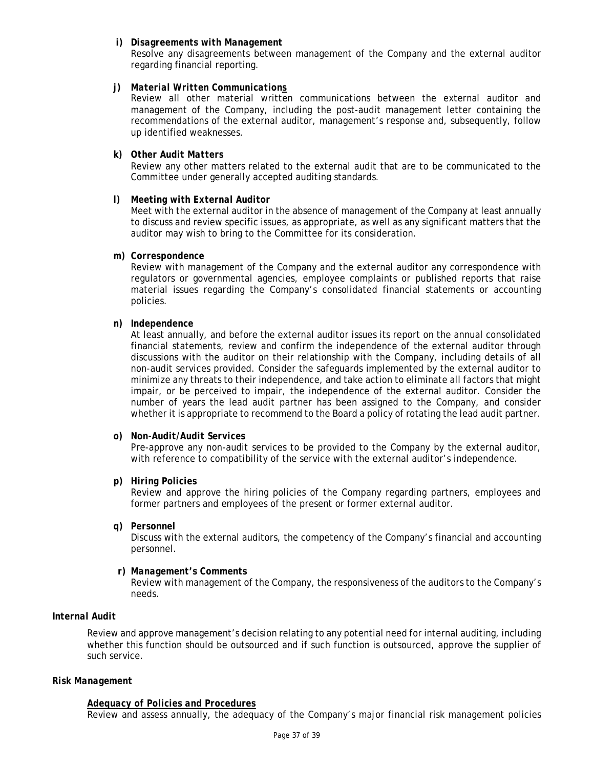**i) *Disagreements with Management***
Resolve any disagreements between management of the Company and the external auditor regarding financial reporting.

**j) *Material Written Communications***
Review all other material written communications between the external auditor and management of the Company, including the post-audit management letter containing the recommendations of the external auditor, management's response and, subsequently, follow up identified weaknesses.

**k) *Other Audit Matters***
Review any other matters related to the external audit that are to be communicated to the Committee under generally accepted auditing standards.

**l) *Meeting with External Auditor***
Meet with the external auditor in the absence of management of the Company at least annually to discuss and review specific issues, as appropriate, as well as any significant matters that the auditor may wish to bring to the Committee for its consideration.

**m) *Correspondence***
Review with management of the Company and the external auditor any correspondence with regulators or governmental agencies, employee complaints or published reports that raise material issues regarding the Company's consolidated financial statements or accounting policies.

**n) *Independence***
At least annually, and before the external auditor issues its report on the annual consolidated financial statements, review and confirm the independence of the external auditor through discussions with the auditor on their relationship with the Company, including details of all non-audit services provided. Consider the safeguards implemented by the external auditor to minimize any threats to their independence, and take action to eliminate all factors that might impair, or be perceived to impair, the independence of the external auditor. Consider the number of years the lead audit partner has been assigned to the Company, and consider whether it is appropriate to recommend to the Board a policy of rotating the lead audit partner.

**o) *Non-Audit/Audit Services***
Pre-approve any non-audit services to be provided to the Company by the external auditor, with reference to compatibility of the service with the external auditor's independence.

**p) *Hiring Policies***
Review and approve the hiring policies of the Company regarding partners, employees and former partners and employees of the present or former external auditor.

**q) *Personnel***
Discuss with the external auditors, the competency of the Company's financial and accounting personnel.

**r) *Management's Comments***
Review with management of the Company, the responsiveness of the auditors to the Company's needs.

***Internal Audit***

Review and approve management's decision relating to any potential need for internal auditing, including whether this function should be outsourced and if such function is outsourced, approve the supplier of such service.

***Risk Management***

***Adequacy of Policies and Procedures***
Review and assess annually, the adequacy of the Company's major financial risk management policies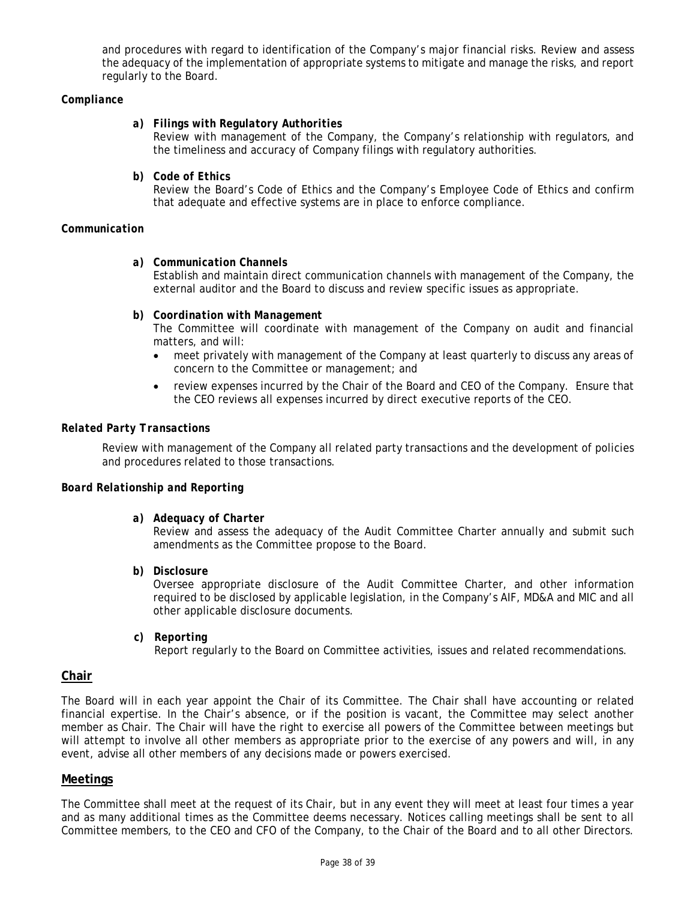and procedures with regard to identification of the Company's major financial risks. Review and assess the adequacy of the implementation of appropriate systems to mitigate and manage the risks, and report regularly to the Board.

***Compliance***

**a) *Filings with Regulatory Authorities***
Review with management of the Company, the Company's relationship with regulators, and the timeliness and accuracy of Company filings with regulatory authorities.

**b) *Code of Ethics***
Review the Board's Code of Ethics and the Company's Employee Code of Ethics and confirm that adequate and effective systems are in place to enforce compliance.

***Communication***

**a) *Communication Channels***
Establish and maintain direct communication channels with management of the Company, the external auditor and the Board to discuss and review specific issues as appropriate.

**b) *Coordination with Management***
The Committee will coordinate with management of the Company on audit and financial matters, and will:

- meet privately with management of the Company at least quarterly to discuss any areas of concern to the Committee or management; and
- review expenses incurred by the Chair of the Board and CEO of the Company. Ensure that the CEO reviews all expenses incurred by direct executive reports of the CEO.

***Related Party Transactions***

Review with management of the Company all related party transactions and the development of policies and procedures related to those transactions.

***Board Relationship and Reporting***

**a) *Adequacy of Charter***
Review and assess the adequacy of the Audit Committee Charter annually and submit such amendments as the Committee propose to the Board.

**b) *Disclosure***
Oversee appropriate disclosure of the Audit Committee Charter, and other information required to be disclosed by applicable legislation, in the Company's AIF, MD&A and MIC and all other applicable disclosure documents.

**c) *Reporting***
Report regularly to the Board on Committee activities, issues and related recommendations.

## Chair

The Board will in each year appoint the Chair of its Committee. The Chair shall have accounting or related financial expertise. In the Chair's absence, or if the position is vacant, the Committee may select another member as Chair. The Chair will have the right to exercise all powers of the Committee between meetings but will attempt to involve all other members as appropriate prior to the exercise of any powers and will, in any event, advise all other members of any decisions made or powers exercised.

## Meetings

The Committee shall meet at the request of its Chair, but in any event they will meet at least four times a year and as many additional times as the Committee deems necessary. Notices calling meetings shall be sent to all Committee members, to the CEO and CFO of the Company, to the Chair of the Board and to all other Directors.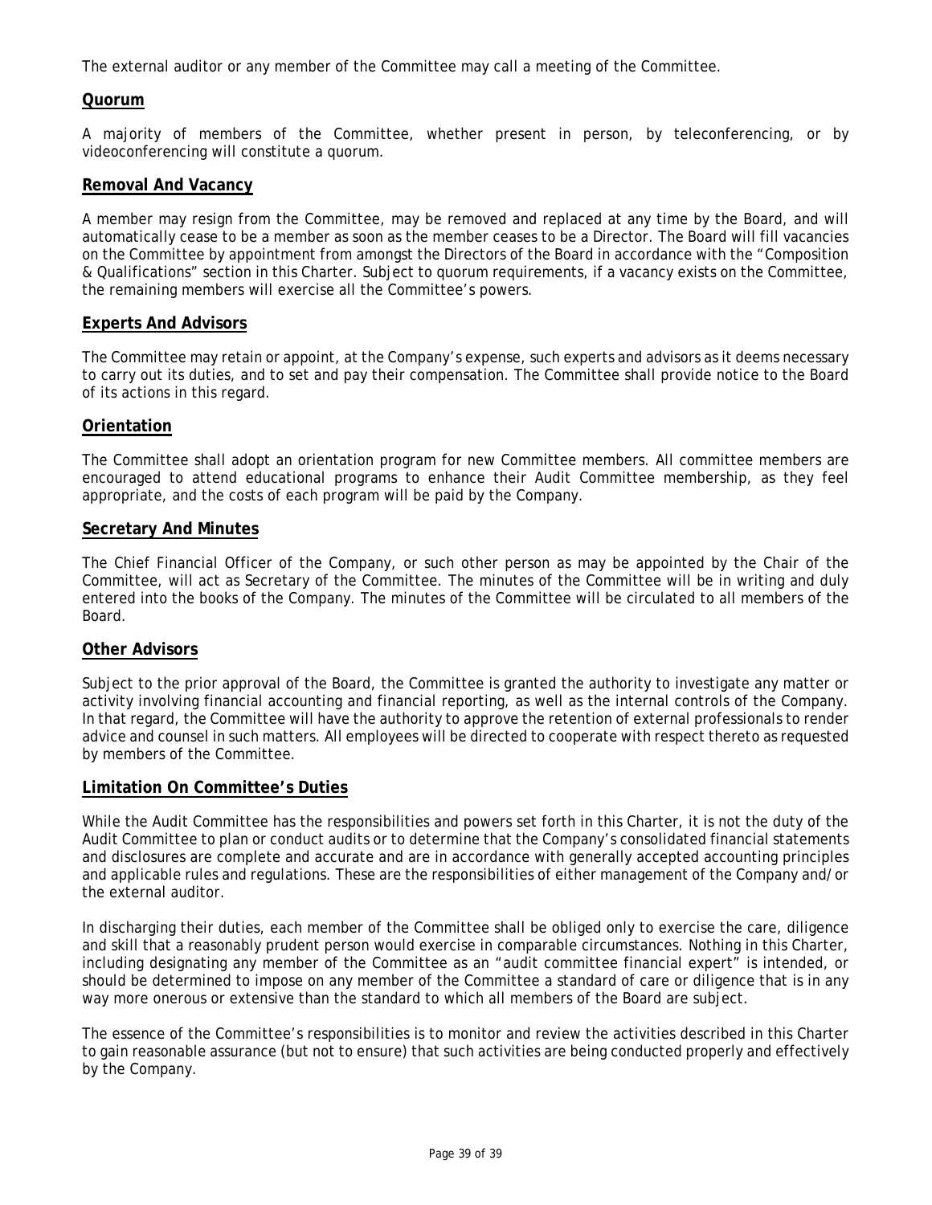The external auditor or any member of the Committee may call a meeting of the Committee.

## Quorum

A majority of members of the Committee, whether present in person, by teleconferencing, or by videoconferencing will constitute a quorum.

## Removal And Vacancy

A member may resign from the Committee, may be removed and replaced at any time by the Board, and will automatically cease to be a member as soon as the member ceases to be a Director. The Board will fill vacancies on the Committee by appointment from amongst the Directors of the Board in accordance with the "Composition & Qualifications" section in this Charter. Subject to quorum requirements, if a vacancy exists on the Committee, the remaining members will exercise all the Committee's powers.

## Experts And Advisors

The Committee may retain or appoint, at the Company's expense, such experts and advisors as it deems necessary to carry out its duties, and to set and pay their compensation. The Committee shall provide notice to the Board of its actions in this regard.

## Orientation

The Committee shall adopt an orientation program for new Committee members. All committee members are encouraged to attend educational programs to enhance their Audit Committee membership, as they feel appropriate, and the costs of each program will be paid by the Company.

## Secretary And Minutes

The Chief Financial Officer of the Company, or such other person as may be appointed by the Chair of the Committee, will act as Secretary of the Committee. The minutes of the Committee will be in writing and duly entered into the books of the Company. The minutes of the Committee will be circulated to all members of the Board.

## Other Advisors

Subject to the prior approval of the Board, the Committee is granted the authority to investigate any matter or activity involving financial accounting and financial reporting, as well as the internal controls of the Company. In that regard, the Committee will have the authority to approve the retention of external professionals to render advice and counsel in such matters. All employees will be directed to cooperate with respect thereto as requested by members of the Committee.

## Limitation On Committee's Duties

While the Audit Committee has the responsibilities and powers set forth in this Charter, it is not the duty of the Audit Committee to plan or conduct audits or to determine that the Company's consolidated financial statements and disclosures are complete and accurate and are in accordance with generally accepted accounting principles and applicable rules and regulations. These are the responsibilities of either management of the Company and/or the external auditor.

In discharging their duties, each member of the Committee shall be obliged only to exercise the care, diligence and skill that a reasonably prudent person would exercise in comparable circumstances. Nothing in this Charter, including designating any member of the Committee as an "audit committee financial expert" is intended, or should be determined to impose on any member of the Committee a standard of care or diligence that is in any way more onerous or extensive than the standard to which all members of the Board are subject.

The essence of the Committee's responsibilities is to monitor and review the activities described in this Charter to gain reasonable assurance (but not to ensure) that such activities are being conducted properly and effectively by the Company.